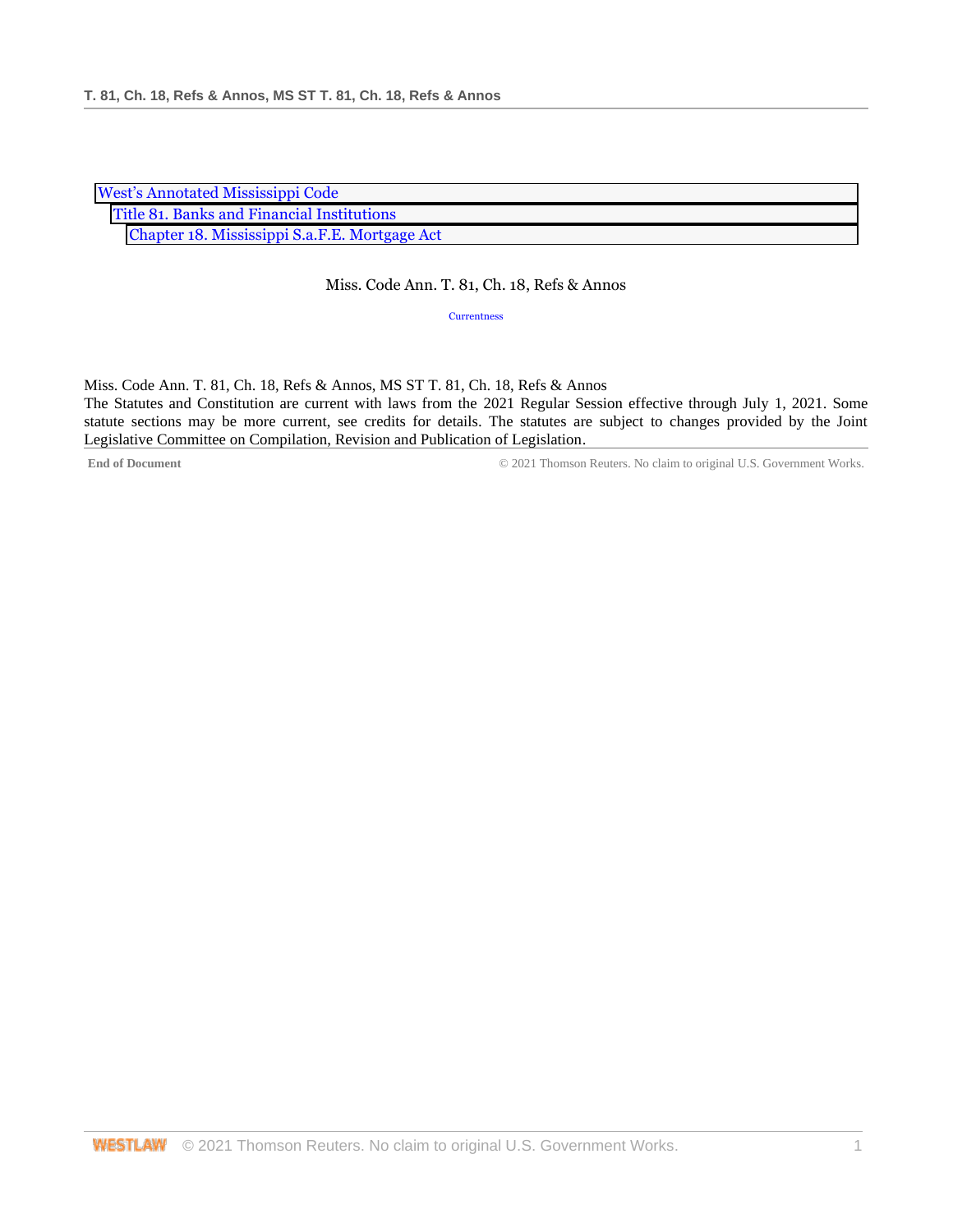West's Annotated Mississippi Code
Title 81. Banks and Financial Institutions
Chapter 18. Mississippi S.a.F.E. Mortgage Act

Miss. Code Ann. T. 81, Ch. 18, Refs & Annos

Currentness

Miss. Code Ann. T. 81, Ch. 18, Refs & Annos, MS ST T. 81, Ch. 18, Refs & Annos
The Statutes and Constitution are current with laws from the 2021 Regular Session effective through July 1, 2021. Some statute sections may be more current, see credits for details. The statutes are subject to changes provided by the Joint Legislative Committee on Compilation, Revision and Publication of Legislation.

End of Document © 2021 Thomson Reuters. No claim to original U.S. Government Works.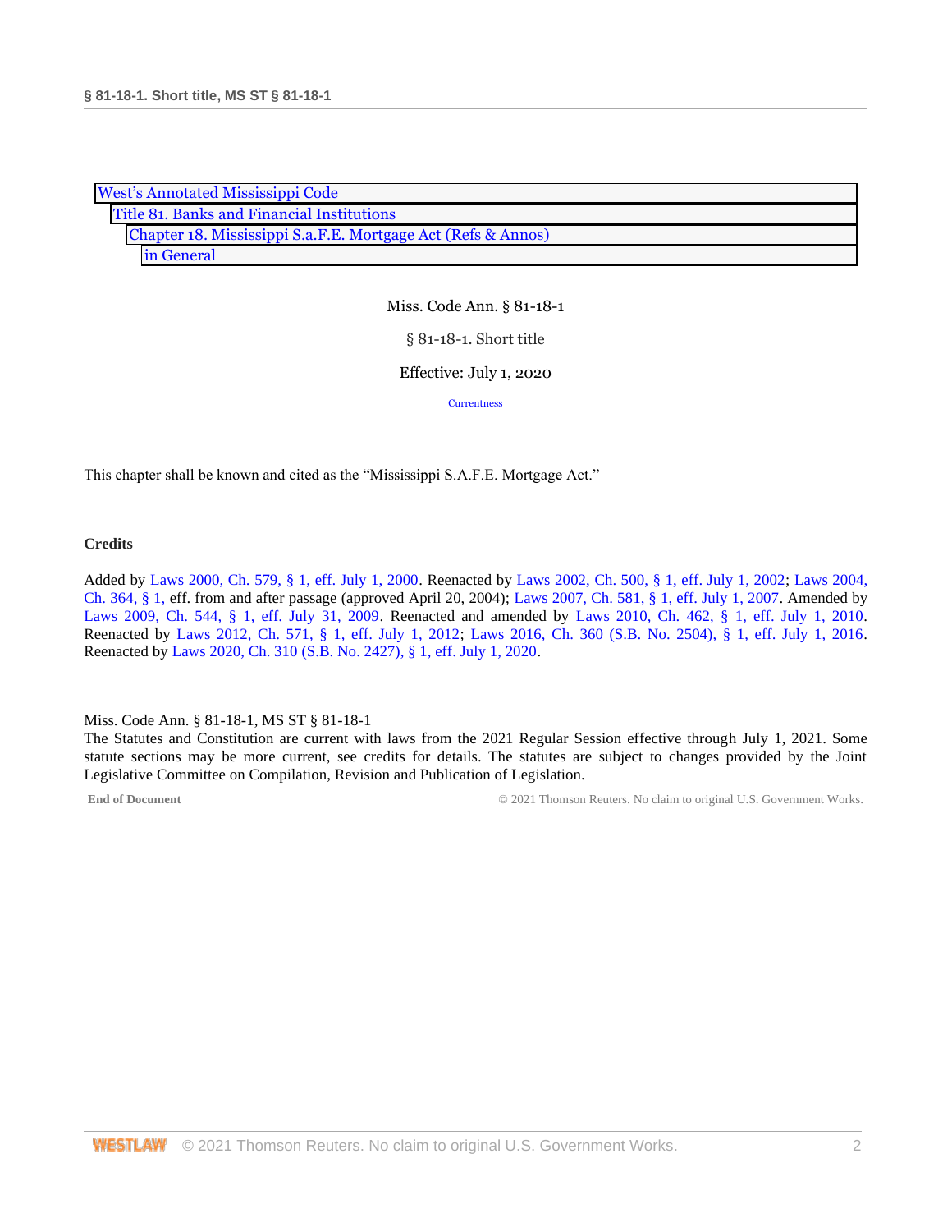West's Annotated Mississippi Code
Title 81. Banks and Financial Institutions
Chapter 18. Mississippi S.a.F.E. Mortgage Act (Refs & Annos)
in General

Miss. Code Ann. § 81-18-1

§ 81-18-1. Short title

Effective: July 1, 2020

Currentness

This chapter shall be known and cited as the "Mississippi S.A.F.E. Mortgage Act."

**Credits**

Added by Laws 2000, Ch. 579, § 1, eff. July 1, 2000. Reenacted by Laws 2002, Ch. 500, § 1, eff. July 1, 2002; Laws 2004, Ch. 364, § 1, eff. from and after passage (approved April 20, 2004); Laws 2007, Ch. 581, § 1, eff. July 1, 2007. Amended by Laws 2009, Ch. 544, § 1, eff. July 31, 2009. Reenacted and amended by Laws 2010, Ch. 462, § 1, eff. July 1, 2010. Reenacted by Laws 2012, Ch. 571, § 1, eff. July 1, 2012; Laws 2016, Ch. 360 (S.B. No. 2504), § 1, eff. July 1, 2016. Reenacted by Laws 2020, Ch. 310 (S.B. No. 2427), § 1, eff. July 1, 2020.

Miss. Code Ann. § 81-18-1, MS ST § 81-18-1
The Statutes and Constitution are current with laws from the 2021 Regular Session effective through July 1, 2021. Some statute sections may be more current, see credits for details. The statutes are subject to changes provided by the Joint Legislative Committee on Compilation, Revision and Publication of Legislation.

End of Document © 2021 Thomson Reuters. No claim to original U.S. Government Works.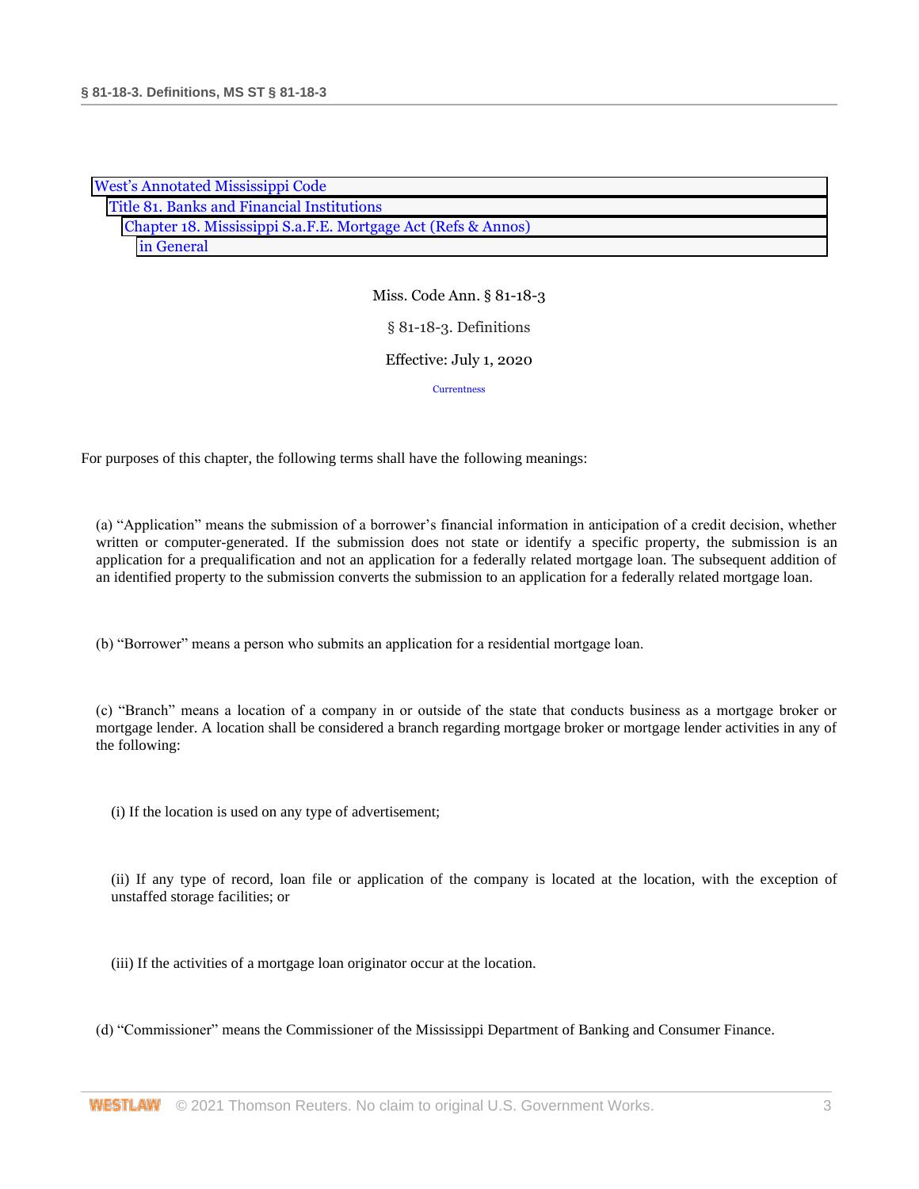West's Annotated Mississippi Code
Title 81. Banks and Financial Institutions
Chapter 18. Mississippi S.a.F.E. Mortgage Act (Refs & Annos)
in General

Miss. Code Ann. § 81-18-3

§ 81-18-3. Definitions

Effective: July 1, 2020

Currentness

For purposes of this chapter, the following terms shall have the following meanings:

(a) "Application" means the submission of a borrower's financial information in anticipation of a credit decision, whether written or computer-generated. If the submission does not state or identify a specific property, the submission is an application for a prequalification and not an application for a federally related mortgage loan. The subsequent addition of an identified property to the submission converts the submission to an application for a federally related mortgage loan.

(b) "Borrower" means a person who submits an application for a residential mortgage loan.

(c) "Branch" means a location of a company in or outside of the state that conducts business as a mortgage broker or mortgage lender. A location shall be considered a branch regarding mortgage broker or mortgage lender activities in any of the following:

(i) If the location is used on any type of advertisement;

(ii) If any type of record, loan file or application of the company is located at the location, with the exception of unstaffed storage facilities; or

(iii) If the activities of a mortgage loan originator occur at the location.

(d) "Commissioner" means the Commissioner of the Mississippi Department of Banking and Consumer Finance.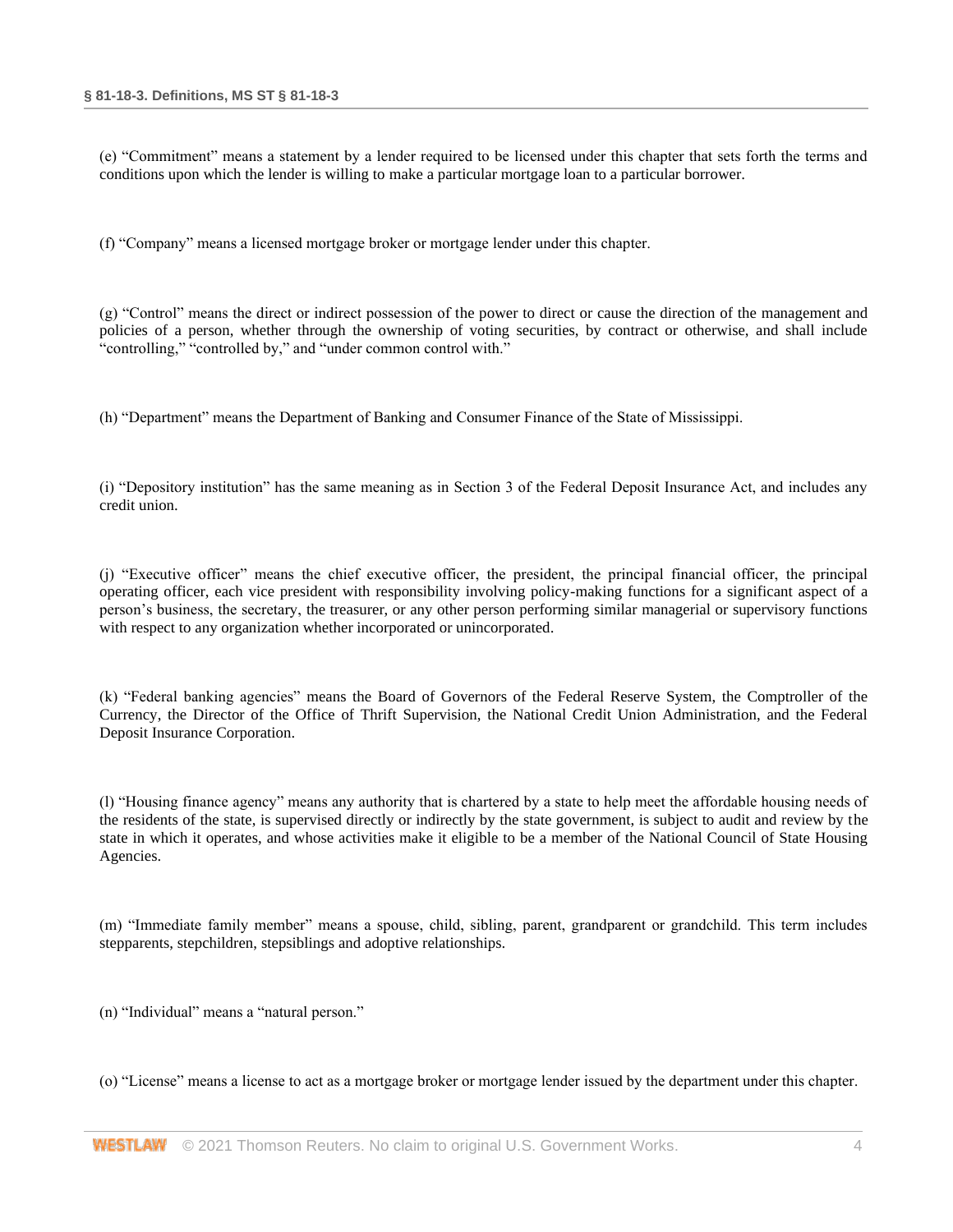(e) “Commitment” means a statement by a lender required to be licensed under this chapter that sets forth the terms and conditions upon which the lender is willing to make a particular mortgage loan to a particular borrower.

(f) “Company” means a licensed mortgage broker or mortgage lender under this chapter.

(g) “Control” means the direct or indirect possession of the power to direct or cause the direction of the management and policies of a person, whether through the ownership of voting securities, by contract or otherwise, and shall include “controlling,” “controlled by,” and “under common control with.”

(h) “Department” means the Department of Banking and Consumer Finance of the State of Mississippi.

(i) “Depository institution” has the same meaning as in Section 3 of the Federal Deposit Insurance Act, and includes any credit union.

(j) “Executive officer” means the chief executive officer, the president, the principal financial officer, the principal operating officer, each vice president with responsibility involving policy-making functions for a significant aspect of a person’s business, the secretary, the treasurer, or any other person performing similar managerial or supervisory functions with respect to any organization whether incorporated or unincorporated.

(k) “Federal banking agencies” means the Board of Governors of the Federal Reserve System, the Comptroller of the Currency, the Director of the Office of Thrift Supervision, the National Credit Union Administration, and the Federal Deposit Insurance Corporation.

(l) “Housing finance agency” means any authority that is chartered by a state to help meet the affordable housing needs of the residents of the state, is supervised directly or indirectly by the state government, is subject to audit and review by the state in which it operates, and whose activities make it eligible to be a member of the National Council of State Housing Agencies.

(m) “Immediate family member” means a spouse, child, sibling, parent, grandparent or grandchild. This term includes stepparents, stepchildren, stepsiblings and adoptive relationships.

(n) “Individual” means a “natural person.”

(o) “License” means a license to act as a mortgage broker or mortgage lender issued by the department under this chapter.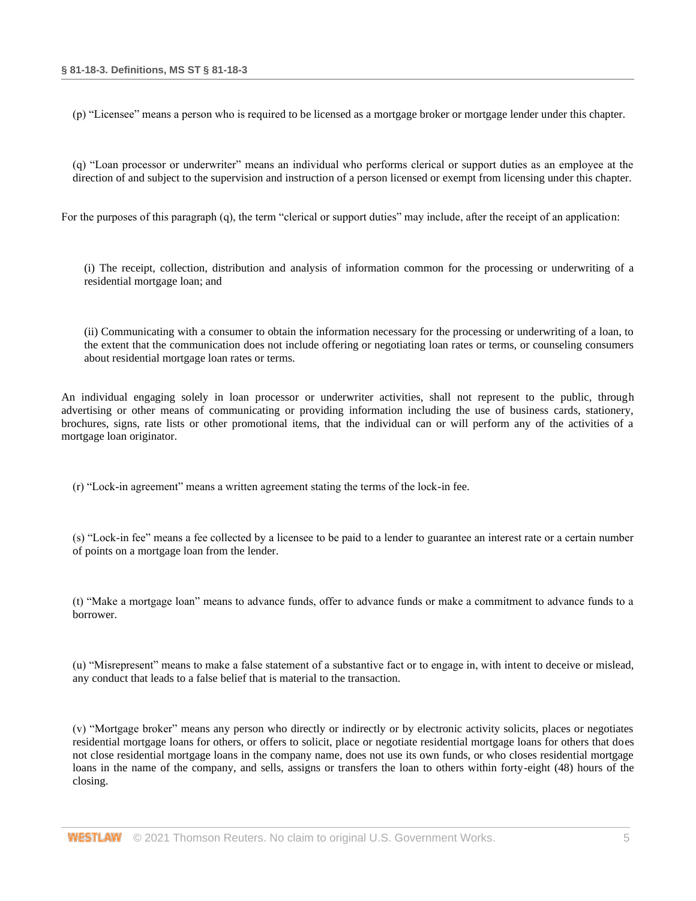(p) "Licensee" means a person who is required to be licensed as a mortgage broker or mortgage lender under this chapter.

(q) "Loan processor or underwriter" means an individual who performs clerical or support duties as an employee at the direction of and subject to the supervision and instruction of a person licensed or exempt from licensing under this chapter.

For the purposes of this paragraph (q), the term "clerical or support duties" may include, after the receipt of an application:

(i) The receipt, collection, distribution and analysis of information common for the processing or underwriting of a residential mortgage loan; and

(ii) Communicating with a consumer to obtain the information necessary for the processing or underwriting of a loan, to the extent that the communication does not include offering or negotiating loan rates or terms, or counseling consumers about residential mortgage loan rates or terms.

An individual engaging solely in loan processor or underwriter activities, shall not represent to the public, through advertising or other means of communicating or providing information including the use of business cards, stationery, brochures, signs, rate lists or other promotional items, that the individual can or will perform any of the activities of a mortgage loan originator.

(r) "Lock-in agreement" means a written agreement stating the terms of the lock-in fee.

(s) "Lock-in fee" means a fee collected by a licensee to be paid to a lender to guarantee an interest rate or a certain number of points on a mortgage loan from the lender.

(t) "Make a mortgage loan" means to advance funds, offer to advance funds or make a commitment to advance funds to a borrower.

(u) "Misrepresent" means to make a false statement of a substantive fact or to engage in, with intent to deceive or mislead, any conduct that leads to a false belief that is material to the transaction.

(v) "Mortgage broker" means any person who directly or indirectly or by electronic activity solicits, places or negotiates residential mortgage loans for others, or offers to solicit, place or negotiate residential mortgage loans for others that does not close residential mortgage loans in the company name, does not use its own funds, or who closes residential mortgage loans in the name of the company, and sells, assigns or transfers the loan to others within forty-eight (48) hours of the closing.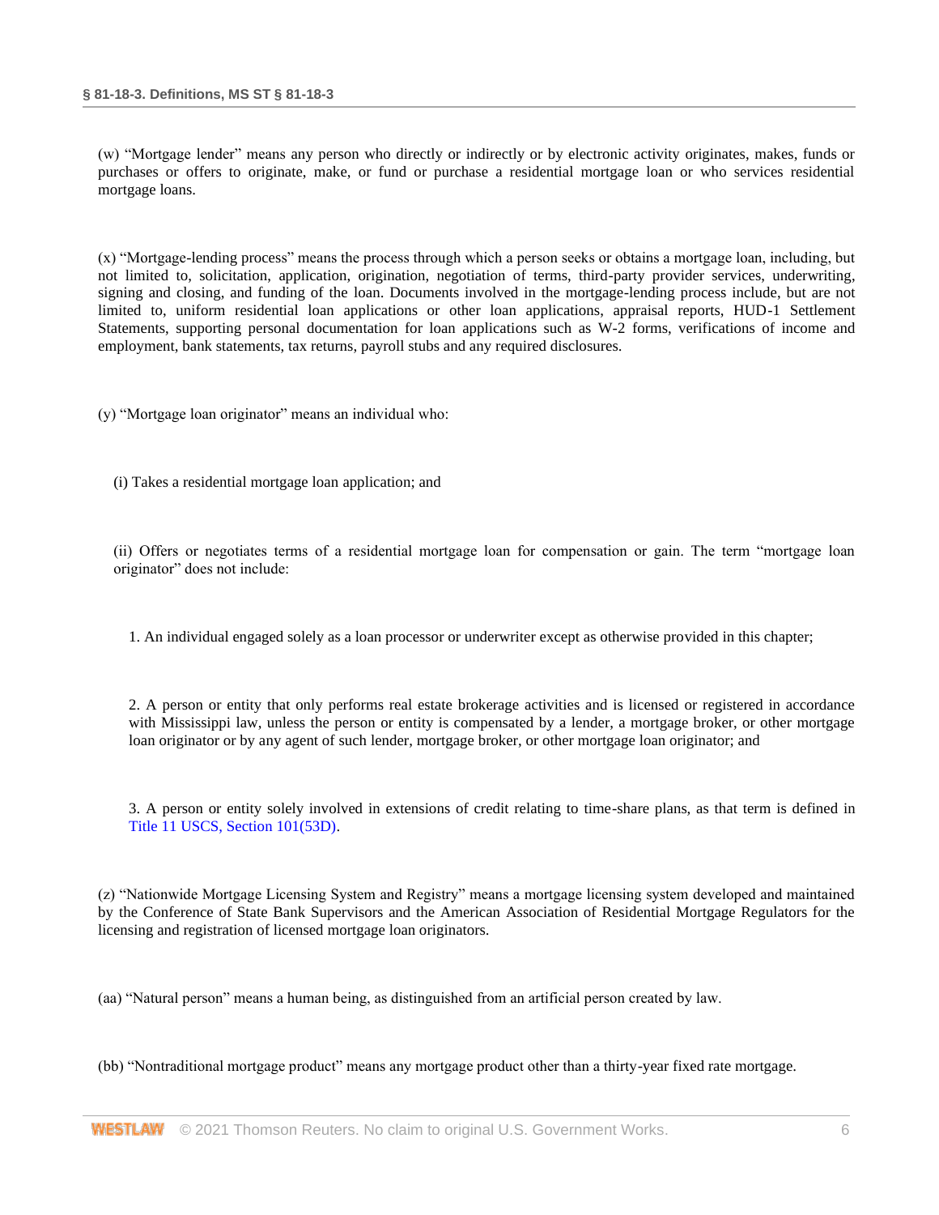(w) “Mortgage lender” means any person who directly or indirectly or by electronic activity originates, makes, funds or purchases or offers to originate, make, or fund or purchase a residential mortgage loan or who services residential mortgage loans.

(x) “Mortgage-lending process” means the process through which a person seeks or obtains a mortgage loan, including, but not limited to, solicitation, application, origination, negotiation of terms, third-party provider services, underwriting, signing and closing, and funding of the loan. Documents involved in the mortgage-lending process include, but are not limited to, uniform residential loan applications or other loan applications, appraisal reports, HUD-1 Settlement Statements, supporting personal documentation for loan applications such as W-2 forms, verifications of income and employment, bank statements, tax returns, payroll stubs and any required disclosures.

(y) “Mortgage loan originator” means an individual who:

(i) Takes a residential mortgage loan application; and

(ii) Offers or negotiates terms of a residential mortgage loan for compensation or gain. The term “mortgage loan originator” does not include:

1. An individual engaged solely as a loan processor or underwriter except as otherwise provided in this chapter;

2. A person or entity that only performs real estate brokerage activities and is licensed or registered in accordance with Mississippi law, unless the person or entity is compensated by a lender, a mortgage broker, or other mortgage loan originator or by any agent of such lender, mortgage broker, or other mortgage loan originator; and

3. A person or entity solely involved in extensions of credit relating to time-share plans, as that term is defined in Title 11 USCS, Section 101(53D).

(z) “Nationwide Mortgage Licensing System and Registry” means a mortgage licensing system developed and maintained by the Conference of State Bank Supervisors and the American Association of Residential Mortgage Regulators for the licensing and registration of licensed mortgage loan originators.

(aa) “Natural person” means a human being, as distinguished from an artificial person created by law.

(bb) “Nontraditional mortgage product” means any mortgage product other than a thirty-year fixed rate mortgage.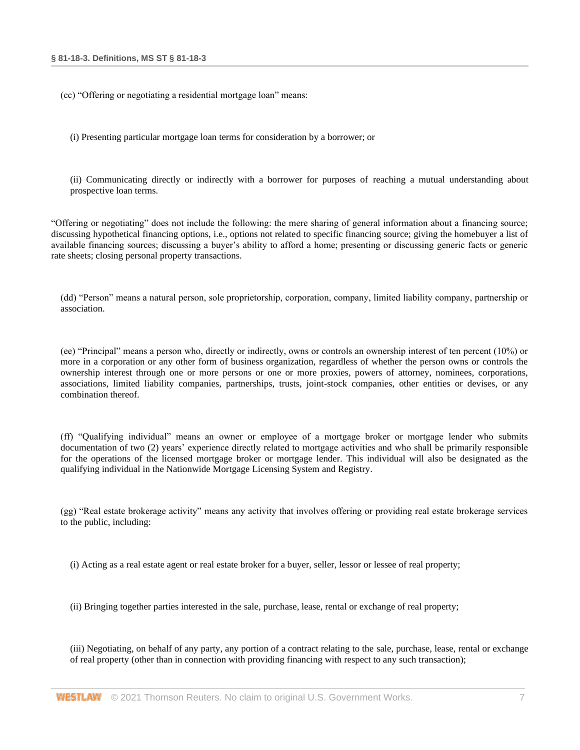(cc) "Offering or negotiating a residential mortgage loan" means:

(i) Presenting particular mortgage loan terms for consideration by a borrower; or

(ii) Communicating directly or indirectly with a borrower for purposes of reaching a mutual understanding about prospective loan terms.

"Offering or negotiating" does not include the following: the mere sharing of general information about a financing source; discussing hypothetical financing options, i.e., options not related to specific financing source; giving the homebuyer a list of available financing sources; discussing a buyer's ability to afford a home; presenting or discussing generic facts or generic rate sheets; closing personal property transactions.

(dd) "Person" means a natural person, sole proprietorship, corporation, company, limited liability company, partnership or association.

(ee) "Principal" means a person who, directly or indirectly, owns or controls an ownership interest of ten percent (10%) or more in a corporation or any other form of business organization, regardless of whether the person owns or controls the ownership interest through one or more persons or one or more proxies, powers of attorney, nominees, corporations, associations, limited liability companies, partnerships, trusts, joint-stock companies, other entities or devises, or any combination thereof.

(ff) "Qualifying individual" means an owner or employee of a mortgage broker or mortgage lender who submits documentation of two (2) years' experience directly related to mortgage activities and who shall be primarily responsible for the operations of the licensed mortgage broker or mortgage lender. This individual will also be designated as the qualifying individual in the Nationwide Mortgage Licensing System and Registry.

(gg) "Real estate brokerage activity" means any activity that involves offering or providing real estate brokerage services to the public, including:

(i) Acting as a real estate agent or real estate broker for a buyer, seller, lessor or lessee of real property;

(ii) Bringing together parties interested in the sale, purchase, lease, rental or exchange of real property;

(iii) Negotiating, on behalf of any party, any portion of a contract relating to the sale, purchase, lease, rental or exchange of real property (other than in connection with providing financing with respect to any such transaction);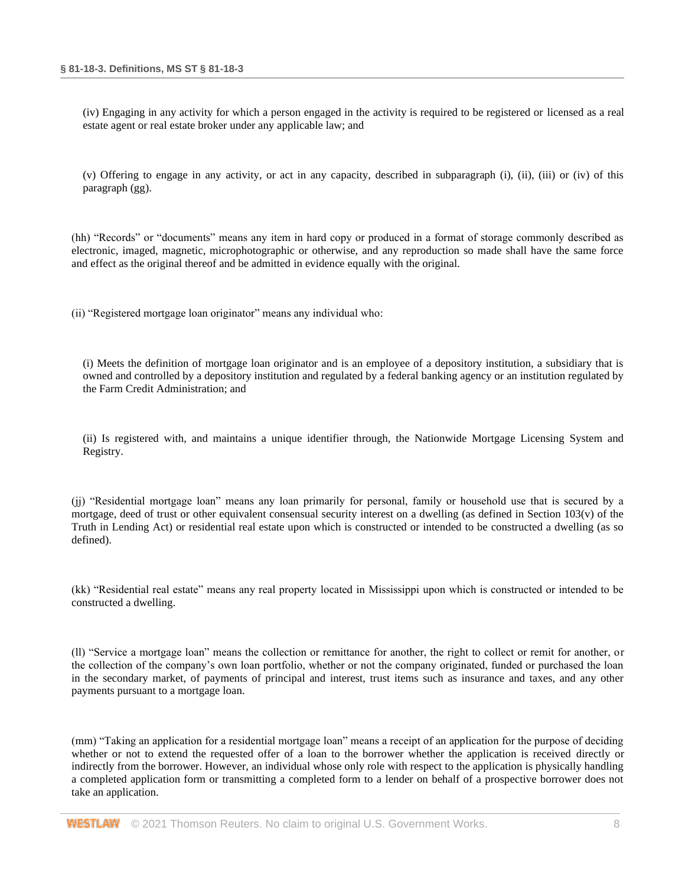(iv) Engaging in any activity for which a person engaged in the activity is required to be registered or licensed as a real estate agent or real estate broker under any applicable law; and

(v) Offering to engage in any activity, or act in any capacity, described in subparagraph (i), (ii), (iii) or (iv) of this paragraph (gg).

(hh) "Records" or "documents" means any item in hard copy or produced in a format of storage commonly described as electronic, imaged, magnetic, microphotographic or otherwise, and any reproduction so made shall have the same force and effect as the original thereof and be admitted in evidence equally with the original.

(ii) "Registered mortgage loan originator" means any individual who:

(i) Meets the definition of mortgage loan originator and is an employee of a depository institution, a subsidiary that is owned and controlled by a depository institution and regulated by a federal banking agency or an institution regulated by the Farm Credit Administration; and

(ii) Is registered with, and maintains a unique identifier through, the Nationwide Mortgage Licensing System and Registry.

(jj) "Residential mortgage loan" means any loan primarily for personal, family or household use that is secured by a mortgage, deed of trust or other equivalent consensual security interest on a dwelling (as defined in Section 103(v) of the Truth in Lending Act) or residential real estate upon which is constructed or intended to be constructed a dwelling (as so defined).

(kk) "Residential real estate" means any real property located in Mississippi upon which is constructed or intended to be constructed a dwelling.

(ll) "Service a mortgage loan" means the collection or remittance for another, the right to collect or remit for another, or the collection of the company's own loan portfolio, whether or not the company originated, funded or purchased the loan in the secondary market, of payments of principal and interest, trust items such as insurance and taxes, and any other payments pursuant to a mortgage loan.

(mm) "Taking an application for a residential mortgage loan" means a receipt of an application for the purpose of deciding whether or not to extend the requested offer of a loan to the borrower whether the application is received directly or indirectly from the borrower. However, an individual whose only role with respect to the application is physically handling a completed application form or transmitting a completed form to a lender on behalf of a prospective borrower does not take an application.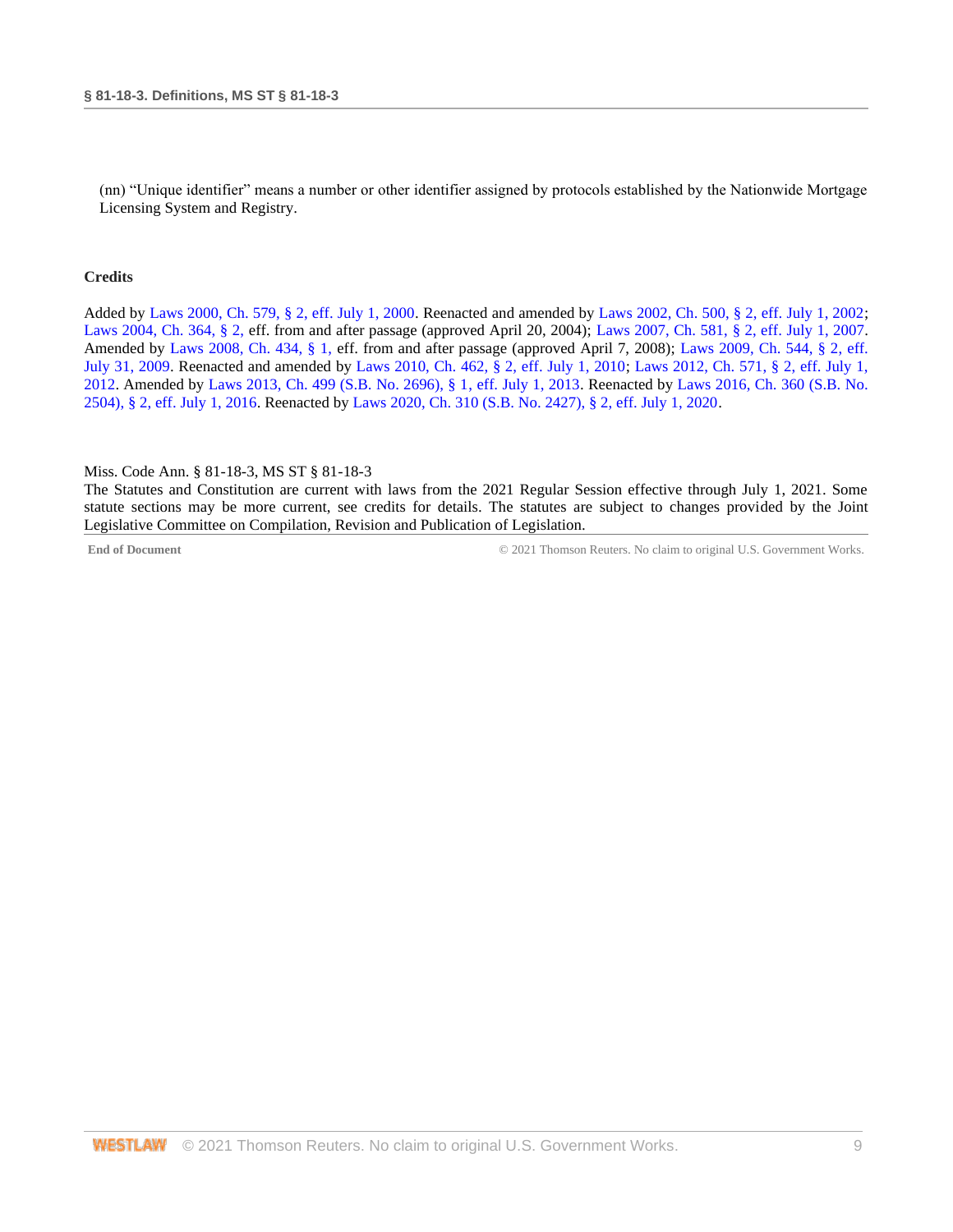(nn) "Unique identifier" means a number or other identifier assigned by protocols established by the Nationwide Mortgage Licensing System and Registry.

**Credits**

Added by Laws 2000, Ch. 579, § 2, eff. July 1, 2000. Reenacted and amended by Laws 2002, Ch. 500, § 2, eff. July 1, 2002; Laws 2004, Ch. 364, § 2, eff. from and after passage (approved April 20, 2004); Laws 2007, Ch. 581, § 2, eff. July 1, 2007. Amended by Laws 2008, Ch. 434, § 1, eff. from and after passage (approved April 7, 2008); Laws 2009, Ch. 544, § 2, eff. July 31, 2009. Reenacted and amended by Laws 2010, Ch. 462, § 2, eff. July 1, 2010; Laws 2012, Ch. 571, § 2, eff. July 1, 2012. Amended by Laws 2013, Ch. 499 (S.B. No. 2696), § 1, eff. July 1, 2013. Reenacted by Laws 2016, Ch. 360 (S.B. No. 2504), § 2, eff. July 1, 2016. Reenacted by Laws 2020, Ch. 310 (S.B. No. 2427), § 2, eff. July 1, 2020.

Miss. Code Ann. § 81-18-3, MS ST § 81-18-3
The Statutes and Constitution are current with laws from the 2021 Regular Session effective through July 1, 2021. Some statute sections may be more current, see credits for details. The statutes are subject to changes provided by the Joint Legislative Committee on Compilation, Revision and Publication of Legislation.

End of Document © 2021 Thomson Reuters. No claim to original U.S. Government Works.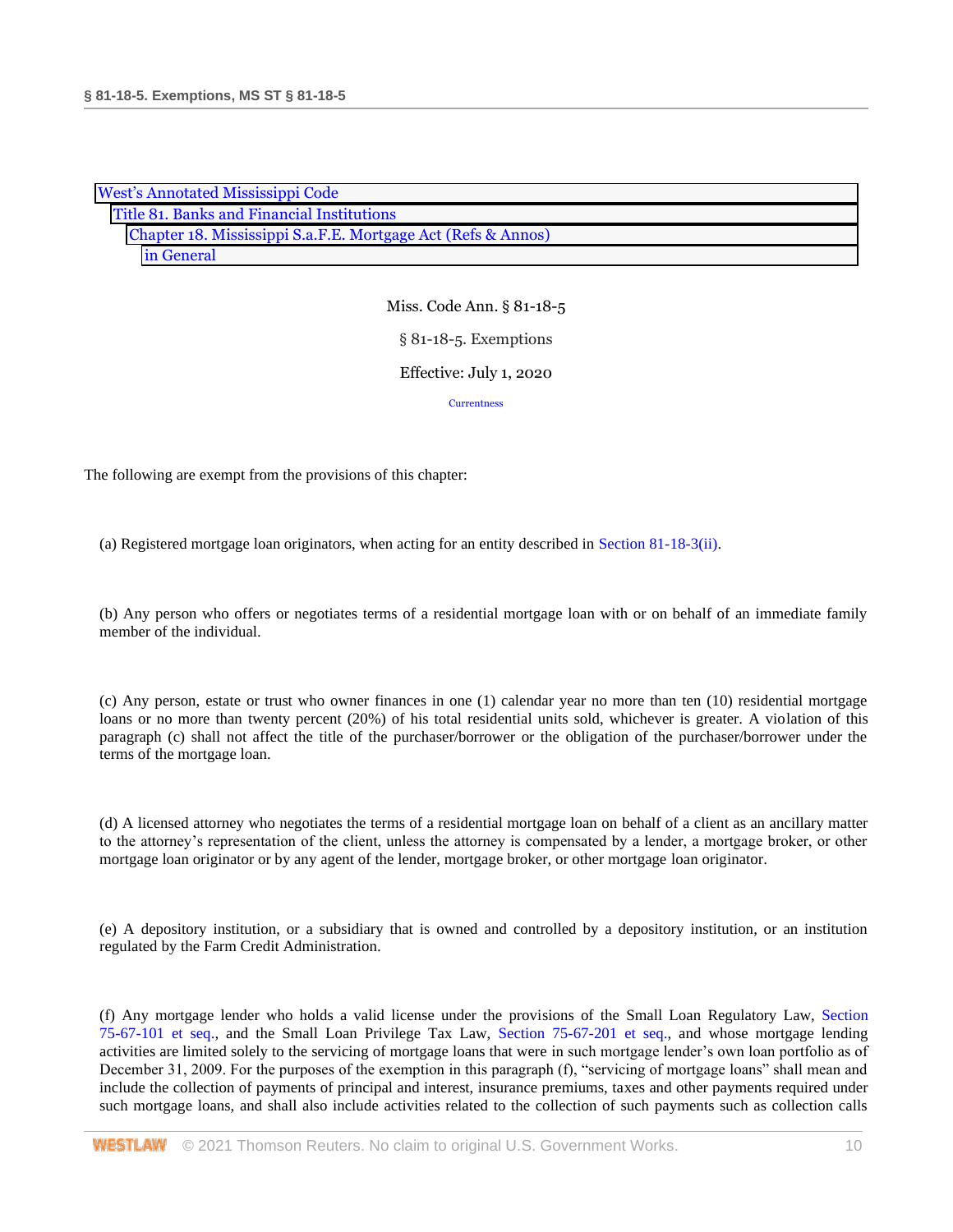West's Annotated Mississippi Code
Title 81. Banks and Financial Institutions
Chapter 18. Mississippi S.a.F.E. Mortgage Act (Refs & Annos)
in General

Miss. Code Ann. § 81-18-5

§ 81-18-5. Exemptions

Effective: July 1, 2020

Currentness

The following are exempt from the provisions of this chapter:

(a) Registered mortgage loan originators, when acting for an entity described in Section 81-18-3(ii).

(b) Any person who offers or negotiates terms of a residential mortgage loan with or on behalf of an immediate family member of the individual.

(c) Any person, estate or trust who owner finances in one (1) calendar year no more than ten (10) residential mortgage loans or no more than twenty percent (20%) of his total residential units sold, whichever is greater. A violation of this paragraph (c) shall not affect the title of the purchaser/borrower or the obligation of the purchaser/borrower under the terms of the mortgage loan.

(d) A licensed attorney who negotiates the terms of a residential mortgage loan on behalf of a client as an ancillary matter to the attorney's representation of the client, unless the attorney is compensated by a lender, a mortgage broker, or other mortgage loan originator or by any agent of the lender, mortgage broker, or other mortgage loan originator.

(e) A depository institution, or a subsidiary that is owned and controlled by a depository institution, or an institution regulated by the Farm Credit Administration.

(f) Any mortgage lender who holds a valid license under the provisions of the Small Loan Regulatory Law, Section 75-67-101 et seq., and the Small Loan Privilege Tax Law, Section 75-67-201 et seq., and whose mortgage lending activities are limited solely to the servicing of mortgage loans that were in such mortgage lender's own loan portfolio as of December 31, 2009. For the purposes of the exemption in this paragraph (f), "servicing of mortgage loans" shall mean and include the collection of payments of principal and interest, insurance premiums, taxes and other payments required under such mortgage loans, and shall also include activities related to the collection of such payments such as collection calls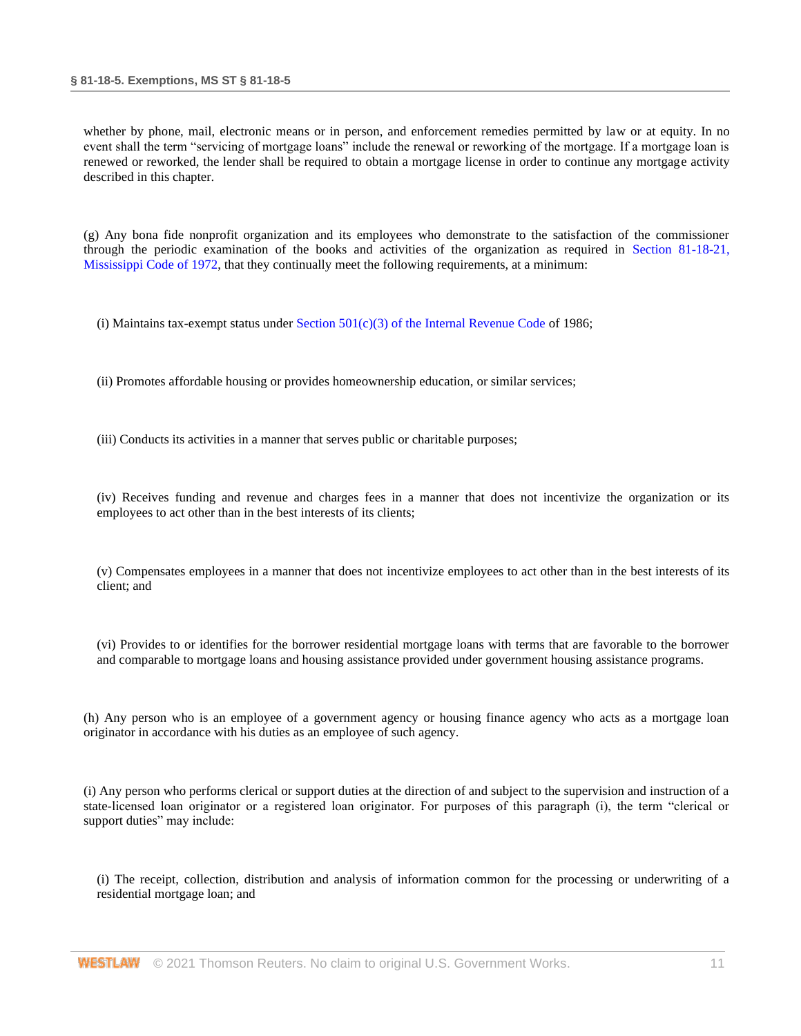whether by phone, mail, electronic means or in person, and enforcement remedies permitted by law or at equity. In no event shall the term "servicing of mortgage loans" include the renewal or reworking of the mortgage. If a mortgage loan is renewed or reworked, the lender shall be required to obtain a mortgage license in order to continue any mortgage activity described in this chapter.

(g) Any bona fide nonprofit organization and its employees who demonstrate to the satisfaction of the commissioner through the periodic examination of the books and activities of the organization as required in Section 81-18-21, Mississippi Code of 1972, that they continually meet the following requirements, at a minimum:

(i) Maintains tax-exempt status under Section 501(c)(3) of the Internal Revenue Code of 1986;

(ii) Promotes affordable housing or provides homeownership education, or similar services;

(iii) Conducts its activities in a manner that serves public or charitable purposes;

(iv) Receives funding and revenue and charges fees in a manner that does not incentivize the organization or its employees to act other than in the best interests of its clients;

(v) Compensates employees in a manner that does not incentivize employees to act other than in the best interests of its client; and

(vi) Provides to or identifies for the borrower residential mortgage loans with terms that are favorable to the borrower and comparable to mortgage loans and housing assistance provided under government housing assistance programs.

(h) Any person who is an employee of a government agency or housing finance agency who acts as a mortgage loan originator in accordance with his duties as an employee of such agency.

(i) Any person who performs clerical or support duties at the direction of and subject to the supervision and instruction of a state-licensed loan originator or a registered loan originator. For purposes of this paragraph (i), the term "clerical or support duties" may include:

(i) The receipt, collection, distribution and analysis of information common for the processing or underwriting of a residential mortgage loan; and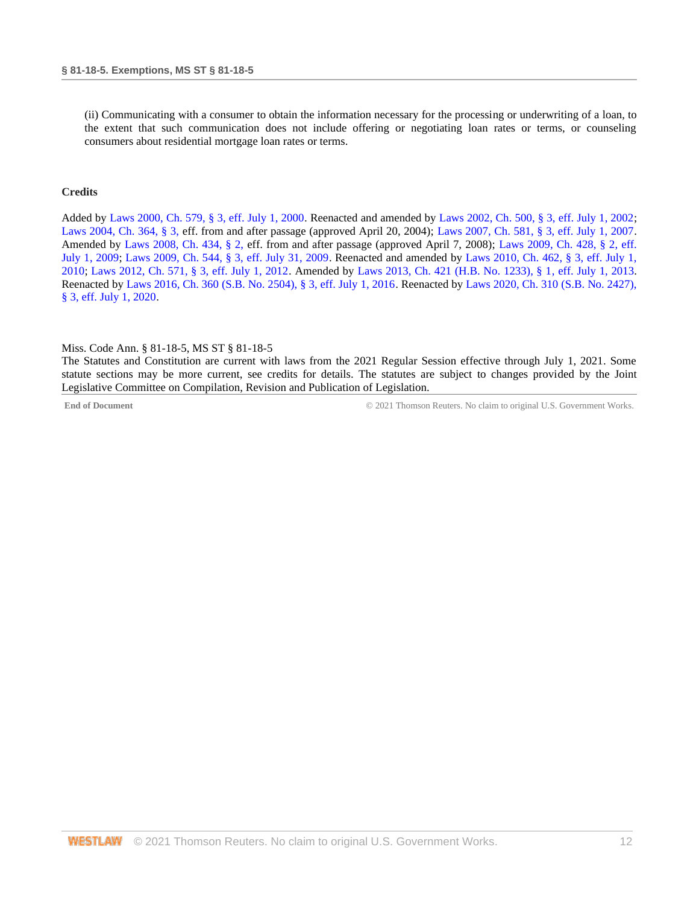(ii) Communicating with a consumer to obtain the information necessary for the processing or underwriting of a loan, to the extent that such communication does not include offering or negotiating loan rates or terms, or counseling consumers about residential mortgage loan rates or terms.

### Credits

Added by Laws 2000, Ch. 579, § 3, eff. July 1, 2000. Reenacted and amended by Laws 2002, Ch. 500, § 3, eff. July 1, 2002; Laws 2004, Ch. 364, § 3, eff. from and after passage (approved April 20, 2004); Laws 2007, Ch. 581, § 3, eff. July 1, 2007. Amended by Laws 2008, Ch. 434, § 2, eff. from and after passage (approved April 7, 2008); Laws 2009, Ch. 428, § 2, eff. July 1, 2009; Laws 2009, Ch. 544, § 3, eff. July 31, 2009. Reenacted and amended by Laws 2010, Ch. 462, § 3, eff. July 1, 2010; Laws 2012, Ch. 571, § 3, eff. July 1, 2012. Amended by Laws 2013, Ch. 421 (H.B. No. 1233), § 1, eff. July 1, 2013. Reenacted by Laws 2016, Ch. 360 (S.B. No. 2504), § 3, eff. July 1, 2016. Reenacted by Laws 2020, Ch. 310 (S.B. No. 2427), § 3, eff. July 1, 2020.

Miss. Code Ann. § 81-18-5, MS ST § 81-18-5
The Statutes and Constitution are current with laws from the 2021 Regular Session effective through July 1, 2021. Some statute sections may be more current, see credits for details. The statutes are subject to changes provided by the Joint Legislative Committee on Compilation, Revision and Publication of Legislation.

**End of Document** © 2021 Thomson Reuters. No claim to original U.S. Government Works.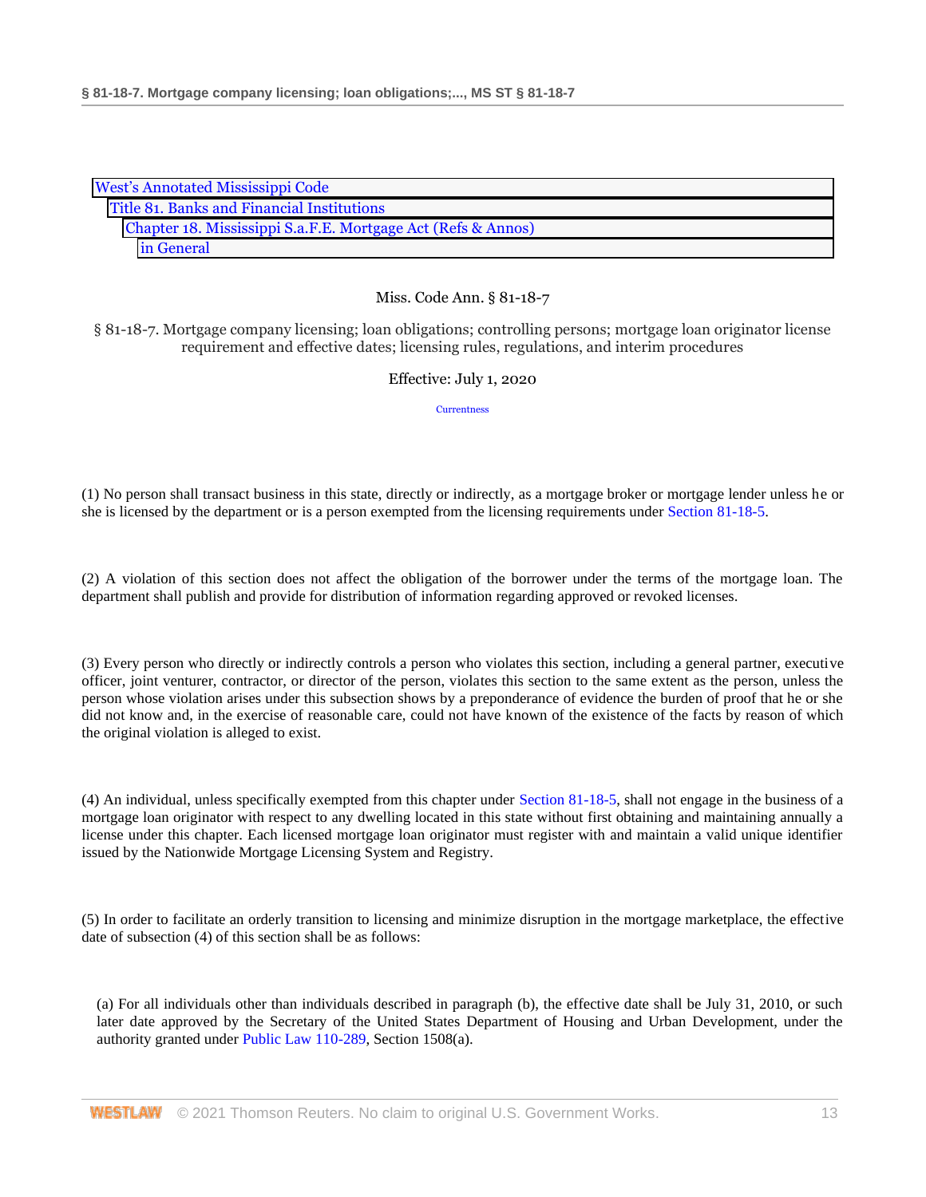West's Annotated Mississippi Code
Title 81. Banks and Financial Institutions
Chapter 18. Mississippi S.a.F.E. Mortgage Act (Refs & Annos)
in General

Miss. Code Ann. § 81-18-7

§ 81-18-7. Mortgage company licensing; loan obligations; controlling persons; mortgage loan originator license requirement and effective dates; licensing rules, regulations, and interim procedures

Effective: July 1, 2020

Currentness

(1) No person shall transact business in this state, directly or indirectly, as a mortgage broker or mortgage lender unless he or she is licensed by the department or is a person exempted from the licensing requirements under Section 81-18-5.

(2) A violation of this section does not affect the obligation of the borrower under the terms of the mortgage loan. The department shall publish and provide for distribution of information regarding approved or revoked licenses.

(3) Every person who directly or indirectly controls a person who violates this section, including a general partner, executive officer, joint venturer, contractor, or director of the person, violates this section to the same extent as the person, unless the person whose violation arises under this subsection shows by a preponderance of evidence the burden of proof that he or she did not know and, in the exercise of reasonable care, could not have known of the existence of the facts by reason of which the original violation is alleged to exist.

(4) An individual, unless specifically exempted from this chapter under Section 81-18-5, shall not engage in the business of a mortgage loan originator with respect to any dwelling located in this state without first obtaining and maintaining annually a license under this chapter. Each licensed mortgage loan originator must register with and maintain a valid unique identifier issued by the Nationwide Mortgage Licensing System and Registry.

(5) In order to facilitate an orderly transition to licensing and minimize disruption in the mortgage marketplace, the effective date of subsection (4) of this section shall be as follows:

(a) For all individuals other than individuals described in paragraph (b), the effective date shall be July 31, 2010, or such later date approved by the Secretary of the United States Department of Housing and Urban Development, under the authority granted under Public Law 110-289, Section 1508(a).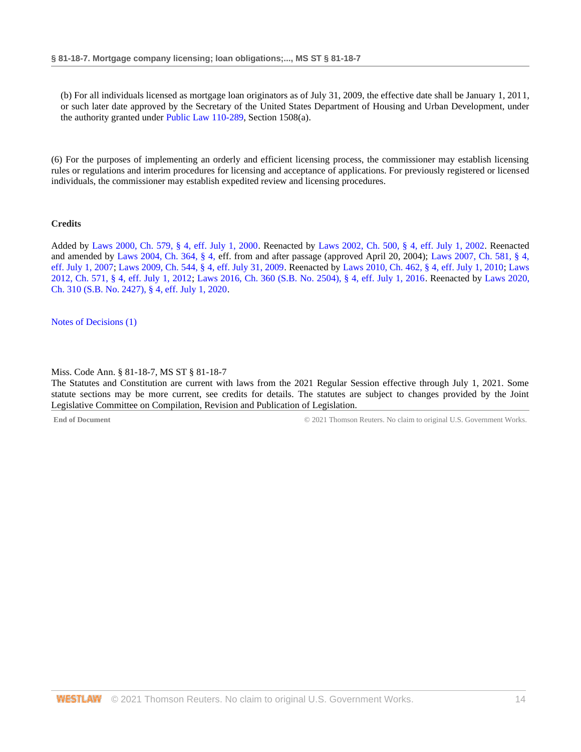(b) For all individuals licensed as mortgage loan originators as of July 31, 2009, the effective date shall be January 1, 2011, or such later date approved by the Secretary of the United States Department of Housing and Urban Development, under the authority granted under Public Law 110-289, Section 1508(a).

(6) For the purposes of implementing an orderly and efficient licensing process, the commissioner may establish licensing rules or regulations and interim procedures for licensing and acceptance of applications. For previously registered or licensed individuals, the commissioner may establish expedited review and licensing procedures.

**Credits**

Added by Laws 2000, Ch. 579, § 4, eff. July 1, 2000. Reenacted by Laws 2002, Ch. 500, § 4, eff. July 1, 2002. Reenacted and amended by Laws 2004, Ch. 364, § 4, eff. from and after passage (approved April 20, 2004); Laws 2007, Ch. 581, § 4, eff. July 1, 2007; Laws 2009, Ch. 544, § 4, eff. July 31, 2009. Reenacted by Laws 2010, Ch. 462, § 4, eff. July 1, 2010; Laws 2012, Ch. 571, § 4, eff. July 1, 2012; Laws 2016, Ch. 360 (S.B. No. 2504), § 4, eff. July 1, 2016. Reenacted by Laws 2020, Ch. 310 (S.B. No. 2427), § 4, eff. July 1, 2020.

Notes of Decisions (1)

Miss. Code Ann. § 81-18-7, MS ST § 81-18-7
The Statutes and Constitution are current with laws from the 2021 Regular Session effective through July 1, 2021. Some statute sections may be more current, see credits for details. The statutes are subject to changes provided by the Joint Legislative Committee on Compilation, Revision and Publication of Legislation.

**End of Document** © 2021 Thomson Reuters. No claim to original U.S. Government Works.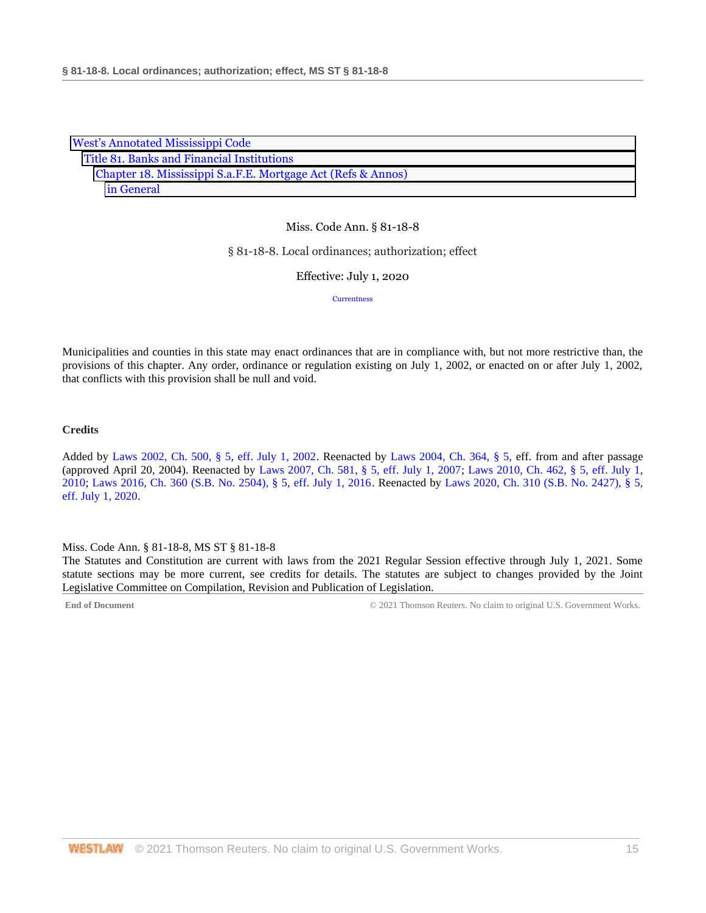West's Annotated Mississippi Code
Title 81. Banks and Financial Institutions
Chapter 18. Mississippi S.a.F.E. Mortgage Act (Refs & Annos)
in General

Miss. Code Ann. § 81-18-8

# § 81-18-8. Local ordinances; authorization; effect

Effective: July 1, 2020

Currentness

Municipalities and counties in this state may enact ordinances that are in compliance with, but not more restrictive than, the provisions of this chapter. Any order, ordinance or regulation existing on July 1, 2002, or enacted on or after July 1, 2002, that conflicts with this provision shall be null and void.

**Credits**

Added by Laws 2002, Ch. 500, § 5, eff. July 1, 2002. Reenacted by Laws 2004, Ch. 364, § 5, eff. from and after passage (approved April 20, 2004). Reenacted by Laws 2007, Ch. 581, § 5, eff. July 1, 2007; Laws 2010, Ch. 462, § 5, eff. July 1, 2010; Laws 2016, Ch. 360 (S.B. No. 2504), § 5, eff. July 1, 2016. Reenacted by Laws 2020, Ch. 310 (S.B. No. 2427), § 5, eff. July 1, 2020.

Miss. Code Ann. § 81-18-8, MS ST § 81-18-8
The Statutes and Constitution are current with laws from the 2021 Regular Session effective through July 1, 2021. Some statute sections may be more current, see credits for details. The statutes are subject to changes provided by the Joint Legislative Committee on Compilation, Revision and Publication of Legislation.

End of Document © 2021 Thomson Reuters. No claim to original U.S. Government Works.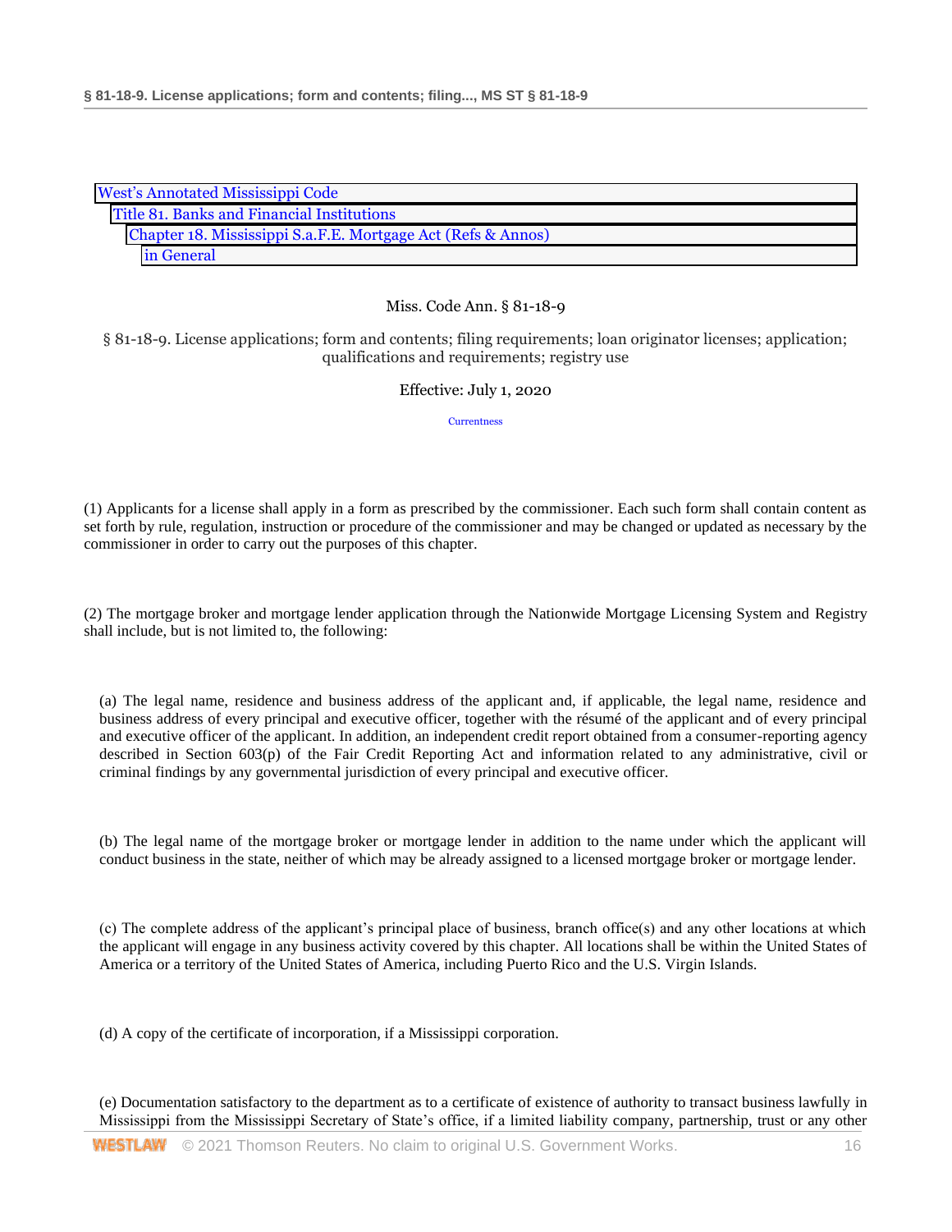West's Annotated Mississippi Code
Title 81. Banks and Financial Institutions
Chapter 18. Mississippi S.a.F.E. Mortgage Act (Refs & Annos)
in General

Miss. Code Ann. § 81-18-9

§ 81-18-9. License applications; form and contents; filing requirements; loan originator licenses; application; qualifications and requirements; registry use

Effective: July 1, 2020

Currentness

(1) Applicants for a license shall apply in a form as prescribed by the commissioner. Each such form shall contain content as set forth by rule, regulation, instruction or procedure of the commissioner and may be changed or updated as necessary by the commissioner in order to carry out the purposes of this chapter.

(2) The mortgage broker and mortgage lender application through the Nationwide Mortgage Licensing System and Registry shall include, but is not limited to, the following:

(a) The legal name, residence and business address of the applicant and, if applicable, the legal name, residence and business address of every principal and executive officer, together with the résumé of the applicant and of every principal and executive officer of the applicant. In addition, an independent credit report obtained from a consumer-reporting agency described in Section 603(p) of the Fair Credit Reporting Act and information related to any administrative, civil or criminal findings by any governmental jurisdiction of every principal and executive officer.

(b) The legal name of the mortgage broker or mortgage lender in addition to the name under which the applicant will conduct business in the state, neither of which may be already assigned to a licensed mortgage broker or mortgage lender.

(c) The complete address of the applicant's principal place of business, branch office(s) and any other locations at which the applicant will engage in any business activity covered by this chapter. All locations shall be within the United States of America or a territory of the United States of America, including Puerto Rico and the U.S. Virgin Islands.

(d) A copy of the certificate of incorporation, if a Mississippi corporation.

(e) Documentation satisfactory to the department as to a certificate of existence of authority to transact business lawfully in Mississippi from the Mississippi Secretary of State's office, if a limited liability company, partnership, trust or any other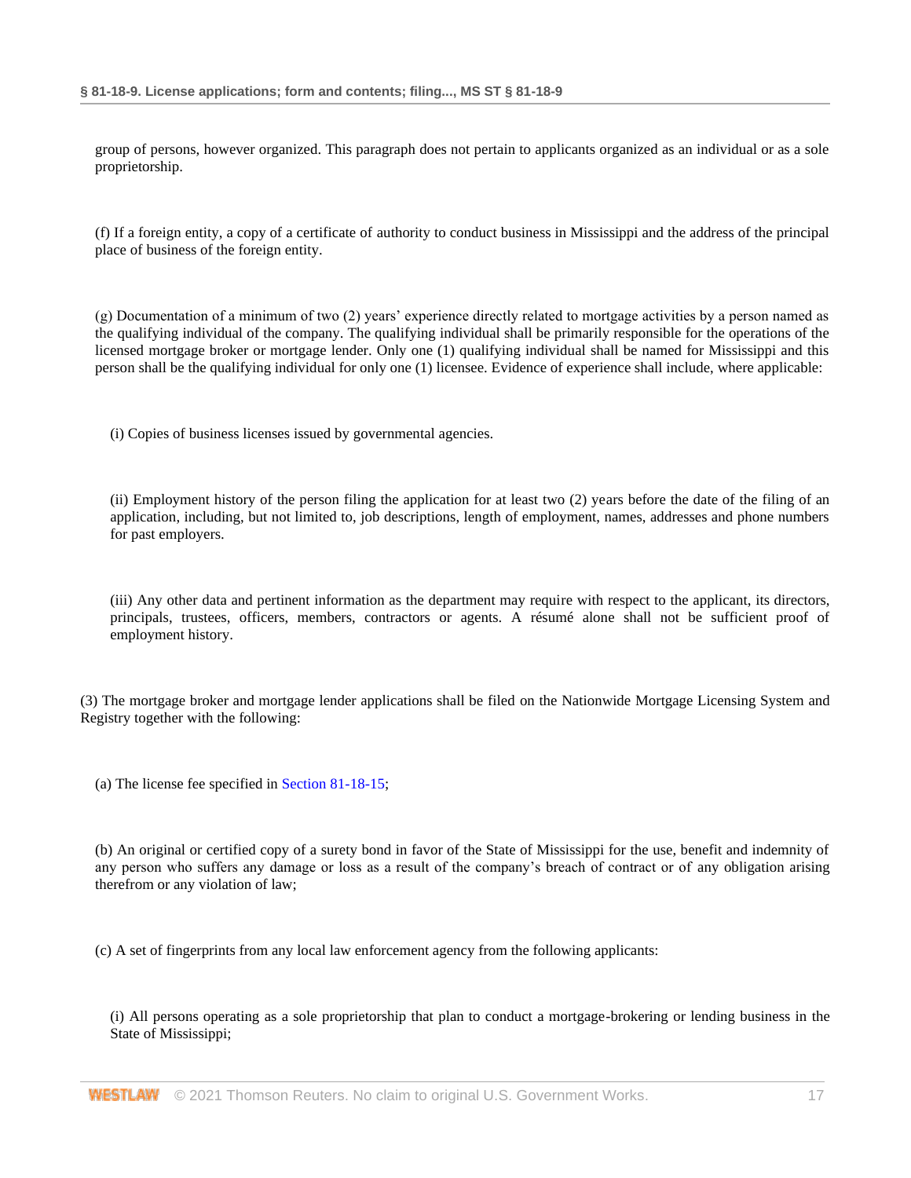group of persons, however organized. This paragraph does not pertain to applicants organized as an individual or as a sole proprietorship.

(f) If a foreign entity, a copy of a certificate of authority to conduct business in Mississippi and the address of the principal place of business of the foreign entity.

(g) Documentation of a minimum of two (2) years' experience directly related to mortgage activities by a person named as the qualifying individual of the company. The qualifying individual shall be primarily responsible for the operations of the licensed mortgage broker or mortgage lender. Only one (1) qualifying individual shall be named for Mississippi and this person shall be the qualifying individual for only one (1) licensee. Evidence of experience shall include, where applicable:

(i) Copies of business licenses issued by governmental agencies.

(ii) Employment history of the person filing the application for at least two (2) years before the date of the filing of an application, including, but not limited to, job descriptions, length of employment, names, addresses and phone numbers for past employers.

(iii) Any other data and pertinent information as the department may require with respect to the applicant, its directors, principals, trustees, officers, members, contractors or agents. A résumé alone shall not be sufficient proof of employment history.

(3) The mortgage broker and mortgage lender applications shall be filed on the Nationwide Mortgage Licensing System and Registry together with the following:

(a) The license fee specified in Section 81-18-15;

(b) An original or certified copy of a surety bond in favor of the State of Mississippi for the use, benefit and indemnity of any person who suffers any damage or loss as a result of the company's breach of contract or of any obligation arising therefrom or any violation of law;

(c) A set of fingerprints from any local law enforcement agency from the following applicants:

(i) All persons operating as a sole proprietorship that plan to conduct a mortgage-brokering or lending business in the State of Mississippi;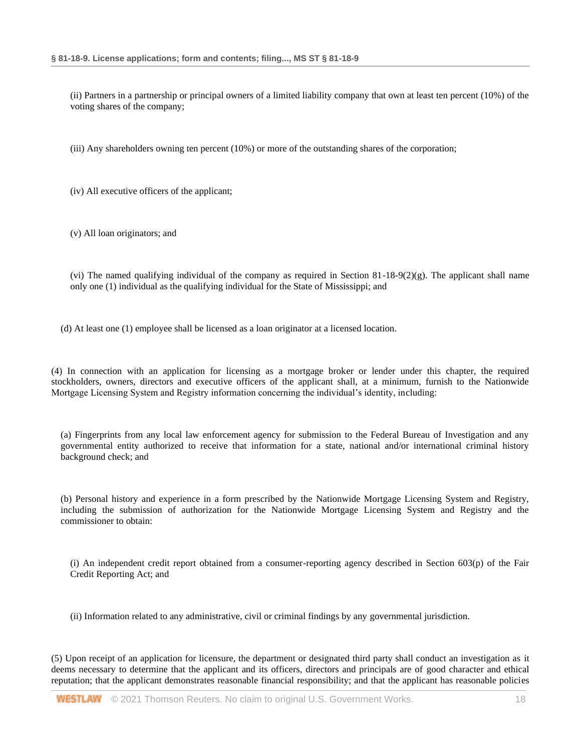(ii) Partners in a partnership or principal owners of a limited liability company that own at least ten percent (10%) of the voting shares of the company;

(iii) Any shareholders owning ten percent (10%) or more of the outstanding shares of the corporation;

(iv) All executive officers of the applicant;

(v) All loan originators; and

(vi) The named qualifying individual of the company as required in Section 81-18-9(2)(g). The applicant shall name only one (1) individual as the qualifying individual for the State of Mississippi; and

(d) At least one (1) employee shall be licensed as a loan originator at a licensed location.

(4) In connection with an application for licensing as a mortgage broker or lender under this chapter, the required stockholders, owners, directors and executive officers of the applicant shall, at a minimum, furnish to the Nationwide Mortgage Licensing System and Registry information concerning the individual's identity, including:

(a) Fingerprints from any local law enforcement agency for submission to the Federal Bureau of Investigation and any governmental entity authorized to receive that information for a state, national and/or international criminal history background check; and

(b) Personal history and experience in a form prescribed by the Nationwide Mortgage Licensing System and Registry, including the submission of authorization for the Nationwide Mortgage Licensing System and Registry and the commissioner to obtain:

(i) An independent credit report obtained from a consumer-reporting agency described in Section 603(p) of the Fair Credit Reporting Act; and

(ii) Information related to any administrative, civil or criminal findings by any governmental jurisdiction.

(5) Upon receipt of an application for licensure, the department or designated third party shall conduct an investigation as it deems necessary to determine that the applicant and its officers, directors and principals are of good character and ethical reputation; that the applicant demonstrates reasonable financial responsibility; and that the applicant has reasonable policies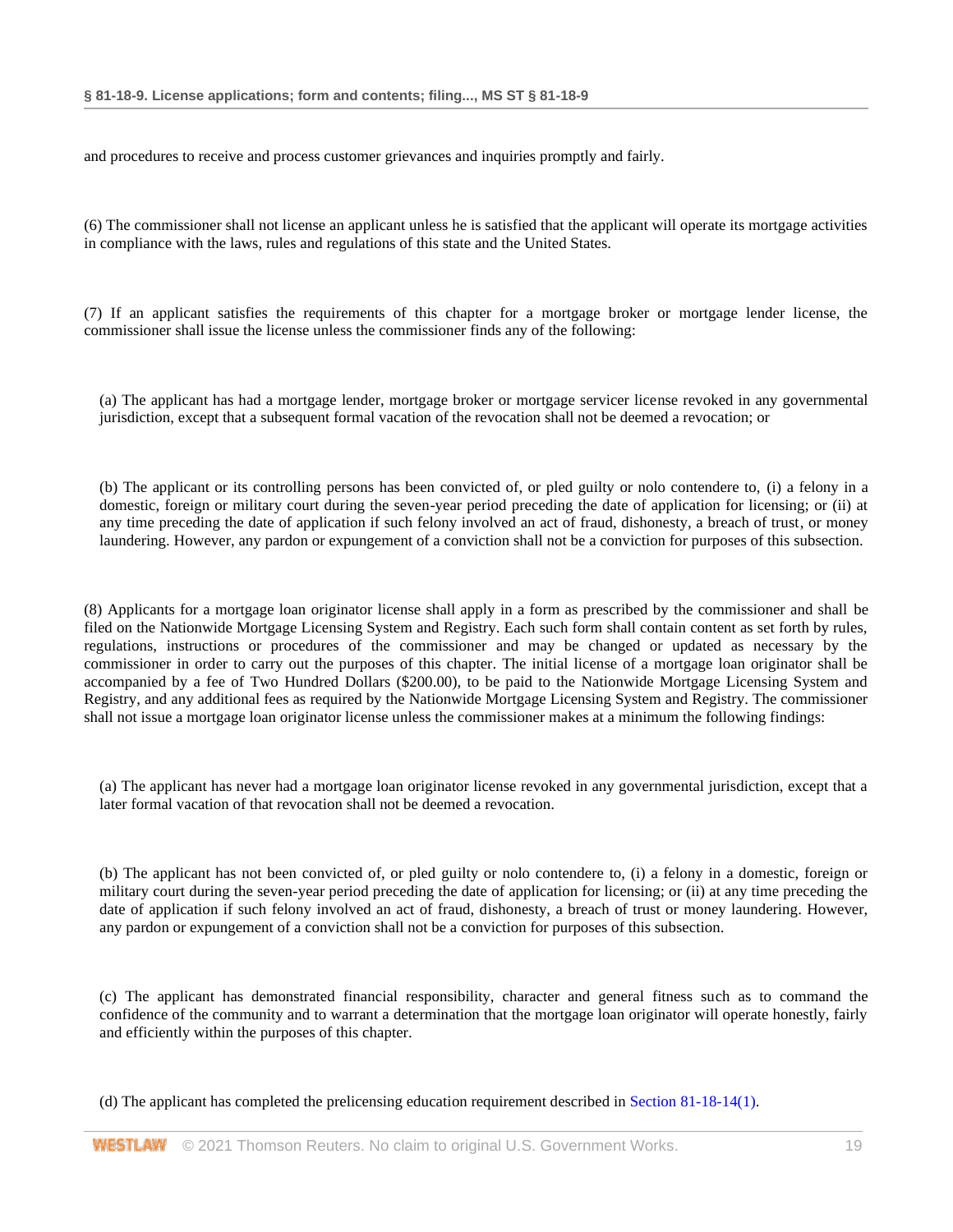and procedures to receive and process customer grievances and inquiries promptly and fairly.

(6) The commissioner shall not license an applicant unless he is satisfied that the applicant will operate its mortgage activities in compliance with the laws, rules and regulations of this state and the United States.

(7) If an applicant satisfies the requirements of this chapter for a mortgage broker or mortgage lender license, the commissioner shall issue the license unless the commissioner finds any of the following:

(a) The applicant has had a mortgage lender, mortgage broker or mortgage servicer license revoked in any governmental jurisdiction, except that a subsequent formal vacation of the revocation shall not be deemed a revocation; or

(b) The applicant or its controlling persons has been convicted of, or pled guilty or nolo contendere to, (i) a felony in a domestic, foreign or military court during the seven-year period preceding the date of application for licensing; or (ii) at any time preceding the date of application if such felony involved an act of fraud, dishonesty, a breach of trust, or money laundering. However, any pardon or expungement of a conviction shall not be a conviction for purposes of this subsection.

(8) Applicants for a mortgage loan originator license shall apply in a form as prescribed by the commissioner and shall be filed on the Nationwide Mortgage Licensing System and Registry. Each such form shall contain content as set forth by rules, regulations, instructions or procedures of the commissioner and may be changed or updated as necessary by the commissioner in order to carry out the purposes of this chapter. The initial license of a mortgage loan originator shall be accompanied by a fee of Two Hundred Dollars ($200.00), to be paid to the Nationwide Mortgage Licensing System and Registry, and any additional fees as required by the Nationwide Mortgage Licensing System and Registry. The commissioner shall not issue a mortgage loan originator license unless the commissioner makes at a minimum the following findings:

(a) The applicant has never had a mortgage loan originator license revoked in any governmental jurisdiction, except that a later formal vacation of that revocation shall not be deemed a revocation.

(b) The applicant has not been convicted of, or pled guilty or nolo contendere to, (i) a felony in a domestic, foreign or military court during the seven-year period preceding the date of application for licensing; or (ii) at any time preceding the date of application if such felony involved an act of fraud, dishonesty, a breach of trust or money laundering. However, any pardon or expungement of a conviction shall not be a conviction for purposes of this subsection.

(c) The applicant has demonstrated financial responsibility, character and general fitness such as to command the confidence of the community and to warrant a determination that the mortgage loan originator will operate honestly, fairly and efficiently within the purposes of this chapter.

(d) The applicant has completed the prelicensing education requirement described in Section 81-18-14(1).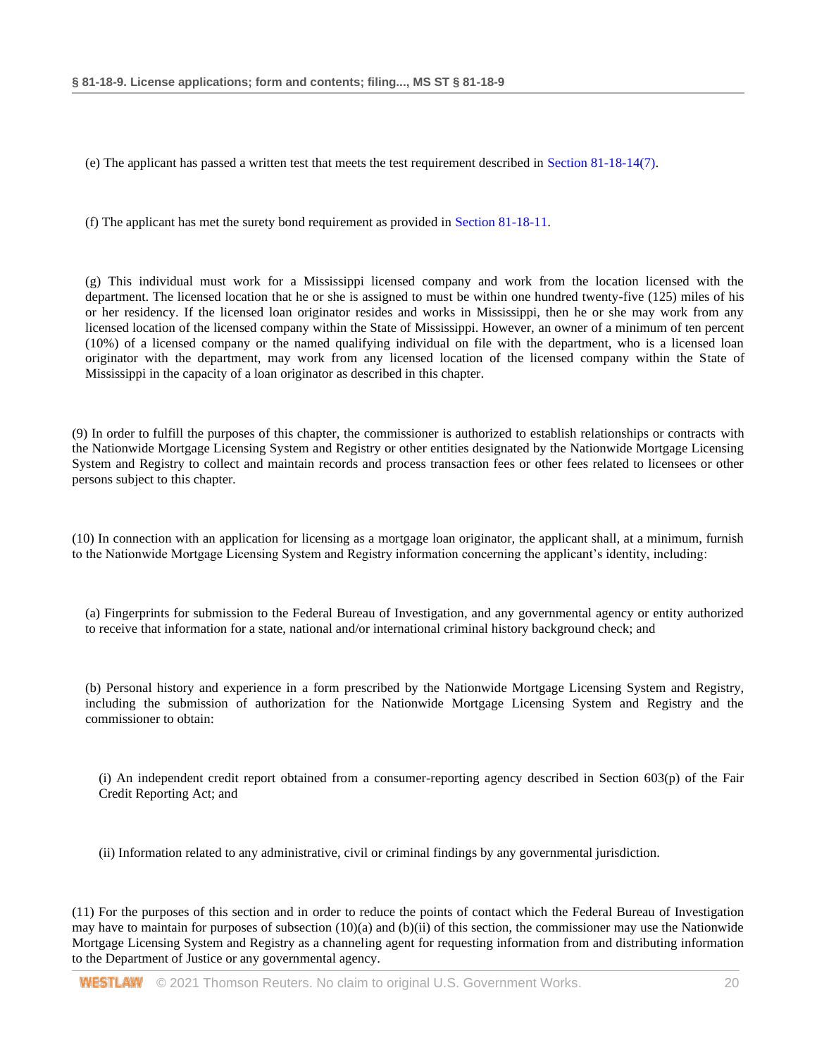(e) The applicant has passed a written test that meets the test requirement described in Section 81-18-14(7).

(f) The applicant has met the surety bond requirement as provided in Section 81-18-11.

(g) This individual must work for a Mississippi licensed company and work from the location licensed with the department. The licensed location that he or she is assigned to must be within one hundred twenty-five (125) miles of his or her residency. If the licensed loan originator resides and works in Mississippi, then he or she may work from any licensed location of the licensed company within the State of Mississippi. However, an owner of a minimum of ten percent (10%) of a licensed company or the named qualifying individual on file with the department, who is a licensed loan originator with the department, may work from any licensed location of the licensed company within the State of Mississippi in the capacity of a loan originator as described in this chapter.

(9) In order to fulfill the purposes of this chapter, the commissioner is authorized to establish relationships or contracts with the Nationwide Mortgage Licensing System and Registry or other entities designated by the Nationwide Mortgage Licensing System and Registry to collect and maintain records and process transaction fees or other fees related to licensees or other persons subject to this chapter.

(10) In connection with an application for licensing as a mortgage loan originator, the applicant shall, at a minimum, furnish to the Nationwide Mortgage Licensing System and Registry information concerning the applicant's identity, including:

(a) Fingerprints for submission to the Federal Bureau of Investigation, and any governmental agency or entity authorized to receive that information for a state, national and/or international criminal history background check; and

(b) Personal history and experience in a form prescribed by the Nationwide Mortgage Licensing System and Registry, including the submission of authorization for the Nationwide Mortgage Licensing System and Registry and the commissioner to obtain:

(i) An independent credit report obtained from a consumer-reporting agency described in Section 603(p) of the Fair Credit Reporting Act; and

(ii) Information related to any administrative, civil or criminal findings by any governmental jurisdiction.

(11) For the purposes of this section and in order to reduce the points of contact which the Federal Bureau of Investigation may have to maintain for purposes of subsection (10)(a) and (b)(ii) of this section, the commissioner may use the Nationwide Mortgage Licensing System and Registry as a channeling agent for requesting information from and distributing information to the Department of Justice or any governmental agency.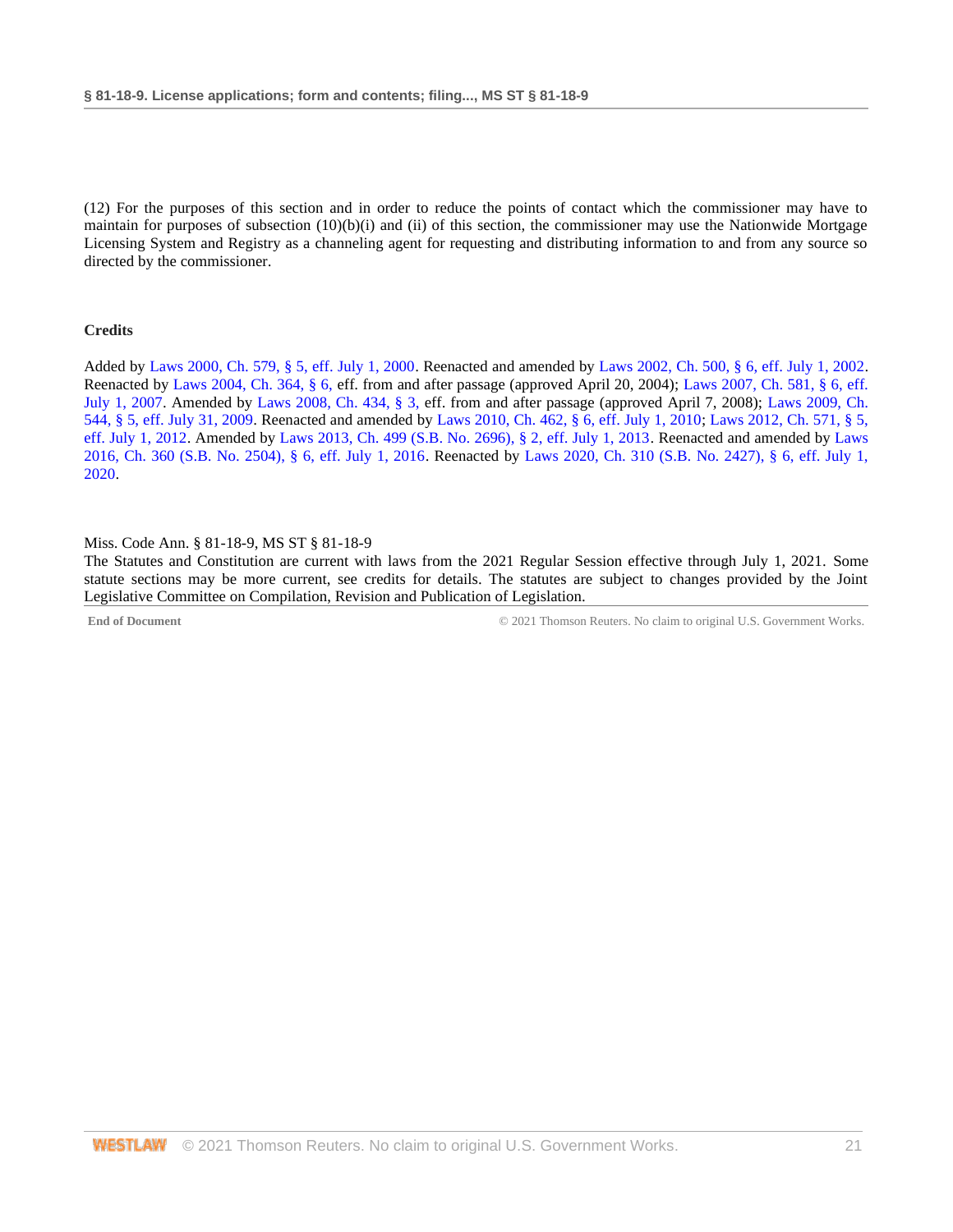(12) For the purposes of this section and in order to reduce the points of contact which the commissioner may have to maintain for purposes of subsection (10)(b)(i) and (ii) of this section, the commissioner may use the Nationwide Mortgage Licensing System and Registry as a channeling agent for requesting and distributing information to and from any source so directed by the commissioner.

**Credits**

Added by Laws 2000, Ch. 579, § 5, eff. July 1, 2000. Reenacted and amended by Laws 2002, Ch. 500, § 6, eff. July 1, 2002. Reenacted by Laws 2004, Ch. 364, § 6, eff. from and after passage (approved April 20, 2004); Laws 2007, Ch. 581, § 6, eff. July 1, 2007. Amended by Laws 2008, Ch. 434, § 3, eff. from and after passage (approved April 7, 2008); Laws 2009, Ch. 544, § 5, eff. July 31, 2009. Reenacted and amended by Laws 2010, Ch. 462, § 6, eff. July 1, 2010; Laws 2012, Ch. 571, § 5, eff. July 1, 2012. Amended by Laws 2013, Ch. 499 (S.B. No. 2696), § 2, eff. July 1, 2013. Reenacted and amended by Laws 2016, Ch. 360 (S.B. No. 2504), § 6, eff. July 1, 2016. Reenacted by Laws 2020, Ch. 310 (S.B. No. 2427), § 6, eff. July 1, 2020.

Miss. Code Ann. § 81-18-9, MS ST § 81-18-9
The Statutes and Constitution are current with laws from the 2021 Regular Session effective through July 1, 2021. Some statute sections may be more current, see credits for details. The statutes are subject to changes provided by the Joint Legislative Committee on Compilation, Revision and Publication of Legislation.

**End of Document** © 2021 Thomson Reuters. No claim to original U.S. Government Works.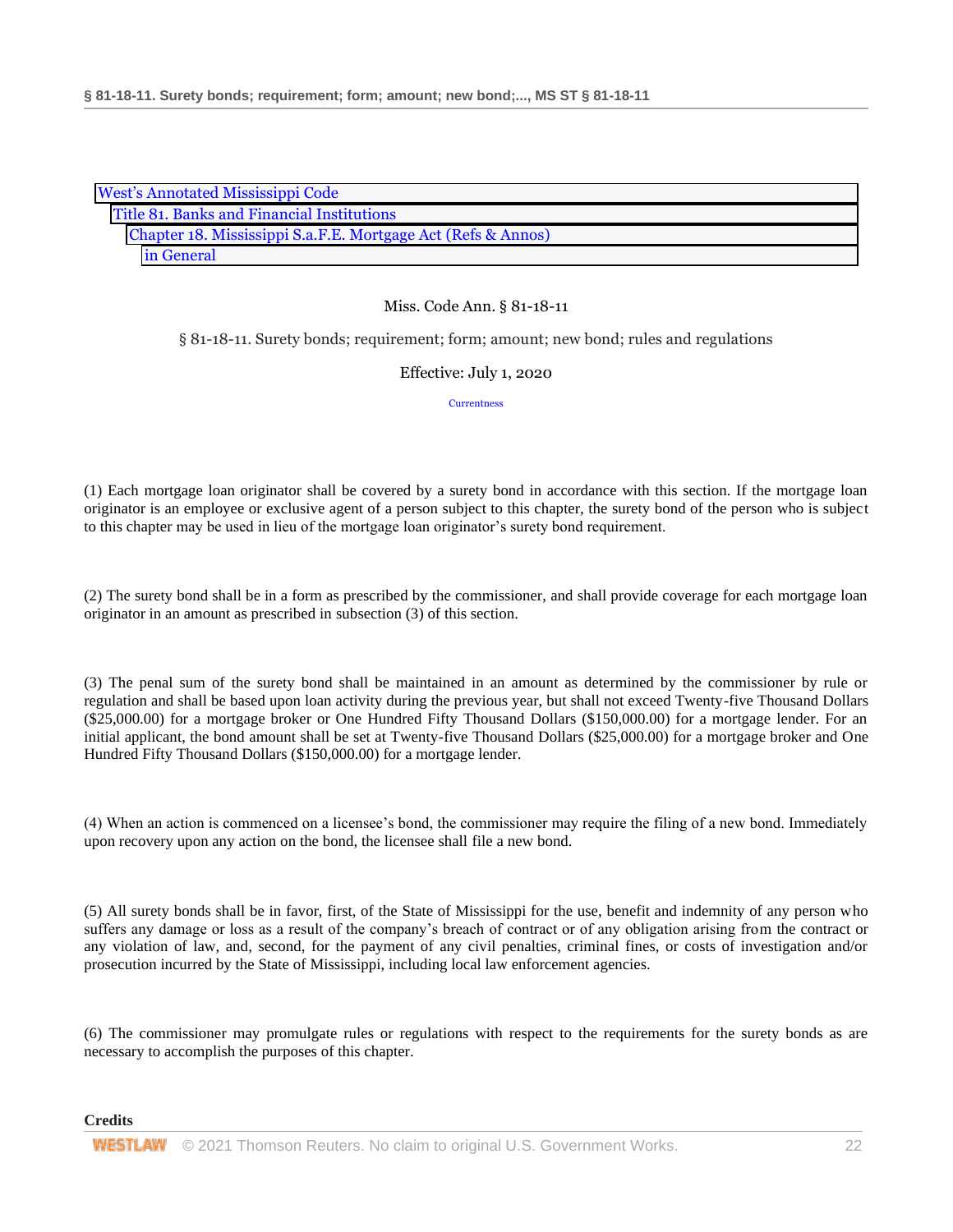West's Annotated Mississippi Code
Title 81. Banks and Financial Institutions
Chapter 18. Mississippi S.a.F.E. Mortgage Act (Refs & Annos)
in General

Miss. Code Ann. § 81-18-11

§ 81-18-11. Surety bonds; requirement; form; amount; new bond; rules and regulations

Effective: July 1, 2020

Currentness

(1) Each mortgage loan originator shall be covered by a surety bond in accordance with this section. If the mortgage loan originator is an employee or exclusive agent of a person subject to this chapter, the surety bond of the person who is subject to this chapter may be used in lieu of the mortgage loan originator's surety bond requirement.

(2) The surety bond shall be in a form as prescribed by the commissioner, and shall provide coverage for each mortgage loan originator in an amount as prescribed in subsection (3) of this section.

(3) The penal sum of the surety bond shall be maintained in an amount as determined by the commissioner by rule or regulation and shall be based upon loan activity during the previous year, but shall not exceed Twenty-five Thousand Dollars ($25,000.00) for a mortgage broker or One Hundred Fifty Thousand Dollars ($150,000.00) for a mortgage lender. For an initial applicant, the bond amount shall be set at Twenty-five Thousand Dollars ($25,000.00) for a mortgage broker and One Hundred Fifty Thousand Dollars ($150,000.00) for a mortgage lender.

(4) When an action is commenced on a licensee's bond, the commissioner may require the filing of a new bond. Immediately upon recovery upon any action on the bond, the licensee shall file a new bond.

(5) All surety bonds shall be in favor, first, of the State of Mississippi for the use, benefit and indemnity of any person who suffers any damage or loss as a result of the company's breach of contract or of any obligation arising from the contract or any violation of law, and, second, for the payment of any civil penalties, criminal fines, or costs of investigation and/or prosecution incurred by the State of Mississippi, including local law enforcement agencies.

(6) The commissioner may promulgate rules or regulations with respect to the requirements for the surety bonds as are necessary to accomplish the purposes of this chapter.

**Credits**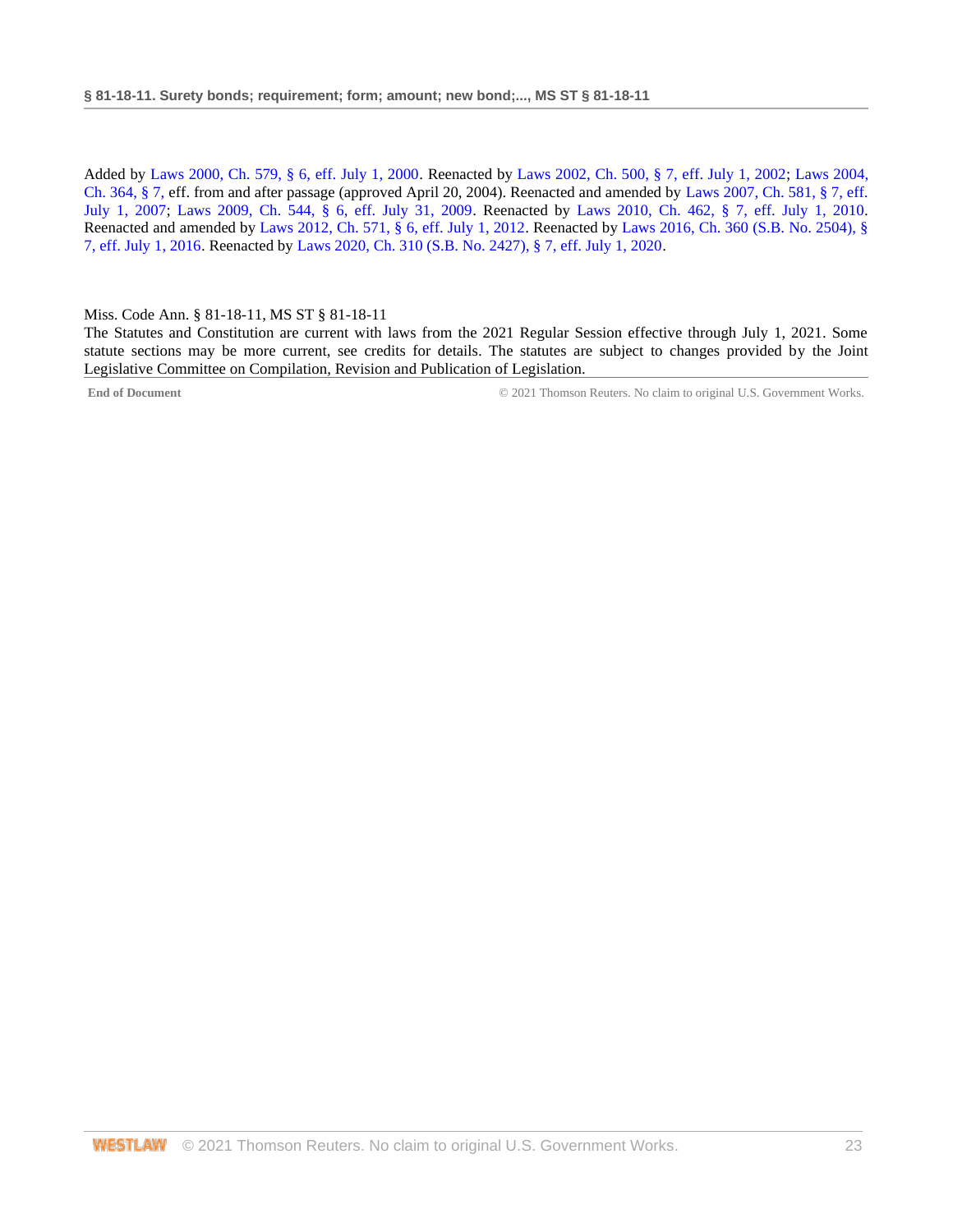Added by Laws 2000, Ch. 579, § 6, eff. July 1, 2000. Reenacted by Laws 2002, Ch. 500, § 7, eff. July 1, 2002; Laws 2004, Ch. 364, § 7, eff. from and after passage (approved April 20, 2004). Reenacted and amended by Laws 2007, Ch. 581, § 7, eff. July 1, 2007; Laws 2009, Ch. 544, § 6, eff. July 31, 2009. Reenacted by Laws 2010, Ch. 462, § 7, eff. July 1, 2010. Reenacted and amended by Laws 2012, Ch. 571, § 6, eff. July 1, 2012. Reenacted by Laws 2016, Ch. 360 (S.B. No. 2504), § 7, eff. July 1, 2016. Reenacted by Laws 2020, Ch. 310 (S.B. No. 2427), § 7, eff. July 1, 2020.

Miss. Code Ann. § 81-18-11, MS ST § 81-18-11
The Statutes and Constitution are current with laws from the 2021 Regular Session effective through July 1, 2021. Some statute sections may be more current, see credits for details. The statutes are subject to changes provided by the Joint Legislative Committee on Compilation, Revision and Publication of Legislation.

**End of Document** © 2021 Thomson Reuters. No claim to original U.S. Government Works.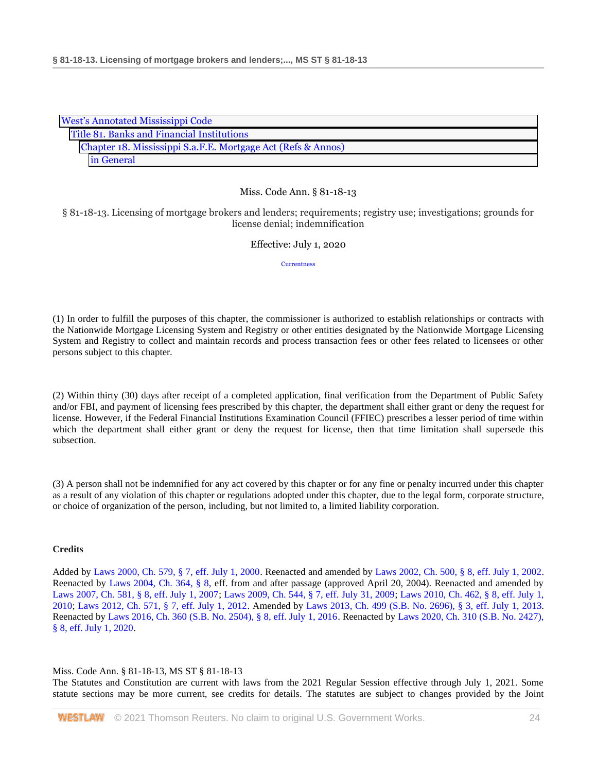West's Annotated Mississippi Code
Title 81. Banks and Financial Institutions
Chapter 18. Mississippi S.a.F.E. Mortgage Act (Refs & Annos)
in General

Miss. Code Ann. § 81-18-13

§ 81-18-13. Licensing of mortgage brokers and lenders; requirements; registry use; investigations; grounds for license denial; indemnification

Effective: July 1, 2020

Currentness

(1) In order to fulfill the purposes of this chapter, the commissioner is authorized to establish relationships or contracts with the Nationwide Mortgage Licensing System and Registry or other entities designated by the Nationwide Mortgage Licensing System and Registry to collect and maintain records and process transaction fees or other fees related to licensees or other persons subject to this chapter.

(2) Within thirty (30) days after receipt of a completed application, final verification from the Department of Public Safety and/or FBI, and payment of licensing fees prescribed by this chapter, the department shall either grant or deny the request for license. However, if the Federal Financial Institutions Examination Council (FFIEC) prescribes a lesser period of time within which the department shall either grant or deny the request for license, then that time limitation shall supersede this subsection.

(3) A person shall not be indemnified for any act covered by this chapter or for any fine or penalty incurred under this chapter as a result of any violation of this chapter or regulations adopted under this chapter, due to the legal form, corporate structure, or choice of organization of the person, including, but not limited to, a limited liability corporation.

**Credits**

Added by Laws 2000, Ch. 579, § 7, eff. July 1, 2000. Reenacted and amended by Laws 2002, Ch. 500, § 8, eff. July 1, 2002. Reenacted by Laws 2004, Ch. 364, § 8, eff. from and after passage (approved April 20, 2004). Reenacted and amended by Laws 2007, Ch. 581, § 8, eff. July 1, 2007; Laws 2009, Ch. 544, § 7, eff. July 31, 2009; Laws 2010, Ch. 462, § 8, eff. July 1, 2010; Laws 2012, Ch. 571, § 7, eff. July 1, 2012. Amended by Laws 2013, Ch. 499 (S.B. No. 2696), § 3, eff. July 1, 2013. Reenacted by Laws 2016, Ch. 360 (S.B. No. 2504), § 8, eff. July 1, 2016. Reenacted by Laws 2020, Ch. 310 (S.B. No. 2427), § 8, eff. July 1, 2020.

Miss. Code Ann. § 81-18-13, MS ST § 81-18-13
The Statutes and Constitution are current with laws from the 2021 Regular Session effective through July 1, 2021. Some statute sections may be more current, see credits for details. The statutes are subject to changes provided by the Joint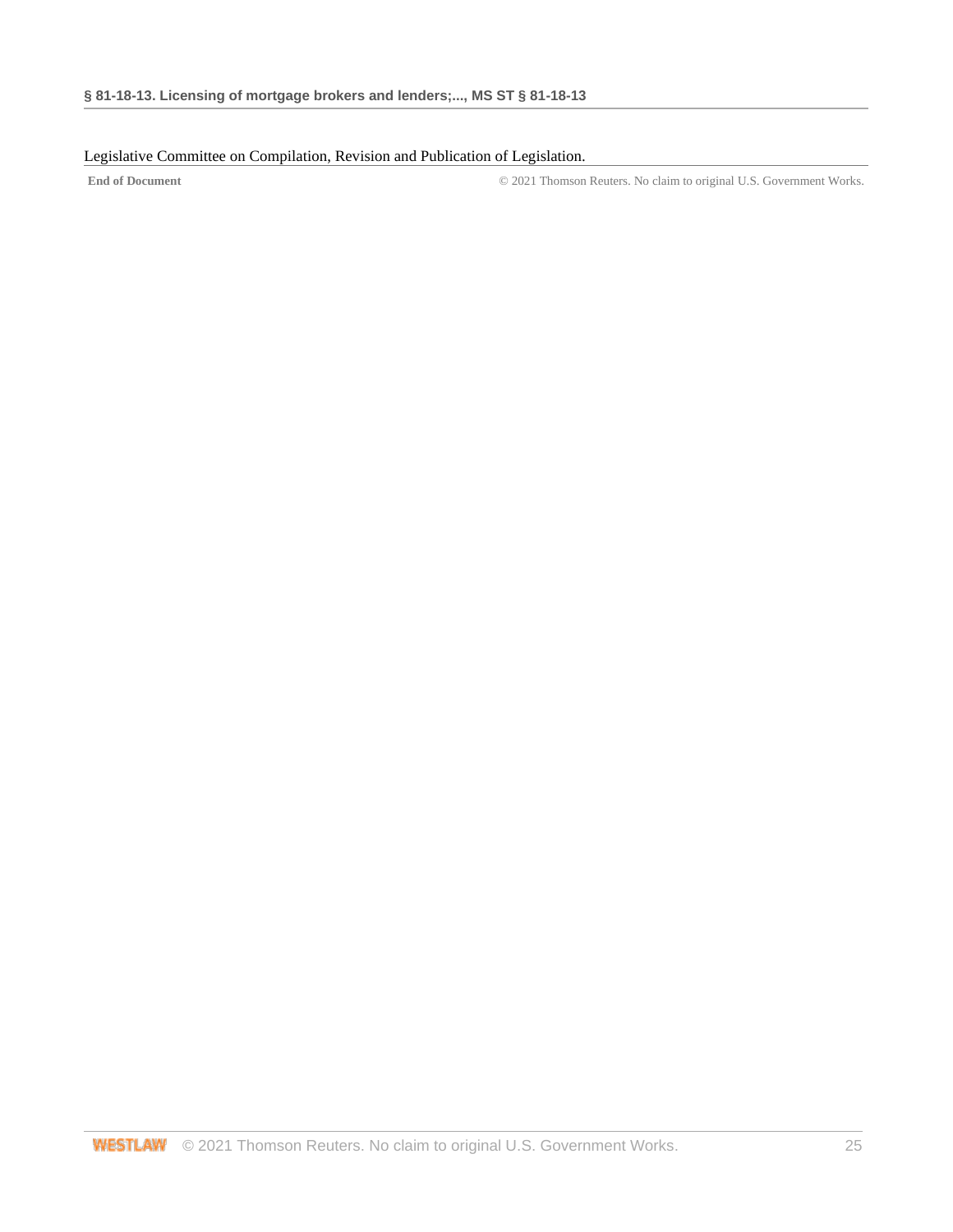Legislative Committee on Compilation, Revision and Publication of Legislation.

**End of Document** © 2021 Thomson Reuters. No claim to original U.S. Government Works.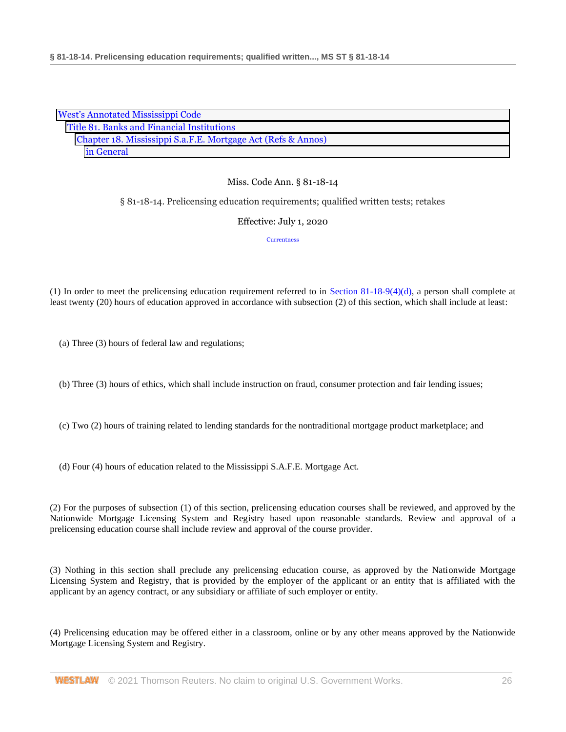West's Annotated Mississippi Code
Title 81. Banks and Financial Institutions
Chapter 18. Mississippi S.a.F.E. Mortgage Act (Refs & Annos)
in General

Miss. Code Ann. § 81-18-14

§ 81-18-14. Prelicensing education requirements; qualified written tests; retakes

Effective: July 1, 2020

Currentness

(1) In order to meet the prelicensing education requirement referred to in Section 81-18-9(4)(d), a person shall complete at least twenty (20) hours of education approved in accordance with subsection (2) of this section, which shall include at least:

(a) Three (3) hours of federal law and regulations;

(b) Three (3) hours of ethics, which shall include instruction on fraud, consumer protection and fair lending issues;

(c) Two (2) hours of training related to lending standards for the nontraditional mortgage product marketplace; and

(d) Four (4) hours of education related to the Mississippi S.A.F.E. Mortgage Act.

(2) For the purposes of subsection (1) of this section, prelicensing education courses shall be reviewed, and approved by the Nationwide Mortgage Licensing System and Registry based upon reasonable standards. Review and approval of a prelicensing education course shall include review and approval of the course provider.

(3) Nothing in this section shall preclude any prelicensing education course, as approved by the Nationwide Mortgage Licensing System and Registry, that is provided by the employer of the applicant or an entity that is affiliated with the applicant by an agency contract, or any subsidiary or affiliate of such employer or entity.

(4) Prelicensing education may be offered either in a classroom, online or by any other means approved by the Nationwide Mortgage Licensing System and Registry.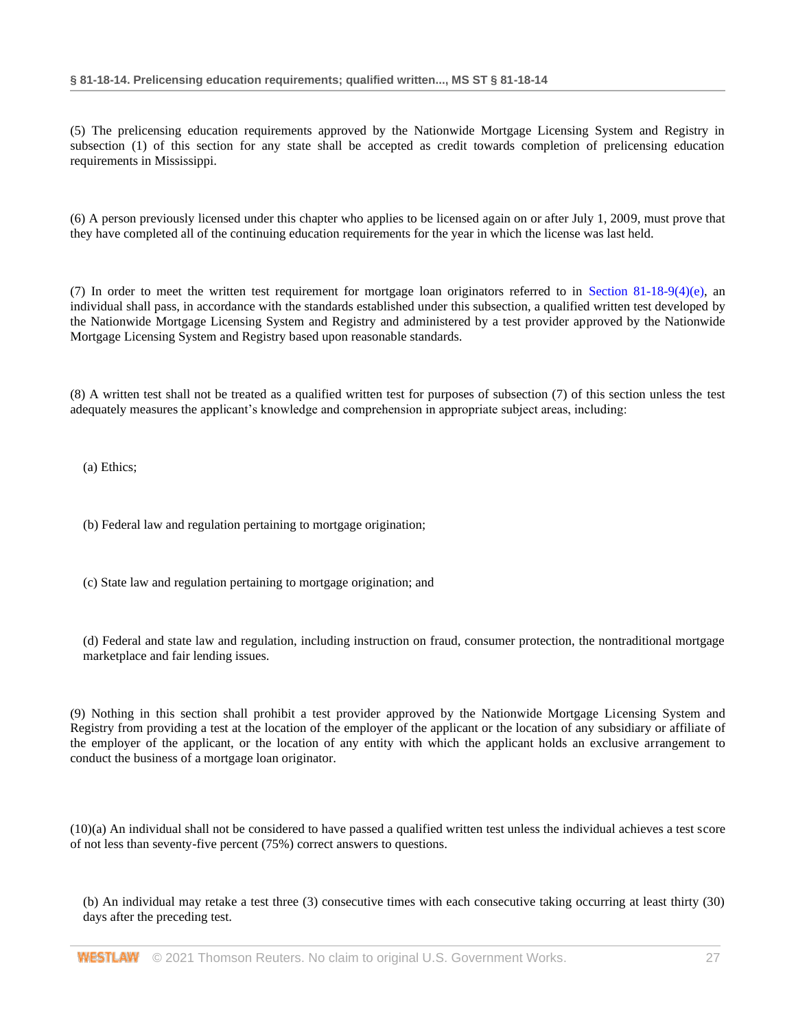(5) The prelicensing education requirements approved by the Nationwide Mortgage Licensing System and Registry in subsection (1) of this section for any state shall be accepted as credit towards completion of prelicensing education requirements in Mississippi.

(6) A person previously licensed under this chapter who applies to be licensed again on or after July 1, 2009, must prove that they have completed all of the continuing education requirements for the year in which the license was last held.

(7) In order to meet the written test requirement for mortgage loan originators referred to in Section 81-18-9(4)(e), an individual shall pass, in accordance with the standards established under this subsection, a qualified written test developed by the Nationwide Mortgage Licensing System and Registry and administered by a test provider approved by the Nationwide Mortgage Licensing System and Registry based upon reasonable standards.

(8) A written test shall not be treated as a qualified written test for purposes of subsection (7) of this section unless the test adequately measures the applicant's knowledge and comprehension in appropriate subject areas, including:

(a) Ethics;

(b) Federal law and regulation pertaining to mortgage origination;

(c) State law and regulation pertaining to mortgage origination; and

(d) Federal and state law and regulation, including instruction on fraud, consumer protection, the nontraditional mortgage marketplace and fair lending issues.

(9) Nothing in this section shall prohibit a test provider approved by the Nationwide Mortgage Licensing System and Registry from providing a test at the location of the employer of the applicant or the location of any subsidiary or affiliate of the employer of the applicant, or the location of any entity with which the applicant holds an exclusive arrangement to conduct the business of a mortgage loan originator.

(10)(a) An individual shall not be considered to have passed a qualified written test unless the individual achieves a test score of not less than seventy-five percent (75%) correct answers to questions.

(b) An individual may retake a test three (3) consecutive times with each consecutive taking occurring at least thirty (30) days after the preceding test.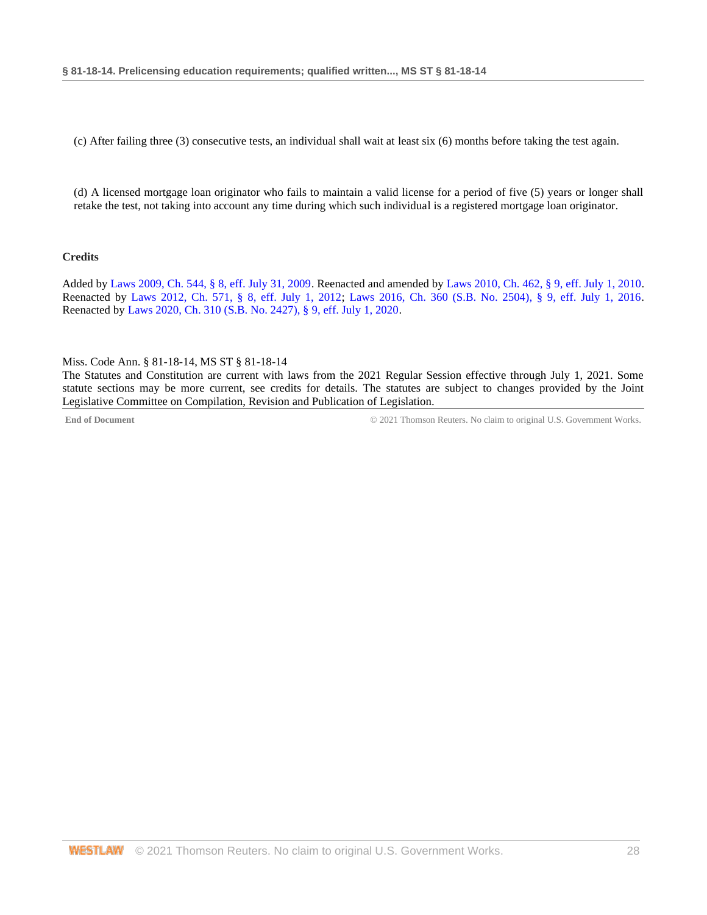(c) After failing three (3) consecutive tests, an individual shall wait at least six (6) months before taking the test again.

(d) A licensed mortgage loan originator who fails to maintain a valid license for a period of five (5) years or longer shall retake the test, not taking into account any time during which such individual is a registered mortgage loan originator.

**Credits**

Added by Laws 2009, Ch. 544, § 8, eff. July 31, 2009. Reenacted and amended by Laws 2010, Ch. 462, § 9, eff. July 1, 2010. Reenacted by Laws 2012, Ch. 571, § 8, eff. July 1, 2012; Laws 2016, Ch. 360 (S.B. No. 2504), § 9, eff. July 1, 2016. Reenacted by Laws 2020, Ch. 310 (S.B. No. 2427), § 9, eff. July 1, 2020.

Miss. Code Ann. § 81-18-14, MS ST § 81-18-14
The Statutes and Constitution are current with laws from the 2021 Regular Session effective through July 1, 2021. Some statute sections may be more current, see credits for details. The statutes are subject to changes provided by the Joint Legislative Committee on Compilation, Revision and Publication of Legislation.

End of Document © 2021 Thomson Reuters. No claim to original U.S. Government Works.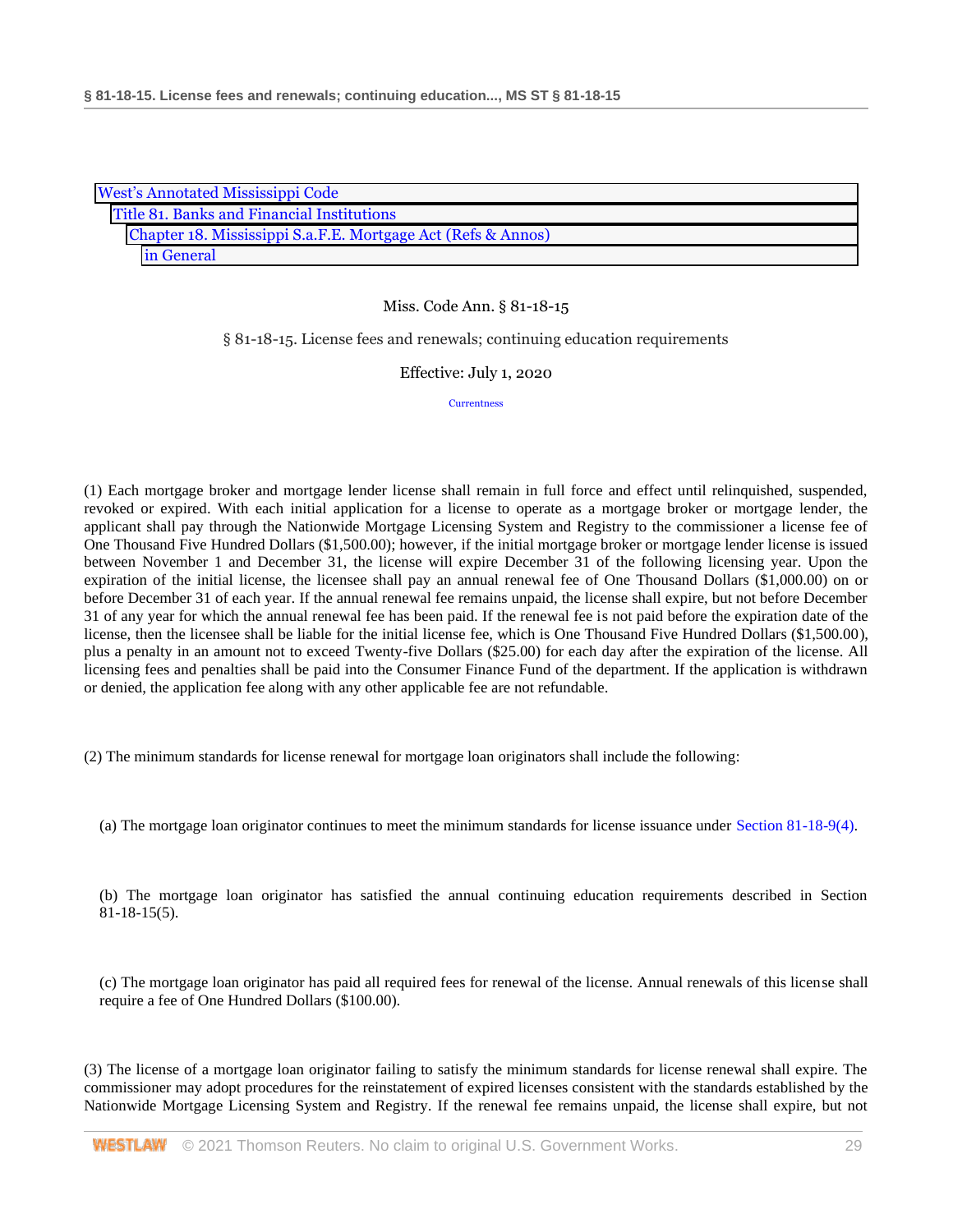West's Annotated Mississippi Code
Title 81. Banks and Financial Institutions
Chapter 18. Mississippi S.a.F.E. Mortgage Act (Refs & Annos)
in General

Miss. Code Ann. § 81-18-15

§ 81-18-15. License fees and renewals; continuing education requirements

Effective: July 1, 2020

Currentness

(1) Each mortgage broker and mortgage lender license shall remain in full force and effect until relinquished, suspended, revoked or expired. With each initial application for a license to operate as a mortgage broker or mortgage lender, the applicant shall pay through the Nationwide Mortgage Licensing System and Registry to the commissioner a license fee of One Thousand Five Hundred Dollars ($1,500.00); however, if the initial mortgage broker or mortgage lender license is issued between November 1 and December 31, the license will expire December 31 of the following licensing year. Upon the expiration of the initial license, the licensee shall pay an annual renewal fee of One Thousand Dollars ($1,000.00) on or before December 31 of each year. If the annual renewal fee remains unpaid, the license shall expire, but not before December 31 of any year for which the annual renewal fee has been paid. If the renewal fee is not paid before the expiration date of the license, then the licensee shall be liable for the initial license fee, which is One Thousand Five Hundred Dollars ($1,500.00), plus a penalty in an amount not to exceed Twenty-five Dollars ($25.00) for each day after the expiration of the license. All licensing fees and penalties shall be paid into the Consumer Finance Fund of the department. If the application is withdrawn or denied, the application fee along with any other applicable fee are not refundable.

(2) The minimum standards for license renewal for mortgage loan originators shall include the following:

(a) The mortgage loan originator continues to meet the minimum standards for license issuance under Section 81-18-9(4).

(b) The mortgage loan originator has satisfied the annual continuing education requirements described in Section 81-18-15(5).

(c) The mortgage loan originator has paid all required fees for renewal of the license. Annual renewals of this license shall require a fee of One Hundred Dollars ($100.00).

(3) The license of a mortgage loan originator failing to satisfy the minimum standards for license renewal shall expire. The commissioner may adopt procedures for the reinstatement of expired licenses consistent with the standards established by the Nationwide Mortgage Licensing System and Registry. If the renewal fee remains unpaid, the license shall expire, but not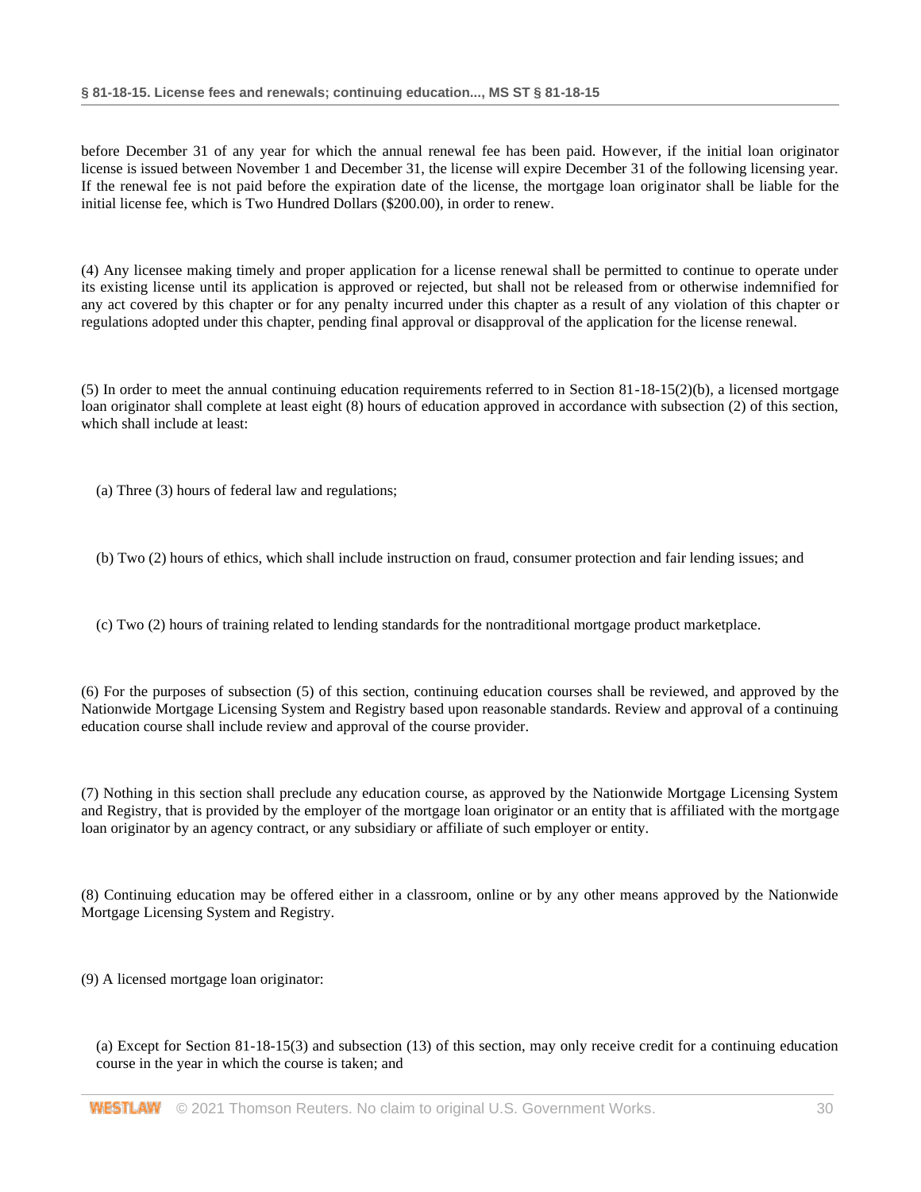before December 31 of any year for which the annual renewal fee has been paid. However, if the initial loan originator license is issued between November 1 and December 31, the license will expire December 31 of the following licensing year. If the renewal fee is not paid before the expiration date of the license, the mortgage loan originator shall be liable for the initial license fee, which is Two Hundred Dollars ($200.00), in order to renew.

(4) Any licensee making timely and proper application for a license renewal shall be permitted to continue to operate under its existing license until its application is approved or rejected, but shall not be released from or otherwise indemnified for any act covered by this chapter or for any penalty incurred under this chapter as a result of any violation of this chapter or regulations adopted under this chapter, pending final approval or disapproval of the application for the license renewal.

(5) In order to meet the annual continuing education requirements referred to in Section 81-18-15(2)(b), a licensed mortgage loan originator shall complete at least eight (8) hours of education approved in accordance with subsection (2) of this section, which shall include at least:

(a) Three (3) hours of federal law and regulations;

(b) Two (2) hours of ethics, which shall include instruction on fraud, consumer protection and fair lending issues; and

(c) Two (2) hours of training related to lending standards for the nontraditional mortgage product marketplace.

(6) For the purposes of subsection (5) of this section, continuing education courses shall be reviewed, and approved by the Nationwide Mortgage Licensing System and Registry based upon reasonable standards. Review and approval of a continuing education course shall include review and approval of the course provider.

(7) Nothing in this section shall preclude any education course, as approved by the Nationwide Mortgage Licensing System and Registry, that is provided by the employer of the mortgage loan originator or an entity that is affiliated with the mortgage loan originator by an agency contract, or any subsidiary or affiliate of such employer or entity.

(8) Continuing education may be offered either in a classroom, online or by any other means approved by the Nationwide Mortgage Licensing System and Registry.

(9) A licensed mortgage loan originator:

(a) Except for Section 81-18-15(3) and subsection (13) of this section, may only receive credit for a continuing education course in the year in which the course is taken; and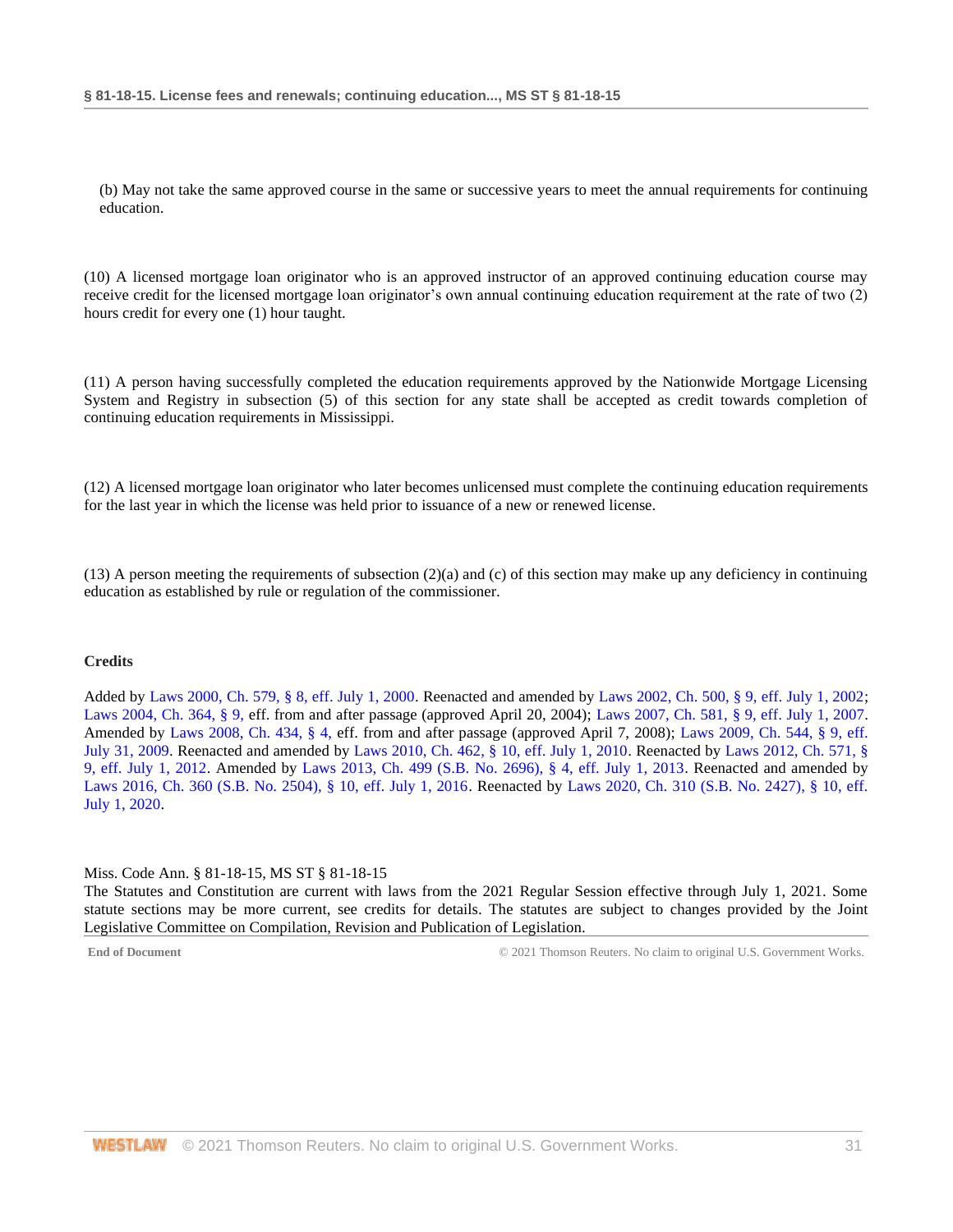(b) May not take the same approved course in the same or successive years to meet the annual requirements for continuing education.

(10) A licensed mortgage loan originator who is an approved instructor of an approved continuing education course may receive credit for the licensed mortgage loan originator's own annual continuing education requirement at the rate of two (2) hours credit for every one (1) hour taught.

(11) A person having successfully completed the education requirements approved by the Nationwide Mortgage Licensing System and Registry in subsection (5) of this section for any state shall be accepted as credit towards completion of continuing education requirements in Mississippi.

(12) A licensed mortgage loan originator who later becomes unlicensed must complete the continuing education requirements for the last year in which the license was held prior to issuance of a new or renewed license.

(13) A person meeting the requirements of subsection (2)(a) and (c) of this section may make up any deficiency in continuing education as established by rule or regulation of the commissioner.

**Credits**

Added by Laws 2000, Ch. 579, § 8, eff. July 1, 2000. Reenacted and amended by Laws 2002, Ch. 500, § 9, eff. July 1, 2002; Laws 2004, Ch. 364, § 9, eff. from and after passage (approved April 20, 2004); Laws 2007, Ch. 581, § 9, eff. July 1, 2007. Amended by Laws 2008, Ch. 434, § 4, eff. from and after passage (approved April 7, 2008); Laws 2009, Ch. 544, § 9, eff. July 31, 2009. Reenacted and amended by Laws 2010, Ch. 462, § 10, eff. July 1, 2010. Reenacted by Laws 2012, Ch. 571, § 9, eff. July 1, 2012. Amended by Laws 2013, Ch. 499 (S.B. No. 2696), § 4, eff. July 1, 2013. Reenacted and amended by Laws 2016, Ch. 360 (S.B. No. 2504), § 10, eff. July 1, 2016. Reenacted by Laws 2020, Ch. 310 (S.B. No. 2427), § 10, eff. July 1, 2020.

Miss. Code Ann. § 81-18-15, MS ST § 81-18-15
The Statutes and Constitution are current with laws from the 2021 Regular Session effective through July 1, 2021. Some statute sections may be more current, see credits for details. The statutes are subject to changes provided by the Joint Legislative Committee on Compilation, Revision and Publication of Legislation.

End of Document © 2021 Thomson Reuters. No claim to original U.S. Government Works.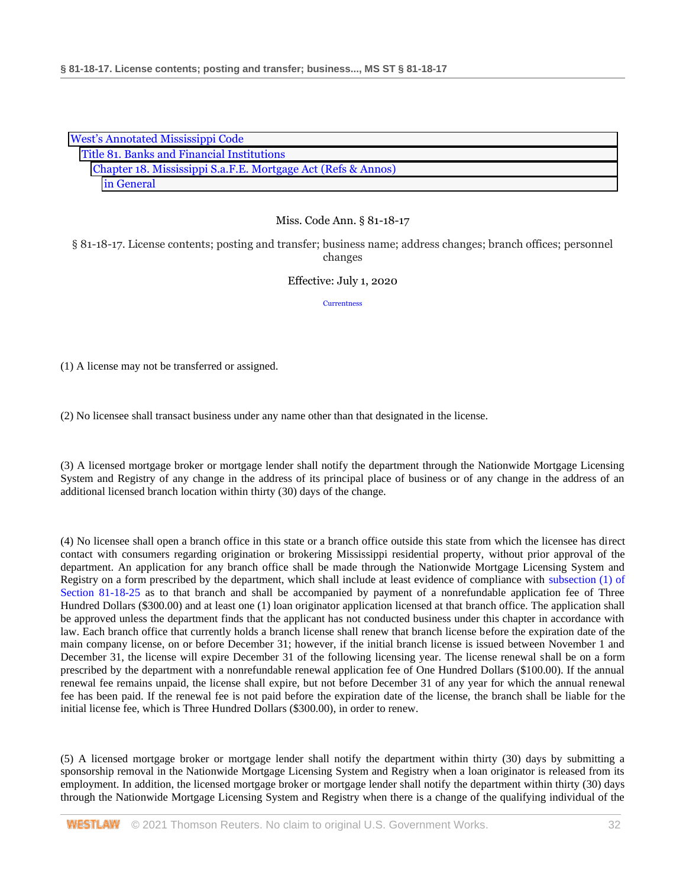West's Annotated Mississippi Code
Title 81. Banks and Financial Institutions
Chapter 18. Mississippi S.a.F.E. Mortgage Act (Refs & Annos)
in General

Miss. Code Ann. § 81-18-17

§ 81-18-17. License contents; posting and transfer; business name; address changes; branch offices; personnel changes

Effective: July 1, 2020

Currentness

(1) A license may not be transferred or assigned.

(2) No licensee shall transact business under any name other than that designated in the license.

(3) A licensed mortgage broker or mortgage lender shall notify the department through the Nationwide Mortgage Licensing System and Registry of any change in the address of its principal place of business or of any change in the address of an additional licensed branch location within thirty (30) days of the change.

(4) No licensee shall open a branch office in this state or a branch office outside this state from which the licensee has direct contact with consumers regarding origination or brokering Mississippi residential property, without prior approval of the department. An application for any branch office shall be made through the Nationwide Mortgage Licensing System and Registry on a form prescribed by the department, which shall include at least evidence of compliance with subsection (1) of Section 81-18-25 as to that branch and shall be accompanied by payment of a nonrefundable application fee of Three Hundred Dollars ($300.00) and at least one (1) loan originator application licensed at that branch office. The application shall be approved unless the department finds that the applicant has not conducted business under this chapter in accordance with law. Each branch office that currently holds a branch license shall renew that branch license before the expiration date of the main company license, on or before December 31; however, if the initial branch license is issued between November 1 and December 31, the license will expire December 31 of the following licensing year. The license renewal shall be on a form prescribed by the department with a nonrefundable renewal application fee of One Hundred Dollars ($100.00). If the annual renewal fee remains unpaid, the license shall expire, but not before December 31 of any year for which the annual renewal fee has been paid. If the renewal fee is not paid before the expiration date of the license, the branch shall be liable for the initial license fee, which is Three Hundred Dollars ($300.00), in order to renew.

(5) A licensed mortgage broker or mortgage lender shall notify the department within thirty (30) days by submitting a sponsorship removal in the Nationwide Mortgage Licensing System and Registry when a loan originator is released from its employment. In addition, the licensed mortgage broker or mortgage lender shall notify the department within thirty (30) days through the Nationwide Mortgage Licensing System and Registry when there is a change of the qualifying individual of the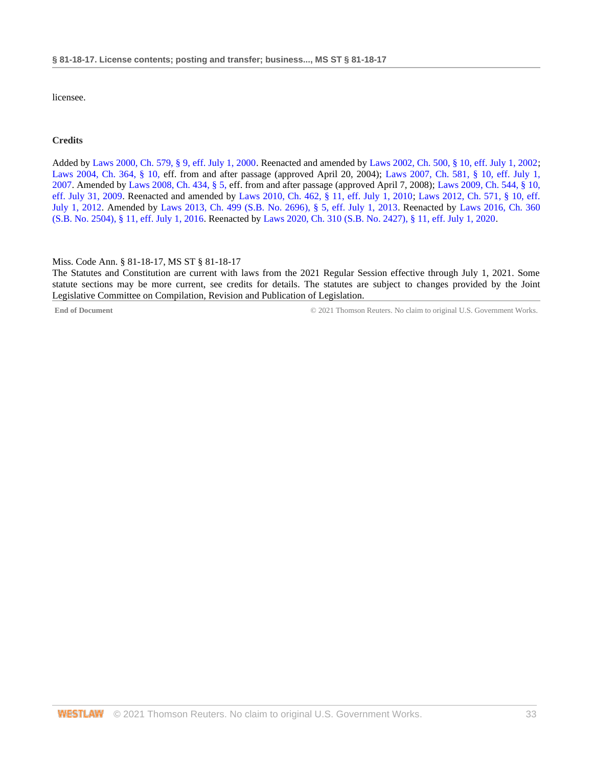licensee.

**Credits**

Added by Laws 2000, Ch. 579, § 9, eff. July 1, 2000. Reenacted and amended by Laws 2002, Ch. 500, § 10, eff. July 1, 2002; Laws 2004, Ch. 364, § 10, eff. from and after passage (approved April 20, 2004); Laws 2007, Ch. 581, § 10, eff. July 1, 2007. Amended by Laws 2008, Ch. 434, § 5, eff. from and after passage (approved April 7, 2008); Laws 2009, Ch. 544, § 10, eff. July 31, 2009. Reenacted and amended by Laws 2010, Ch. 462, § 11, eff. July 1, 2010; Laws 2012, Ch. 571, § 10, eff. July 1, 2012. Amended by Laws 2013, Ch. 499 (S.B. No. 2696), § 5, eff. July 1, 2013. Reenacted by Laws 2016, Ch. 360 (S.B. No. 2504), § 11, eff. July 1, 2016. Reenacted by Laws 2020, Ch. 310 (S.B. No. 2427), § 11, eff. July 1, 2020.

Miss. Code Ann. § 81-18-17, MS ST § 81-18-17
The Statutes and Constitution are current with laws from the 2021 Regular Session effective through July 1, 2021. Some statute sections may be more current, see credits for details. The statutes are subject to changes provided by the Joint Legislative Committee on Compilation, Revision and Publication of Legislation.

End of Document © 2021 Thomson Reuters. No claim to original U.S. Government Works.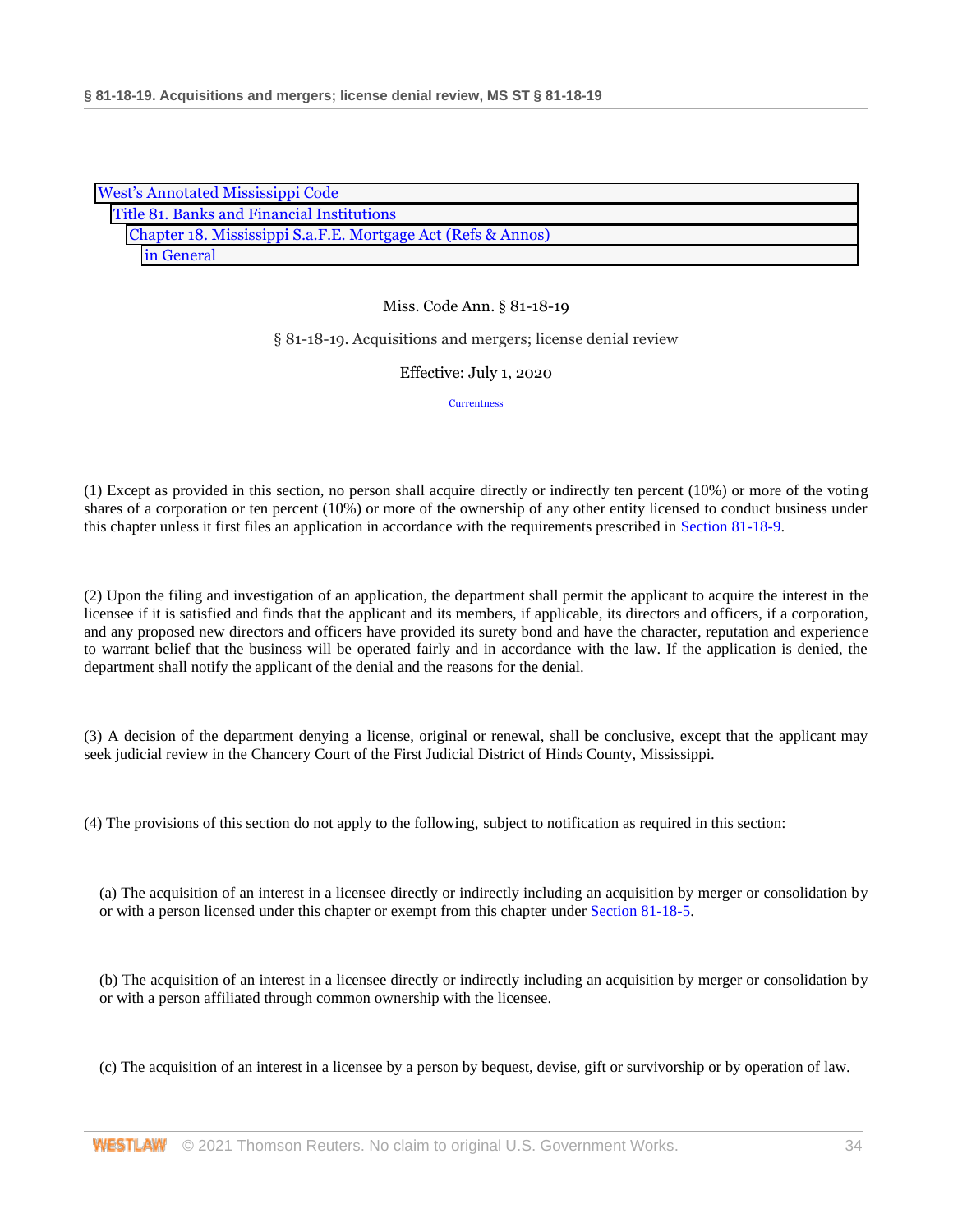West's Annotated Mississippi Code
Title 81. Banks and Financial Institutions
Chapter 18. Mississippi S.a.F.E. Mortgage Act (Refs & Annos)
in General

Miss. Code Ann. § 81-18-19

# § 81-18-19. Acquisitions and mergers; license denial review

Effective: July 1, 2020

Currentness

(1) Except as provided in this section, no person shall acquire directly or indirectly ten percent (10%) or more of the voting shares of a corporation or ten percent (10%) or more of the ownership of any other entity licensed to conduct business under this chapter unless it first files an application in accordance with the requirements prescribed in Section 81-18-9.

(2) Upon the filing and investigation of an application, the department shall permit the applicant to acquire the interest in the licensee if it is satisfied and finds that the applicant and its members, if applicable, its directors and officers, if a corporation, and any proposed new directors and officers have provided its surety bond and have the character, reputation and experience to warrant belief that the business will be operated fairly and in accordance with the law. If the application is denied, the department shall notify the applicant of the denial and the reasons for the denial.

(3) A decision of the department denying a license, original or renewal, shall be conclusive, except that the applicant may seek judicial review in the Chancery Court of the First Judicial District of Hinds County, Mississippi.

(4) The provisions of this section do not apply to the following, subject to notification as required in this section:

(a) The acquisition of an interest in a licensee directly or indirectly including an acquisition by merger or consolidation by or with a person licensed under this chapter or exempt from this chapter under Section 81-18-5.

(b) The acquisition of an interest in a licensee directly or indirectly including an acquisition by merger or consolidation by or with a person affiliated through common ownership with the licensee.

(c) The acquisition of an interest in a licensee by a person by bequest, devise, gift or survivorship or by operation of law.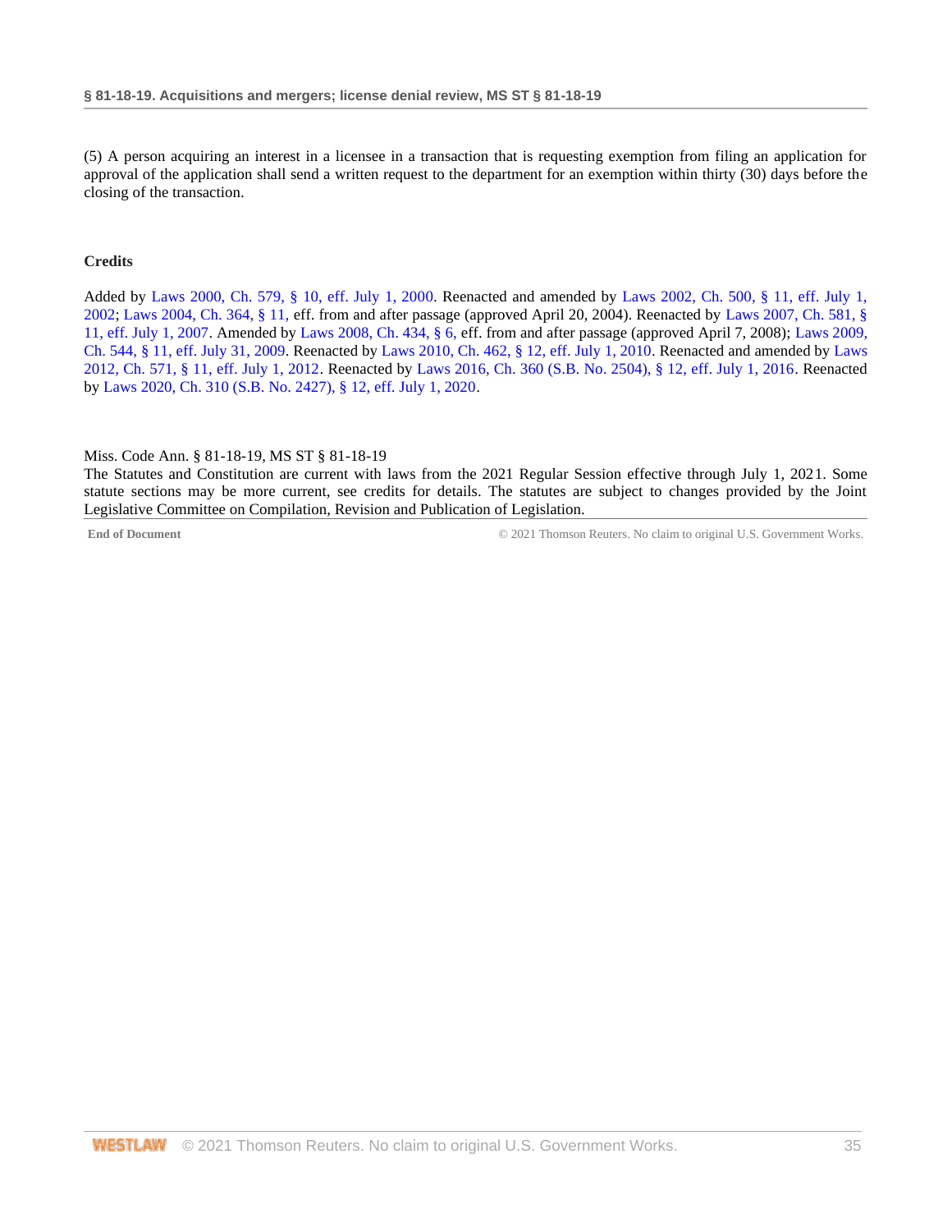(5) A person acquiring an interest in a licensee in a transaction that is requesting exemption from filing an application for approval of the application shall send a written request to the department for an exemption within thirty (30) days before the closing of the transaction.

**Credits**

Added by Laws 2000, Ch. 579, § 10, eff. July 1, 2000. Reenacted and amended by Laws 2002, Ch. 500, § 11, eff. July 1, 2002; Laws 2004, Ch. 364, § 11, eff. from and after passage (approved April 20, 2004). Reenacted by Laws 2007, Ch. 581, § 11, eff. July 1, 2007. Amended by Laws 2008, Ch. 434, § 6, eff. from and after passage (approved April 7, 2008); Laws 2009, Ch. 544, § 11, eff. July 31, 2009. Reenacted by Laws 2010, Ch. 462, § 12, eff. July 1, 2010. Reenacted and amended by Laws 2012, Ch. 571, § 11, eff. July 1, 2012. Reenacted by Laws 2016, Ch. 360 (S.B. No. 2504), § 12, eff. July 1, 2016. Reenacted by Laws 2020, Ch. 310 (S.B. No. 2427), § 12, eff. July 1, 2020.

Miss. Code Ann. § 81-18-19, MS ST § 81-18-19
The Statutes and Constitution are current with laws from the 2021 Regular Session effective through July 1, 2021. Some statute sections may be more current, see credits for details. The statutes are subject to changes provided by the Joint Legislative Committee on Compilation, Revision and Publication of Legislation.

**End of Document** © 2021 Thomson Reuters. No claim to original U.S. Government Works.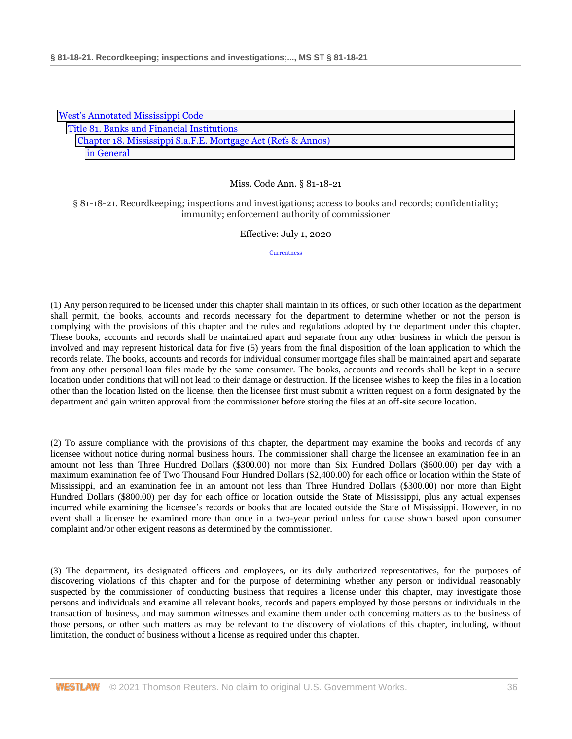West's Annotated Mississippi Code
Title 81. Banks and Financial Institutions
Chapter 18. Mississippi S.a.F.E. Mortgage Act (Refs & Annos)
in General

Miss. Code Ann. § 81-18-21

§ 81-18-21. Recordkeeping; inspections and investigations; access to books and records; confidentiality; immunity; enforcement authority of commissioner

Effective: July 1, 2020

Currentness

(1) Any person required to be licensed under this chapter shall maintain in its offices, or such other location as the department shall permit, the books, accounts and records necessary for the department to determine whether or not the person is complying with the provisions of this chapter and the rules and regulations adopted by the department under this chapter. These books, accounts and records shall be maintained apart and separate from any other business in which the person is involved and may represent historical data for five (5) years from the final disposition of the loan application to which the records relate. The books, accounts and records for individual consumer mortgage files shall be maintained apart and separate from any other personal loan files made by the same consumer. The books, accounts and records shall be kept in a secure location under conditions that will not lead to their damage or destruction. If the licensee wishes to keep the files in a location other than the location listed on the license, then the licensee first must submit a written request on a form designated by the department and gain written approval from the commissioner before storing the files at an off-site secure location.

(2) To assure compliance with the provisions of this chapter, the department may examine the books and records of any licensee without notice during normal business hours. The commissioner shall charge the licensee an examination fee in an amount not less than Three Hundred Dollars ($300.00) nor more than Six Hundred Dollars ($600.00) per day with a maximum examination fee of Two Thousand Four Hundred Dollars ($2,400.00) for each office or location within the State of Mississippi, and an examination fee in an amount not less than Three Hundred Dollars ($300.00) nor more than Eight Hundred Dollars ($800.00) per day for each office or location outside the State of Mississippi, plus any actual expenses incurred while examining the licensee's records or books that are located outside the State of Mississippi. However, in no event shall a licensee be examined more than once in a two-year period unless for cause shown based upon consumer complaint and/or other exigent reasons as determined by the commissioner.

(3) The department, its designated officers and employees, or its duly authorized representatives, for the purposes of discovering violations of this chapter and for the purpose of determining whether any person or individual reasonably suspected by the commissioner of conducting business that requires a license under this chapter, may investigate those persons and individuals and examine all relevant books, records and papers employed by those persons or individuals in the transaction of business, and may summon witnesses and examine them under oath concerning matters as to the business of those persons, or other such matters as may be relevant to the discovery of violations of this chapter, including, without limitation, the conduct of business without a license as required under this chapter.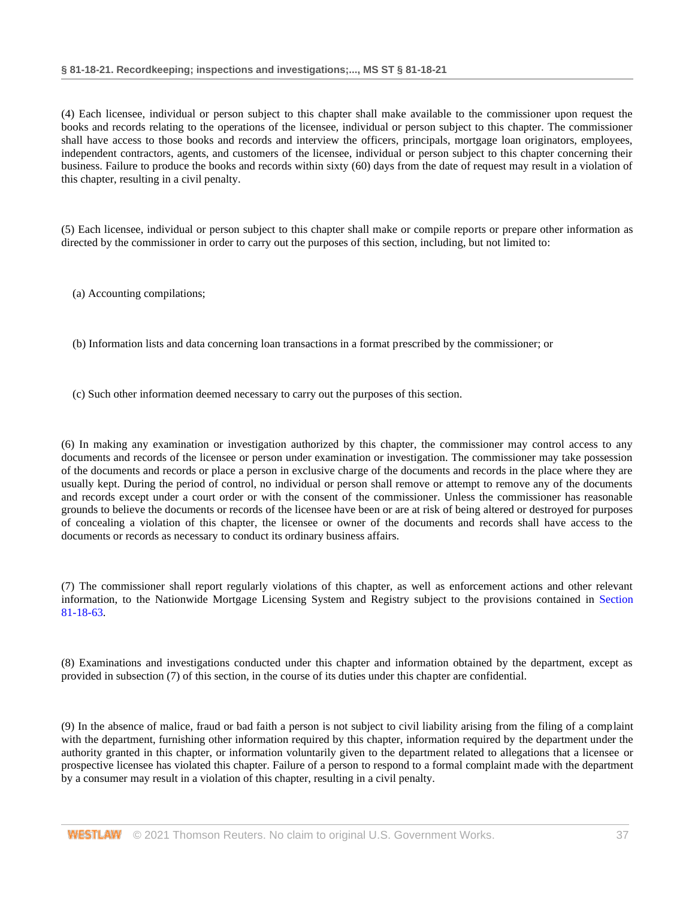(4) Each licensee, individual or person subject to this chapter shall make available to the commissioner upon request the books and records relating to the operations of the licensee, individual or person subject to this chapter. The commissioner shall have access to those books and records and interview the officers, principals, mortgage loan originators, employees, independent contractors, agents, and customers of the licensee, individual or person subject to this chapter concerning their business. Failure to produce the books and records within sixty (60) days from the date of request may result in a violation of this chapter, resulting in a civil penalty.

(5) Each licensee, individual or person subject to this chapter shall make or compile reports or prepare other information as directed by the commissioner in order to carry out the purposes of this section, including, but not limited to:

(a) Accounting compilations;

(b) Information lists and data concerning loan transactions in a format prescribed by the commissioner; or

(c) Such other information deemed necessary to carry out the purposes of this section.

(6) In making any examination or investigation authorized by this chapter, the commissioner may control access to any documents and records of the licensee or person under examination or investigation. The commissioner may take possession of the documents and records or place a person in exclusive charge of the documents and records in the place where they are usually kept. During the period of control, no individual or person shall remove or attempt to remove any of the documents and records except under a court order or with the consent of the commissioner. Unless the commissioner has reasonable grounds to believe the documents or records of the licensee have been or are at risk of being altered or destroyed for purposes of concealing a violation of this chapter, the licensee or owner of the documents and records shall have access to the documents or records as necessary to conduct its ordinary business affairs.

(7) The commissioner shall report regularly violations of this chapter, as well as enforcement actions and other relevant information, to the Nationwide Mortgage Licensing System and Registry subject to the provisions contained in Section 81-18-63.

(8) Examinations and investigations conducted under this chapter and information obtained by the department, except as provided in subsection (7) of this section, in the course of its duties under this chapter are confidential.

(9) In the absence of malice, fraud or bad faith a person is not subject to civil liability arising from the filing of a complaint with the department, furnishing other information required by this chapter, information required by the department under the authority granted in this chapter, or information voluntarily given to the department related to allegations that a licensee or prospective licensee has violated this chapter. Failure of a person to respond to a formal complaint made with the department by a consumer may result in a violation of this chapter, resulting in a civil penalty.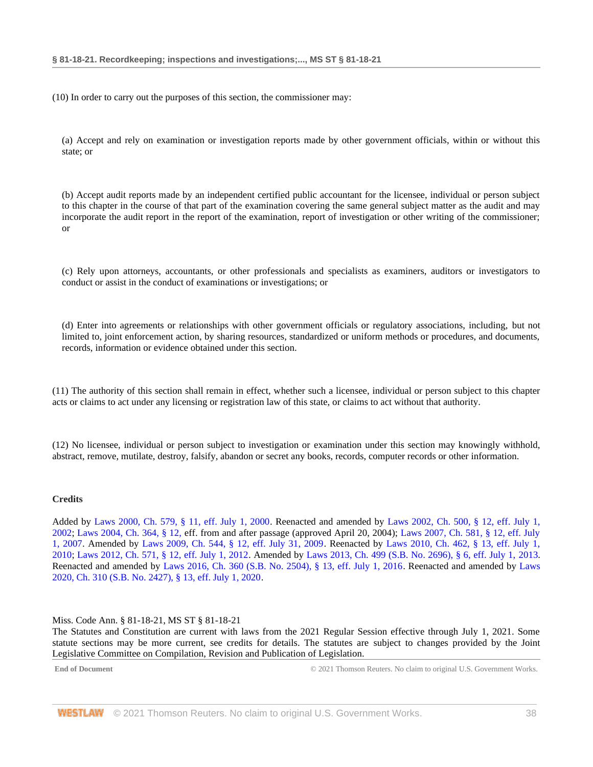(10) In order to carry out the purposes of this section, the commissioner may:

(a) Accept and rely on examination or investigation reports made by other government officials, within or without this state; or

(b) Accept audit reports made by an independent certified public accountant for the licensee, individual or person subject to this chapter in the course of that part of the examination covering the same general subject matter as the audit and may incorporate the audit report in the report of the examination, report of investigation or other writing of the commissioner; or

(c) Rely upon attorneys, accountants, or other professionals and specialists as examiners, auditors or investigators to conduct or assist in the conduct of examinations or investigations; or

(d) Enter into agreements or relationships with other government officials or regulatory associations, including, but not limited to, joint enforcement action, by sharing resources, standardized or uniform methods or procedures, and documents, records, information or evidence obtained under this section.

(11) The authority of this section shall remain in effect, whether such a licensee, individual or person subject to this chapter acts or claims to act under any licensing or registration law of this state, or claims to act without that authority.

(12) No licensee, individual or person subject to investigation or examination under this section may knowingly withhold, abstract, remove, mutilate, destroy, falsify, abandon or secret any books, records, computer records or other information.

### Credits

Added by Laws 2000, Ch. 579, § 11, eff. July 1, 2000. Reenacted and amended by Laws 2002, Ch. 500, § 12, eff. July 1, 2002; Laws 2004, Ch. 364, § 12, eff. from and after passage (approved April 20, 2004); Laws 2007, Ch. 581, § 12, eff. July 1, 2007. Amended by Laws 2009, Ch. 544, § 12, eff. July 31, 2009. Reenacted by Laws 2010, Ch. 462, § 13, eff. July 1, 2010; Laws 2012, Ch. 571, § 12, eff. July 1, 2012. Amended by Laws 2013, Ch. 499 (S.B. No. 2696), § 6, eff. July 1, 2013. Reenacted and amended by Laws 2016, Ch. 360 (S.B. No. 2504), § 13, eff. July 1, 2016. Reenacted and amended by Laws 2020, Ch. 310 (S.B. No. 2427), § 13, eff. July 1, 2020.

Miss. Code Ann. § 81-18-21, MS ST § 81-18-21
The Statutes and Constitution are current with laws from the 2021 Regular Session effective through July 1, 2021. Some statute sections may be more current, see credits for details. The statutes are subject to changes provided by the Joint Legislative Committee on Compilation, Revision and Publication of Legislation.

End of Document © 2021 Thomson Reuters. No claim to original U.S. Government Works.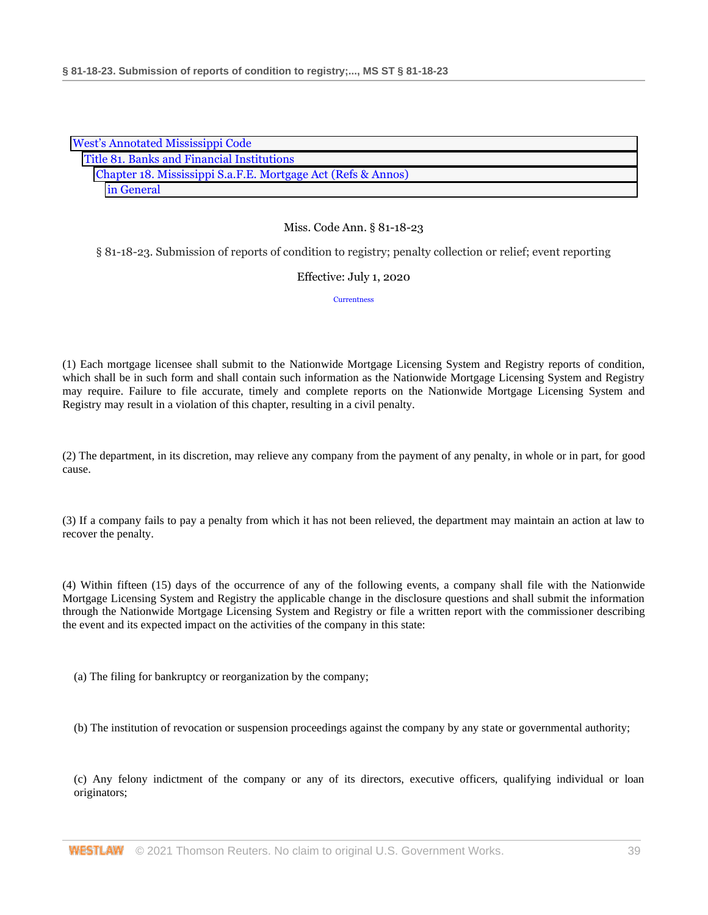West's Annotated Mississippi Code
Title 81. Banks and Financial Institutions
Chapter 18. Mississippi S.a.F.E. Mortgage Act (Refs & Annos)
in General

Miss. Code Ann. § 81-18-23

§ 81-18-23. Submission of reports of condition to registry; penalty collection or relief; event reporting

Effective: July 1, 2020

Currentness

(1) Each mortgage licensee shall submit to the Nationwide Mortgage Licensing System and Registry reports of condition, which shall be in such form and shall contain such information as the Nationwide Mortgage Licensing System and Registry may require. Failure to file accurate, timely and complete reports on the Nationwide Mortgage Licensing System and Registry may result in a violation of this chapter, resulting in a civil penalty.

(2) The department, in its discretion, may relieve any company from the payment of any penalty, in whole or in part, for good cause.

(3) If a company fails to pay a penalty from which it has not been relieved, the department may maintain an action at law to recover the penalty.

(4) Within fifteen (15) days of the occurrence of any of the following events, a company shall file with the Nationwide Mortgage Licensing System and Registry the applicable change in the disclosure questions and shall submit the information through the Nationwide Mortgage Licensing System and Registry or file a written report with the commissioner describing the event and its expected impact on the activities of the company in this state:

(a) The filing for bankruptcy or reorganization by the company;

(b) The institution of revocation or suspension proceedings against the company by any state or governmental authority;

(c) Any felony indictment of the company or any of its directors, executive officers, qualifying individual or loan originators;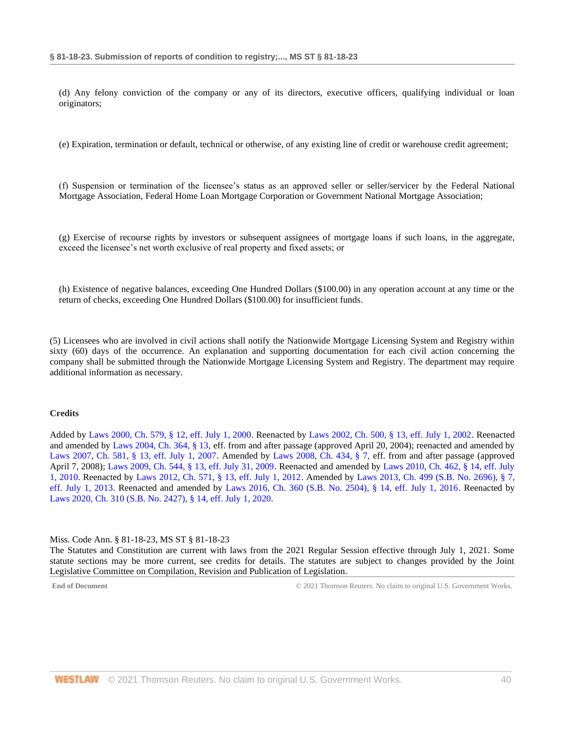(d) Any felony conviction of the company or any of its directors, executive officers, qualifying individual or loan originators;

(e) Expiration, termination or default, technical or otherwise, of any existing line of credit or warehouse credit agreement;

(f) Suspension or termination of the licensee's status as an approved seller or seller/servicer by the Federal National Mortgage Association, Federal Home Loan Mortgage Corporation or Government National Mortgage Association;

(g) Exercise of recourse rights by investors or subsequent assignees of mortgage loans if such loans, in the aggregate, exceed the licensee's net worth exclusive of real property and fixed assets; or

(h) Existence of negative balances, exceeding One Hundred Dollars ($100.00) in any operation account at any time or the return of checks, exceeding One Hundred Dollars ($100.00) for insufficient funds.

(5) Licensees who are involved in civil actions shall notify the Nationwide Mortgage Licensing System and Registry within sixty (60) days of the occurrence. An explanation and supporting documentation for each civil action concerning the company shall be submitted through the Nationwide Mortgage Licensing System and Registry. The department may require additional information as necessary.

**Credits**

Added by Laws 2000, Ch. 579, § 12, eff. July 1, 2000. Reenacted by Laws 2002, Ch. 500, § 13, eff. July 1, 2002. Reenacted and amended by Laws 2004, Ch. 364, § 13, eff. from and after passage (approved April 20, 2004); reenacted and amended by Laws 2007, Ch. 581, § 13, eff. July 1, 2007. Amended by Laws 2008, Ch. 434, § 7, eff. from and after passage (approved April 7, 2008); Laws 2009, Ch. 544, § 13, eff. July 31, 2009. Reenacted and amended by Laws 2010, Ch. 462, § 14, eff. July 1, 2010. Reenacted by Laws 2012, Ch. 571, § 13, eff. July 1, 2012. Amended by Laws 2013, Ch. 499 (S.B. No. 2696), § 7, eff. July 1, 2013. Reenacted and amended by Laws 2016, Ch. 360 (S.B. No. 2504), § 14, eff. July 1, 2016. Reenacted by Laws 2020, Ch. 310 (S.B. No. 2427), § 14, eff. July 1, 2020.

Miss. Code Ann. § 81-18-23, MS ST § 81-18-23
The Statutes and Constitution are current with laws from the 2021 Regular Session effective through July 1, 2021. Some statute sections may be more current, see credits for details. The statutes are subject to changes provided by the Joint Legislative Committee on Compilation, Revision and Publication of Legislation.

**End of Document** © 2021 Thomson Reuters. No claim to original U.S. Government Works.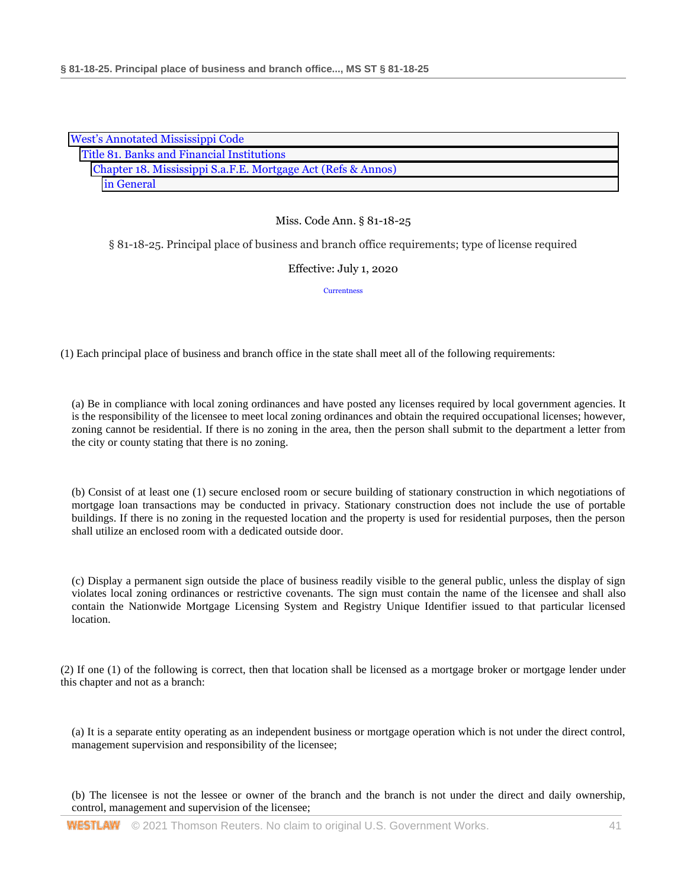West's Annotated Mississippi Code
Title 81. Banks and Financial Institutions
Chapter 18. Mississippi S.a.F.E. Mortgage Act (Refs & Annos)
in General

Miss. Code Ann. § 81-18-25

§ 81-18-25. Principal place of business and branch office requirements; type of license required

Effective: July 1, 2020

Currentness

(1) Each principal place of business and branch office in the state shall meet all of the following requirements:

(a) Be in compliance with local zoning ordinances and have posted any licenses required by local government agencies. It is the responsibility of the licensee to meet local zoning ordinances and obtain the required occupational licenses; however, zoning cannot be residential. If there is no zoning in the area, then the person shall submit to the department a letter from the city or county stating that there is no zoning.

(b) Consist of at least one (1) secure enclosed room or secure building of stationary construction in which negotiations of mortgage loan transactions may be conducted in privacy. Stationary construction does not include the use of portable buildings. If there is no zoning in the requested location and the property is used for residential purposes, then the person shall utilize an enclosed room with a dedicated outside door.

(c) Display a permanent sign outside the place of business readily visible to the general public, unless the display of sign violates local zoning ordinances or restrictive covenants. The sign must contain the name of the licensee and shall also contain the Nationwide Mortgage Licensing System and Registry Unique Identifier issued to that particular licensed location.

(2) If one (1) of the following is correct, then that location shall be licensed as a mortgage broker or mortgage lender under this chapter and not as a branch:

(a) It is a separate entity operating as an independent business or mortgage operation which is not under the direct control, management supervision and responsibility of the licensee;

(b) The licensee is not the lessee or owner of the branch and the branch is not under the direct and daily ownership, control, management and supervision of the licensee;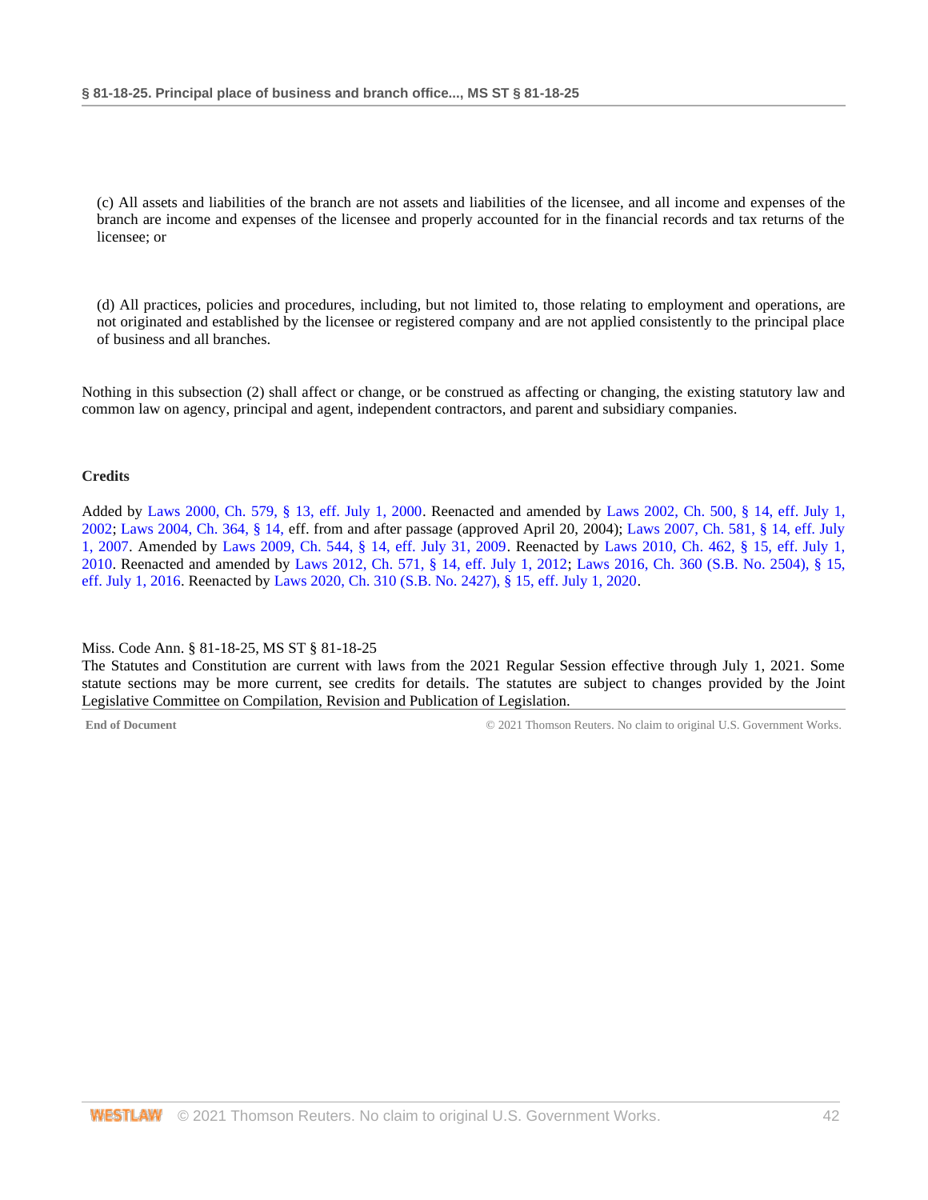(c) All assets and liabilities of the branch are not assets and liabilities of the licensee, and all income and expenses of the branch are income and expenses of the licensee and properly accounted for in the financial records and tax returns of the licensee; or

(d) All practices, policies and procedures, including, but not limited to, those relating to employment and operations, are not originated and established by the licensee or registered company and are not applied consistently to the principal place of business and all branches.

Nothing in this subsection (2) shall affect or change, or be construed as affecting or changing, the existing statutory law and common law on agency, principal and agent, independent contractors, and parent and subsidiary companies.

**Credits**

Added by Laws 2000, Ch. 579, § 13, eff. July 1, 2000. Reenacted and amended by Laws 2002, Ch. 500, § 14, eff. July 1, 2002; Laws 2004, Ch. 364, § 14, eff. from and after passage (approved April 20, 2004); Laws 2007, Ch. 581, § 14, eff. July 1, 2007. Amended by Laws 2009, Ch. 544, § 14, eff. July 31, 2009. Reenacted by Laws 2010, Ch. 462, § 15, eff. July 1, 2010. Reenacted and amended by Laws 2012, Ch. 571, § 14, eff. July 1, 2012; Laws 2016, Ch. 360 (S.B. No. 2504), § 15, eff. July 1, 2016. Reenacted by Laws 2020, Ch. 310 (S.B. No. 2427), § 15, eff. July 1, 2020.

Miss. Code Ann. § 81-18-25, MS ST § 81-18-25
The Statutes and Constitution are current with laws from the 2021 Regular Session effective through July 1, 2021. Some statute sections may be more current, see credits for details. The statutes are subject to changes provided by the Joint Legislative Committee on Compilation, Revision and Publication of Legislation.

**End of Document** © 2021 Thomson Reuters. No claim to original U.S. Government Works.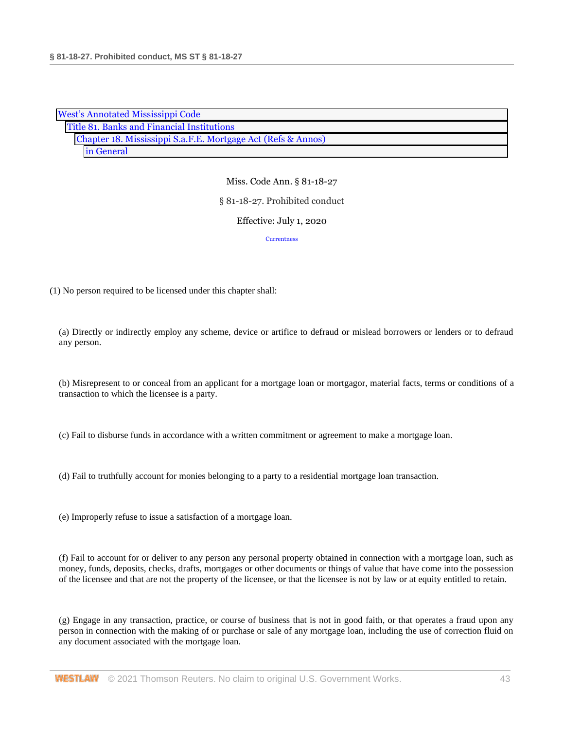West's Annotated Mississippi Code
Title 81. Banks and Financial Institutions
Chapter 18. Mississippi S.a.F.E. Mortgage Act (Refs & Annos)
in General

Miss. Code Ann. § 81-18-27

§ 81-18-27. Prohibited conduct

Effective: July 1, 2020

Currentness

(1) No person required to be licensed under this chapter shall:

(a) Directly or indirectly employ any scheme, device or artifice to defraud or mislead borrowers or lenders or to defraud any person.

(b) Misrepresent to or conceal from an applicant for a mortgage loan or mortgagor, material facts, terms or conditions of a transaction to which the licensee is a party.

(c) Fail to disburse funds in accordance with a written commitment or agreement to make a mortgage loan.

(d) Fail to truthfully account for monies belonging to a party to a residential mortgage loan transaction.

(e) Improperly refuse to issue a satisfaction of a mortgage loan.

(f) Fail to account for or deliver to any person any personal property obtained in connection with a mortgage loan, such as money, funds, deposits, checks, drafts, mortgages or other documents or things of value that have come into the possession of the licensee and that are not the property of the licensee, or that the licensee is not by law or at equity entitled to retain.

(g) Engage in any transaction, practice, or course of business that is not in good faith, or that operates a fraud upon any person in connection with the making of or purchase or sale of any mortgage loan, including the use of correction fluid on any document associated with the mortgage loan.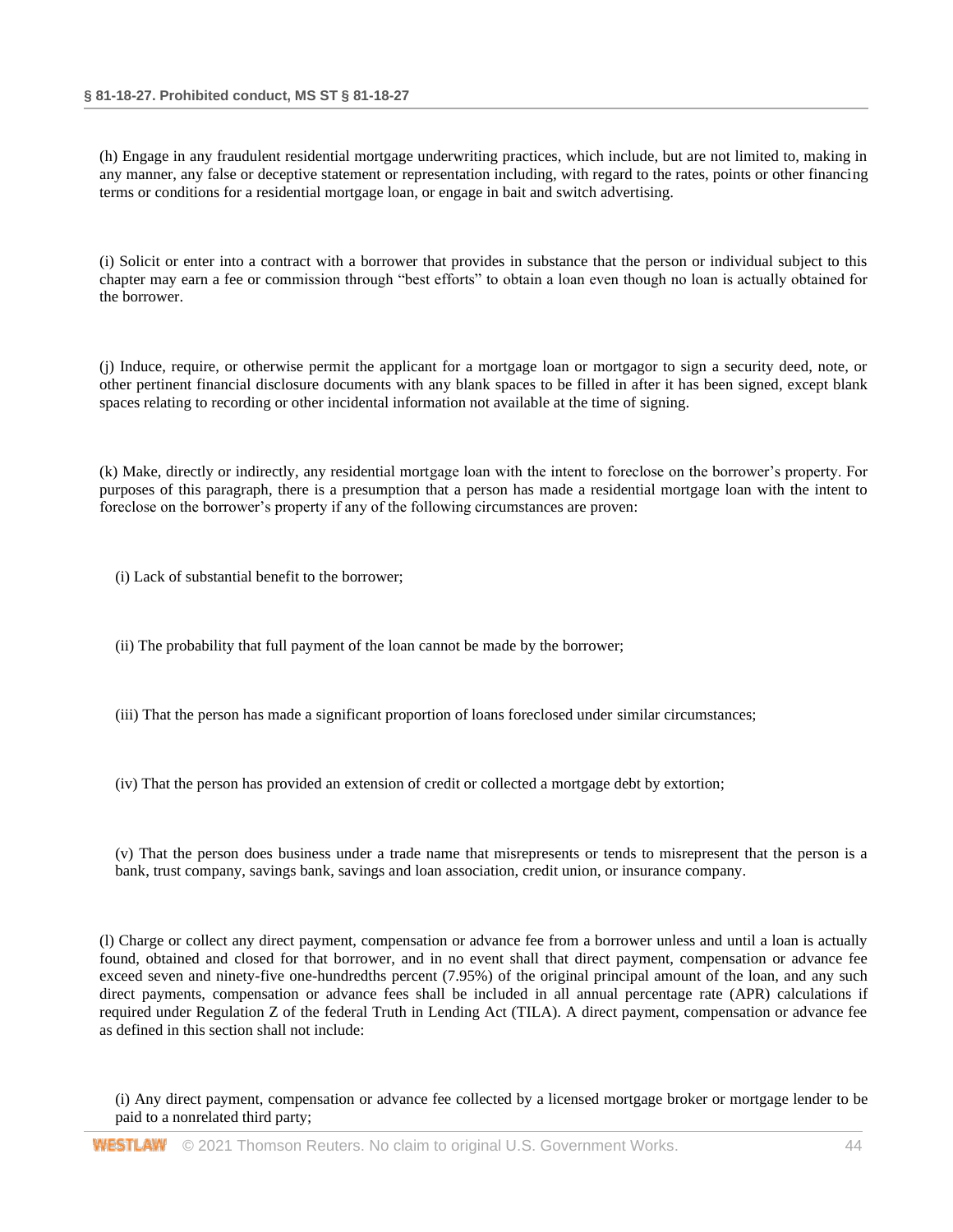(h) Engage in any fraudulent residential mortgage underwriting practices, which include, but are not limited to, making in any manner, any false or deceptive statement or representation including, with regard to the rates, points or other financing terms or conditions for a residential mortgage loan, or engage in bait and switch advertising.

(i) Solicit or enter into a contract with a borrower that provides in substance that the person or individual subject to this chapter may earn a fee or commission through "best efforts" to obtain a loan even though no loan is actually obtained for the borrower.

(j) Induce, require, or otherwise permit the applicant for a mortgage loan or mortgagor to sign a security deed, note, or other pertinent financial disclosure documents with any blank spaces to be filled in after it has been signed, except blank spaces relating to recording or other incidental information not available at the time of signing.

(k) Make, directly or indirectly, any residential mortgage loan with the intent to foreclose on the borrower's property. For purposes of this paragraph, there is a presumption that a person has made a residential mortgage loan with the intent to foreclose on the borrower's property if any of the following circumstances are proven:

(i) Lack of substantial benefit to the borrower;

(ii) The probability that full payment of the loan cannot be made by the borrower;

(iii) That the person has made a significant proportion of loans foreclosed under similar circumstances;

(iv) That the person has provided an extension of credit or collected a mortgage debt by extortion;

(v) That the person does business under a trade name that misrepresents or tends to misrepresent that the person is a bank, trust company, savings bank, savings and loan association, credit union, or insurance company.

(l) Charge or collect any direct payment, compensation or advance fee from a borrower unless and until a loan is actually found, obtained and closed for that borrower, and in no event shall that direct payment, compensation or advance fee exceed seven and ninety-five one-hundredths percent (7.95%) of the original principal amount of the loan, and any such direct payments, compensation or advance fees shall be included in all annual percentage rate (APR) calculations if required under Regulation Z of the federal Truth in Lending Act (TILA). A direct payment, compensation or advance fee as defined in this section shall not include:

(i) Any direct payment, compensation or advance fee collected by a licensed mortgage broker or mortgage lender to be paid to a nonrelated third party;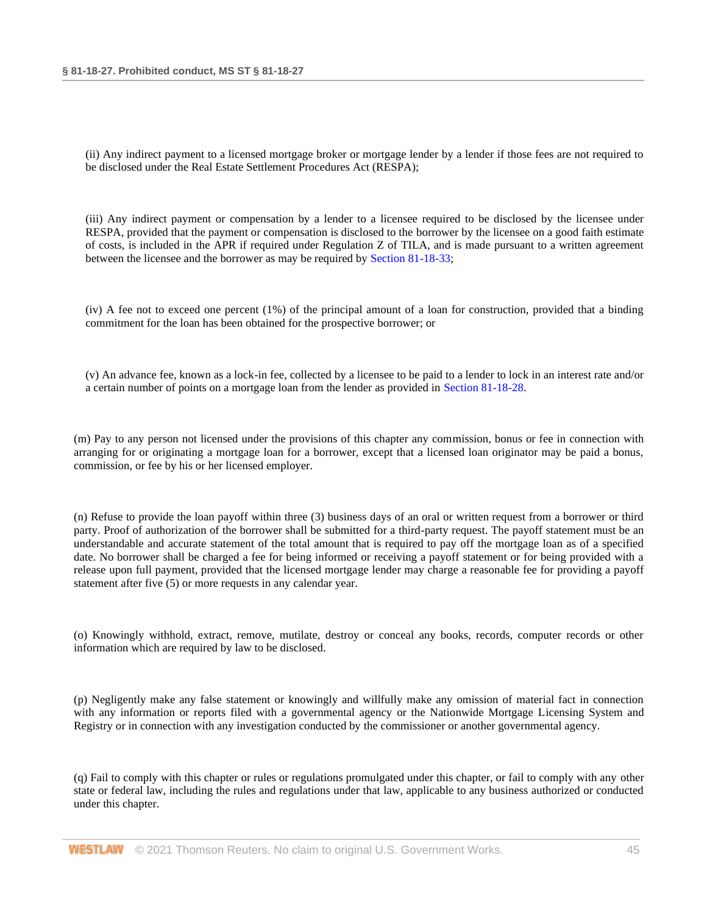(ii) Any indirect payment to a licensed mortgage broker or mortgage lender by a lender if those fees are not required to be disclosed under the Real Estate Settlement Procedures Act (RESPA);

(iii) Any indirect payment or compensation by a lender to a licensee required to be disclosed by the licensee under RESPA, provided that the payment or compensation is disclosed to the borrower by the licensee on a good faith estimate of costs, is included in the APR if required under Regulation Z of TILA, and is made pursuant to a written agreement between the licensee and the borrower as may be required by Section 81-18-33;

(iv) A fee not to exceed one percent (1%) of the principal amount of a loan for construction, provided that a binding commitment for the loan has been obtained for the prospective borrower; or

(v) An advance fee, known as a lock-in fee, collected by a licensee to be paid to a lender to lock in an interest rate and/or a certain number of points on a mortgage loan from the lender as provided in Section 81-18-28.

(m) Pay to any person not licensed under the provisions of this chapter any commission, bonus or fee in connection with arranging for or originating a mortgage loan for a borrower, except that a licensed loan originator may be paid a bonus, commission, or fee by his or her licensed employer.

(n) Refuse to provide the loan payoff within three (3) business days of an oral or written request from a borrower or third party. Proof of authorization of the borrower shall be submitted for a third-party request. The payoff statement must be an understandable and accurate statement of the total amount that is required to pay off the mortgage loan as of a specified date. No borrower shall be charged a fee for being informed or receiving a payoff statement or for being provided with a release upon full payment, provided that the licensed mortgage lender may charge a reasonable fee for providing a payoff statement after five (5) or more requests in any calendar year.

(o) Knowingly withhold, extract, remove, mutilate, destroy or conceal any books, records, computer records or other information which are required by law to be disclosed.

(p) Negligently make any false statement or knowingly and willfully make any omission of material fact in connection with any information or reports filed with a governmental agency or the Nationwide Mortgage Licensing System and Registry or in connection with any investigation conducted by the commissioner or another governmental agency.

(q) Fail to comply with this chapter or rules or regulations promulgated under this chapter, or fail to comply with any other state or federal law, including the rules and regulations under that law, applicable to any business authorized or conducted under this chapter.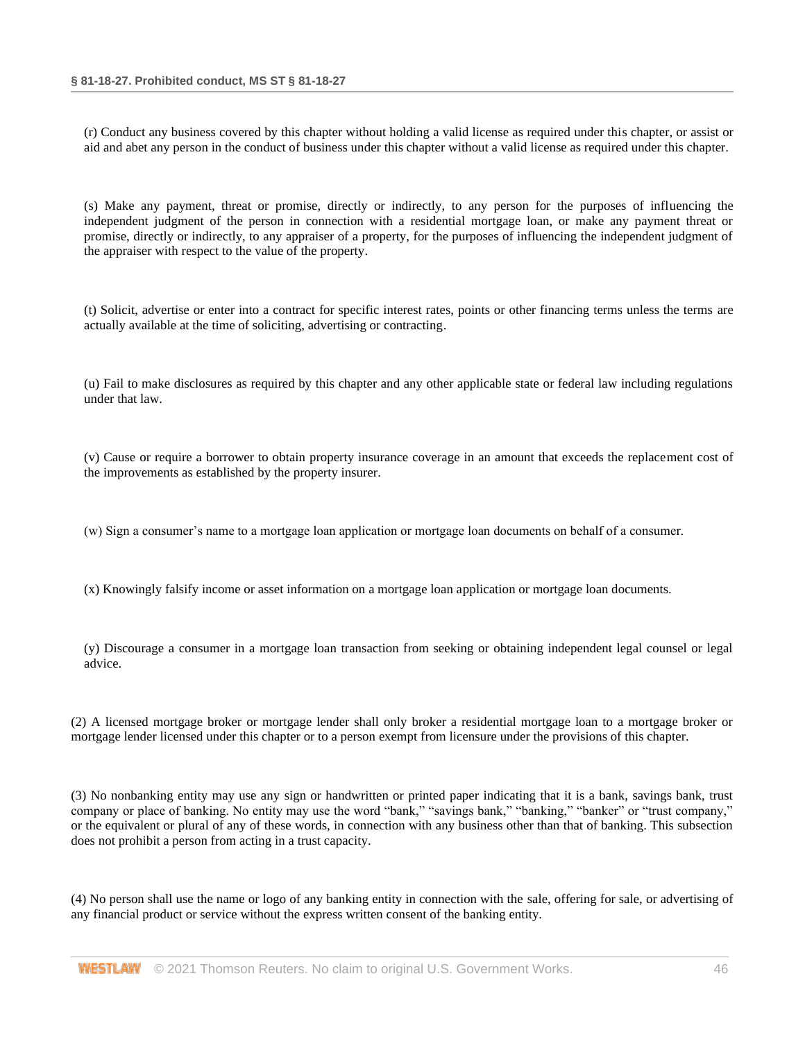(r) Conduct any business covered by this chapter without holding a valid license as required under this chapter, or assist or aid and abet any person in the conduct of business under this chapter without a valid license as required under this chapter.

(s) Make any payment, threat or promise, directly or indirectly, to any person for the purposes of influencing the independent judgment of the person in connection with a residential mortgage loan, or make any payment threat or promise, directly or indirectly, to any appraiser of a property, for the purposes of influencing the independent judgment of the appraiser with respect to the value of the property.

(t) Solicit, advertise or enter into a contract for specific interest rates, points or other financing terms unless the terms are actually available at the time of soliciting, advertising or contracting.

(u) Fail to make disclosures as required by this chapter and any other applicable state or federal law including regulations under that law.

(v) Cause or require a borrower to obtain property insurance coverage in an amount that exceeds the replacement cost of the improvements as established by the property insurer.

(w) Sign a consumer's name to a mortgage loan application or mortgage loan documents on behalf of a consumer.

(x) Knowingly falsify income or asset information on a mortgage loan application or mortgage loan documents.

(y) Discourage a consumer in a mortgage loan transaction from seeking or obtaining independent legal counsel or legal advice.

(2) A licensed mortgage broker or mortgage lender shall only broker a residential mortgage loan to a mortgage broker or mortgage lender licensed under this chapter or to a person exempt from licensure under the provisions of this chapter.

(3) No nonbanking entity may use any sign or handwritten or printed paper indicating that it is a bank, savings bank, trust company or place of banking. No entity may use the word "bank," "savings bank," "banking," "banker" or "trust company," or the equivalent or plural of any of these words, in connection with any business other than that of banking. This subsection does not prohibit a person from acting in a trust capacity.

(4) No person shall use the name or logo of any banking entity in connection with the sale, offering for sale, or advertising of any financial product or service without the express written consent of the banking entity.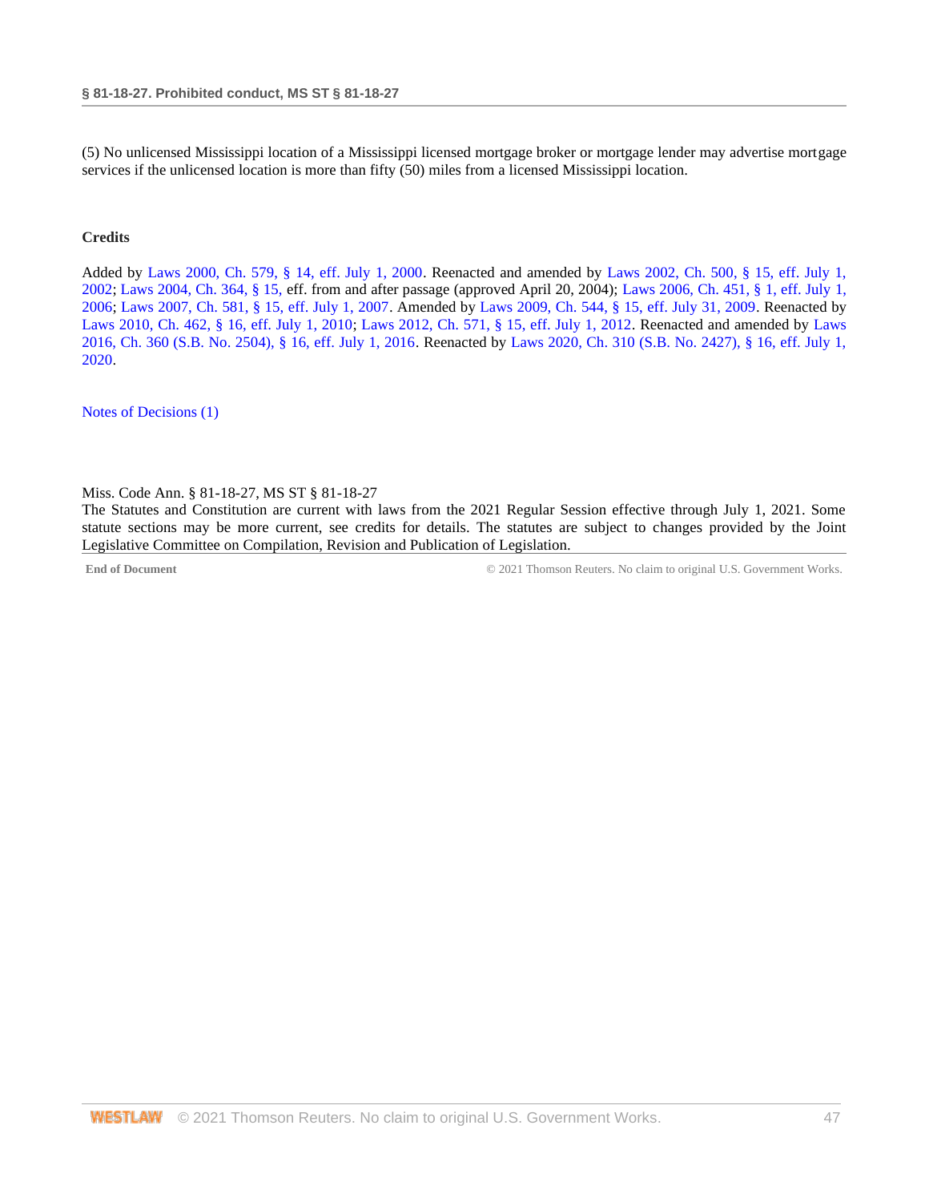(5) No unlicensed Mississippi location of a Mississippi licensed mortgage broker or mortgage lender may advertise mortgage services if the unlicensed location is more than fifty (50) miles from a licensed Mississippi location.

**Credits**

Added by Laws 2000, Ch. 579, § 14, eff. July 1, 2000. Reenacted and amended by Laws 2002, Ch. 500, § 15, eff. July 1, 2002; Laws 2004, Ch. 364, § 15, eff. from and after passage (approved April 20, 2004); Laws 2006, Ch. 451, § 1, eff. July 1, 2006; Laws 2007, Ch. 581, § 15, eff. July 1, 2007. Amended by Laws 2009, Ch. 544, § 15, eff. July 31, 2009. Reenacted by Laws 2010, Ch. 462, § 16, eff. July 1, 2010; Laws 2012, Ch. 571, § 15, eff. July 1, 2012. Reenacted and amended by Laws 2016, Ch. 360 (S.B. No. 2504), § 16, eff. July 1, 2016. Reenacted by Laws 2020, Ch. 310 (S.B. No. 2427), § 16, eff. July 1, 2020.

Notes of Decisions (1)

Miss. Code Ann. § 81-18-27, MS ST § 81-18-27
The Statutes and Constitution are current with laws from the 2021 Regular Session effective through July 1, 2021. Some statute sections may be more current, see credits for details. The statutes are subject to changes provided by the Joint Legislative Committee on Compilation, Revision and Publication of Legislation.

**End of Document** © 2021 Thomson Reuters. No claim to original U.S. Government Works.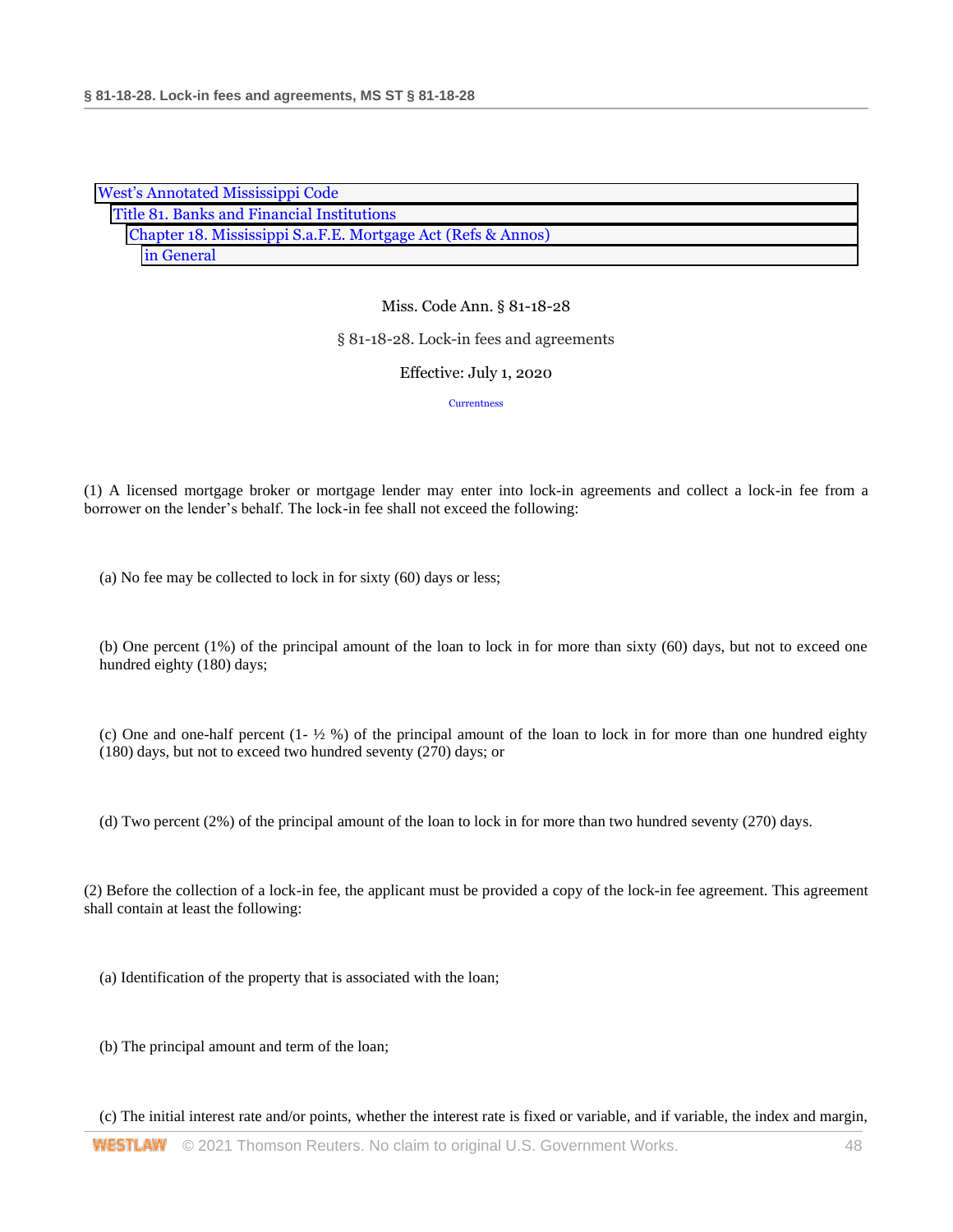West's Annotated Mississippi Code
Title 81. Banks and Financial Institutions
Chapter 18. Mississippi S.a.F.E. Mortgage Act (Refs & Annos)
in General

Miss. Code Ann. § 81-18-28

§ 81-18-28. Lock-in fees and agreements

Effective: July 1, 2020

Currentness

(1) A licensed mortgage broker or mortgage lender may enter into lock-in agreements and collect a lock-in fee from a borrower on the lender's behalf. The lock-in fee shall not exceed the following:

(a) No fee may be collected to lock in for sixty (60) days or less;

(b) One percent (1%) of the principal amount of the loan to lock in for more than sixty (60) days, but not to exceed one hundred eighty (180) days;

(c) One and one-half percent (1- ½ %) of the principal amount of the loan to lock in for more than one hundred eighty (180) days, but not to exceed two hundred seventy (270) days; or

(d) Two percent (2%) of the principal amount of the loan to lock in for more than two hundred seventy (270) days.

(2) Before the collection of a lock-in fee, the applicant must be provided a copy of the lock-in fee agreement. This agreement shall contain at least the following:

(a) Identification of the property that is associated with the loan;

(b) The principal amount and term of the loan;

(c) The initial interest rate and/or points, whether the interest rate is fixed or variable, and if variable, the index and margin,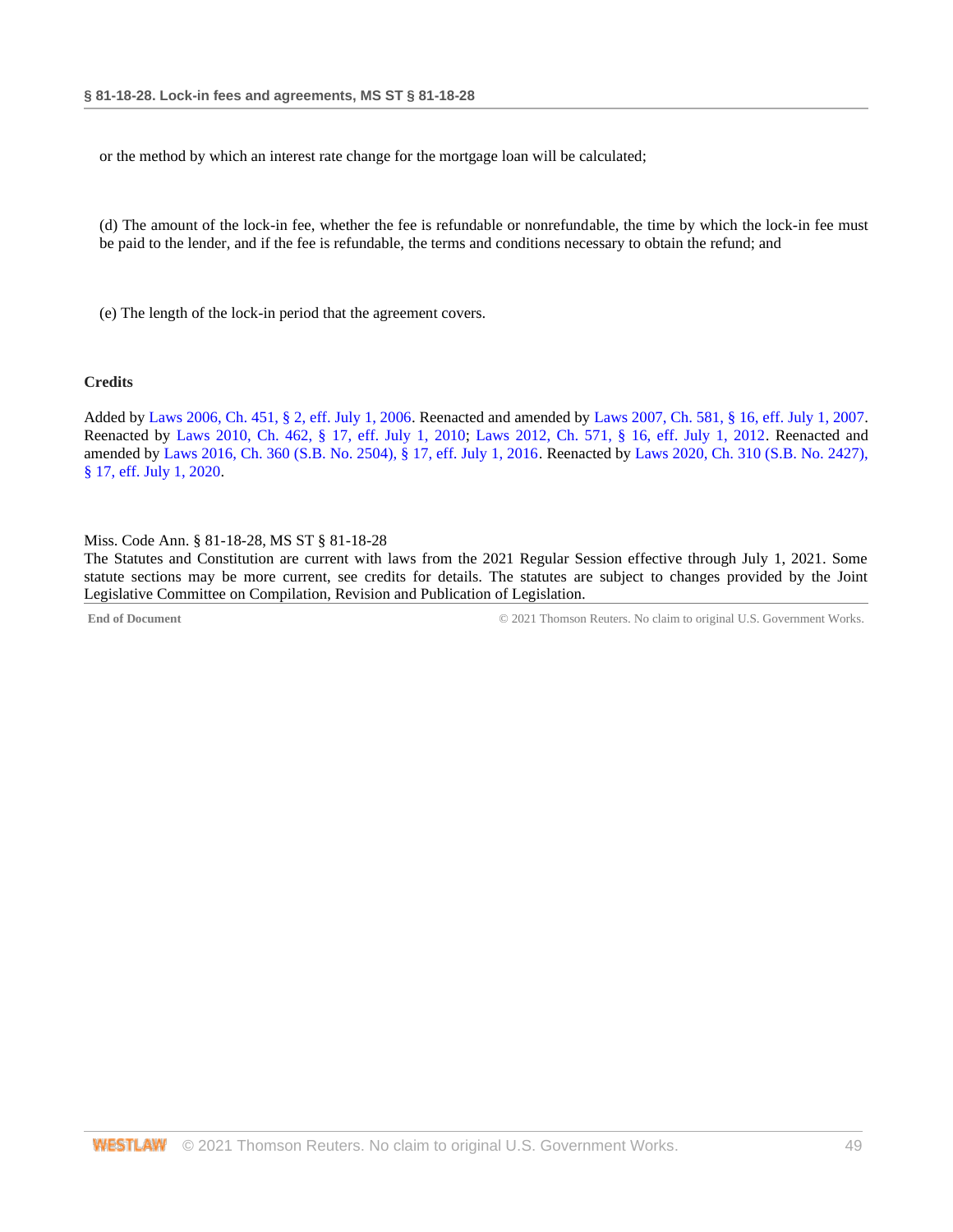or the method by which an interest rate change for the mortgage loan will be calculated;

(d) The amount of the lock-in fee, whether the fee is refundable or nonrefundable, the time by which the lock-in fee must be paid to the lender, and if the fee is refundable, the terms and conditions necessary to obtain the refund; and

(e) The length of the lock-in period that the agreement covers.

**Credits**

Added by Laws 2006, Ch. 451, § 2, eff. July 1, 2006. Reenacted and amended by Laws 2007, Ch. 581, § 16, eff. July 1, 2007. Reenacted by Laws 2010, Ch. 462, § 17, eff. July 1, 2010; Laws 2012, Ch. 571, § 16, eff. July 1, 2012. Reenacted and amended by Laws 2016, Ch. 360 (S.B. No. 2504), § 17, eff. July 1, 2016. Reenacted by Laws 2020, Ch. 310 (S.B. No. 2427), § 17, eff. July 1, 2020.

Miss. Code Ann. § 81-18-28, MS ST § 81-18-28
The Statutes and Constitution are current with laws from the 2021 Regular Session effective through July 1, 2021. Some statute sections may be more current, see credits for details. The statutes are subject to changes provided by the Joint Legislative Committee on Compilation, Revision and Publication of Legislation.

**End of Document** © 2021 Thomson Reuters. No claim to original U.S. Government Works.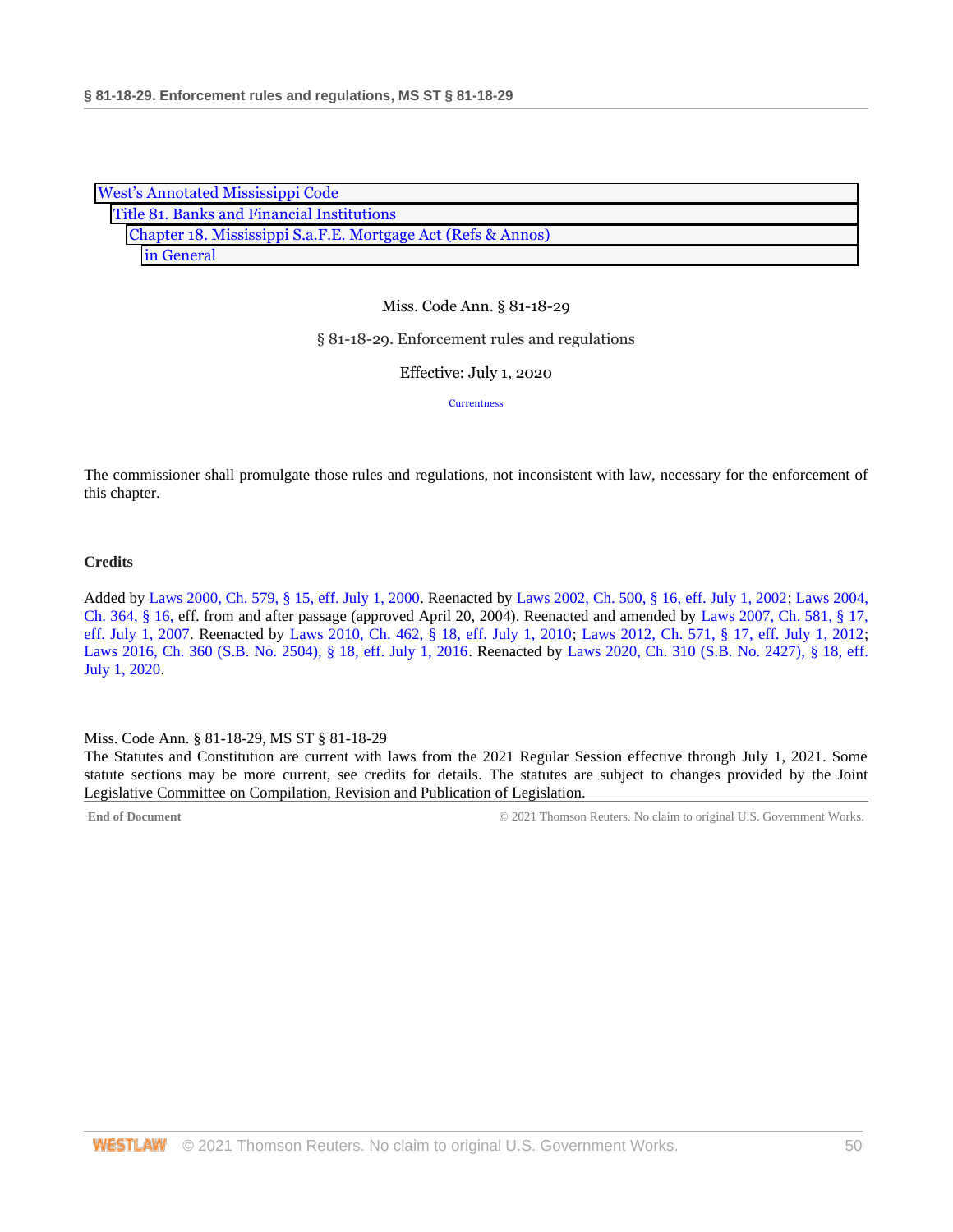West's Annotated Mississippi Code
Title 81. Banks and Financial Institutions
Chapter 18. Mississippi S.a.F.E. Mortgage Act (Refs & Annos)
in General

Miss. Code Ann. § 81-18-29

# § 81-18-29. Enforcement rules and regulations

Effective: July 1, 2020

Currentness

The commissioner shall promulgate those rules and regulations, not inconsistent with law, necessary for the enforcement of this chapter.

**Credits**

Added by Laws 2000, Ch. 579, § 15, eff. July 1, 2000. Reenacted by Laws 2002, Ch. 500, § 16, eff. July 1, 2002; Laws 2004, Ch. 364, § 16, eff. from and after passage (approved April 20, 2004). Reenacted and amended by Laws 2007, Ch. 581, § 17, eff. July 1, 2007. Reenacted by Laws 2010, Ch. 462, § 18, eff. July 1, 2010; Laws 2012, Ch. 571, § 17, eff. July 1, 2012; Laws 2016, Ch. 360 (S.B. No. 2504), § 18, eff. July 1, 2016. Reenacted by Laws 2020, Ch. 310 (S.B. No. 2427), § 18, eff. July 1, 2020.

Miss. Code Ann. § 81-18-29, MS ST § 81-18-29
The Statutes and Constitution are current with laws from the 2021 Regular Session effective through July 1, 2021. Some statute sections may be more current, see credits for details. The statutes are subject to changes provided by the Joint Legislative Committee on Compilation, Revision and Publication of Legislation.

End of Document © 2021 Thomson Reuters. No claim to original U.S. Government Works.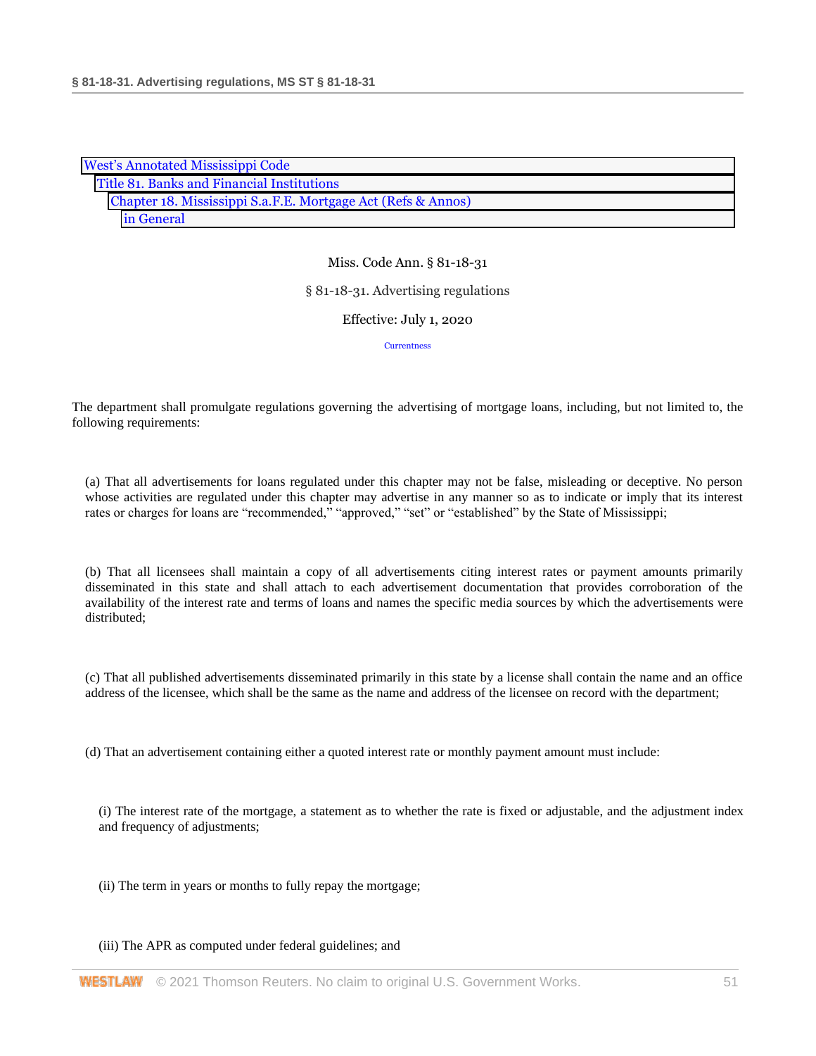West's Annotated Mississippi Code
Title 81. Banks and Financial Institutions
Chapter 18. Mississippi S.a.F.E. Mortgage Act (Refs & Annos)
in General

Miss. Code Ann. § 81-18-31

§ 81-18-31. Advertising regulations

Effective: July 1, 2020

Currentness

The department shall promulgate regulations governing the advertising of mortgage loans, including, but not limited to, the following requirements:

(a) That all advertisements for loans regulated under this chapter may not be false, misleading or deceptive. No person whose activities are regulated under this chapter may advertise in any manner so as to indicate or imply that its interest rates or charges for loans are "recommended," "approved," "set" or "established" by the State of Mississippi;

(b) That all licensees shall maintain a copy of all advertisements citing interest rates or payment amounts primarily disseminated in this state and shall attach to each advertisement documentation that provides corroboration of the availability of the interest rate and terms of loans and names the specific media sources by which the advertisements were distributed;

(c) That all published advertisements disseminated primarily in this state by a license shall contain the name and an office address of the licensee, which shall be the same as the name and address of the licensee on record with the department;

(d) That an advertisement containing either a quoted interest rate or monthly payment amount must include:

(i) The interest rate of the mortgage, a statement as to whether the rate is fixed or adjustable, and the adjustment index and frequency of adjustments;

(ii) The term in years or months to fully repay the mortgage;

(iii) The APR as computed under federal guidelines; and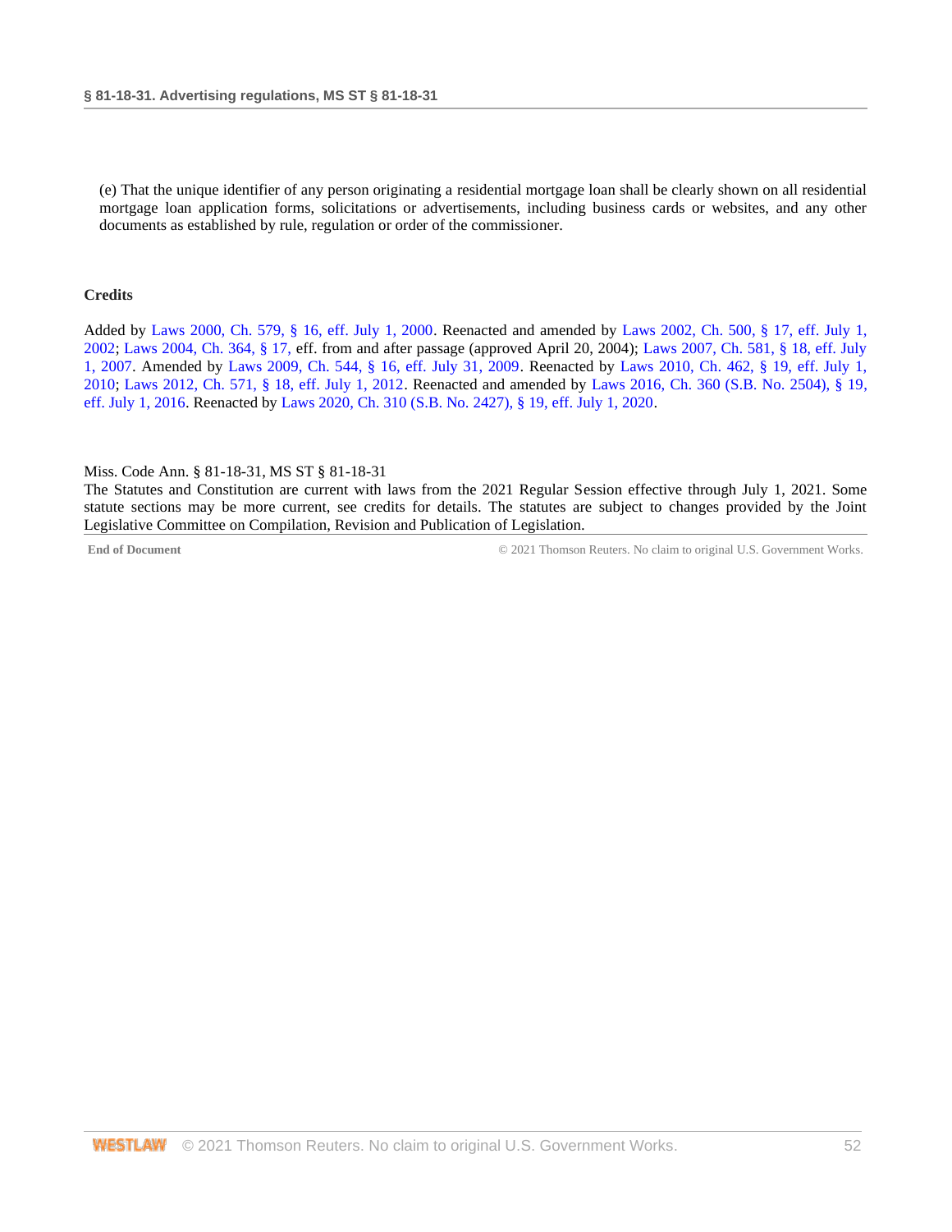(e) That the unique identifier of any person originating a residential mortgage loan shall be clearly shown on all residential mortgage loan application forms, solicitations or advertisements, including business cards or websites, and any other documents as established by rule, regulation or order of the commissioner.

**Credits**

Added by Laws 2000, Ch. 579, § 16, eff. July 1, 2000. Reenacted and amended by Laws 2002, Ch. 500, § 17, eff. July 1, 2002; Laws 2004, Ch. 364, § 17, eff. from and after passage (approved April 20, 2004); Laws 2007, Ch. 581, § 18, eff. July 1, 2007. Amended by Laws 2009, Ch. 544, § 16, eff. July 31, 2009. Reenacted by Laws 2010, Ch. 462, § 19, eff. July 1, 2010; Laws 2012, Ch. 571, § 18, eff. July 1, 2012. Reenacted and amended by Laws 2016, Ch. 360 (S.B. No. 2504), § 19, eff. July 1, 2016. Reenacted by Laws 2020, Ch. 310 (S.B. No. 2427), § 19, eff. July 1, 2020.

Miss. Code Ann. § 81-18-31, MS ST § 81-18-31
The Statutes and Constitution are current with laws from the 2021 Regular Session effective through July 1, 2021. Some statute sections may be more current, see credits for details. The statutes are subject to changes provided by the Joint Legislative Committee on Compilation, Revision and Publication of Legislation.

**End of Document** © 2021 Thomson Reuters. No claim to original U.S. Government Works.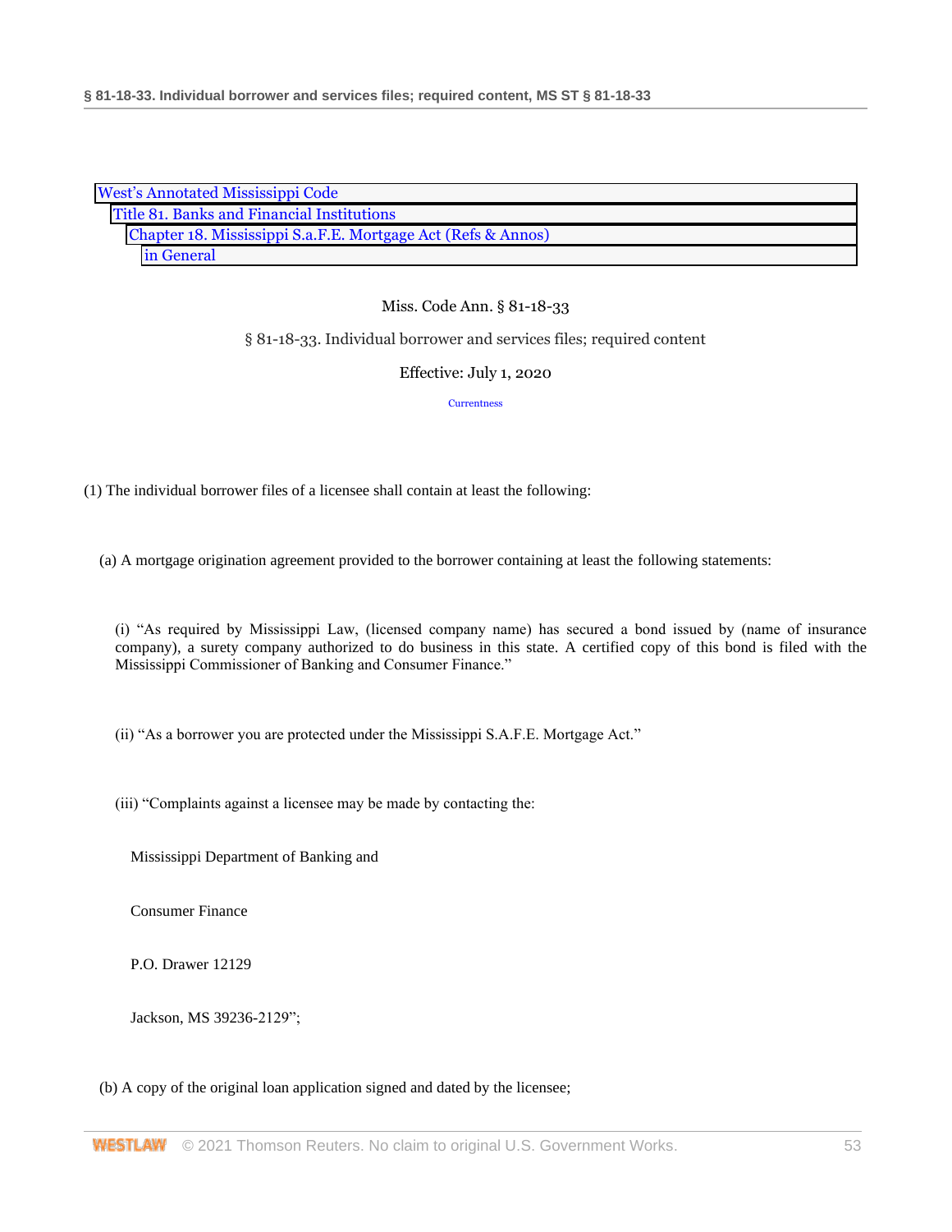West's Annotated Mississippi Code
Title 81. Banks and Financial Institutions
Chapter 18. Mississippi S.a.F.E. Mortgage Act (Refs & Annos)
in General

Miss. Code Ann. § 81-18-33

§ 81-18-33. Individual borrower and services files; required content

Effective: July 1, 2020

Currentness

(1) The individual borrower files of a licensee shall contain at least the following:

(a) A mortgage origination agreement provided to the borrower containing at least the following statements:

(i) "As required by Mississippi Law, (licensed company name) has secured a bond issued by (name of insurance company), a surety company authorized to do business in this state. A certified copy of this bond is filed with the Mississippi Commissioner of Banking and Consumer Finance."

(ii) "As a borrower you are protected under the Mississippi S.A.F.E. Mortgage Act."

(iii) "Complaints against a licensee may be made by contacting the:

Mississippi Department of Banking and

Consumer Finance

P.O. Drawer 12129

Jackson, MS 39236-2129";

(b) A copy of the original loan application signed and dated by the licensee;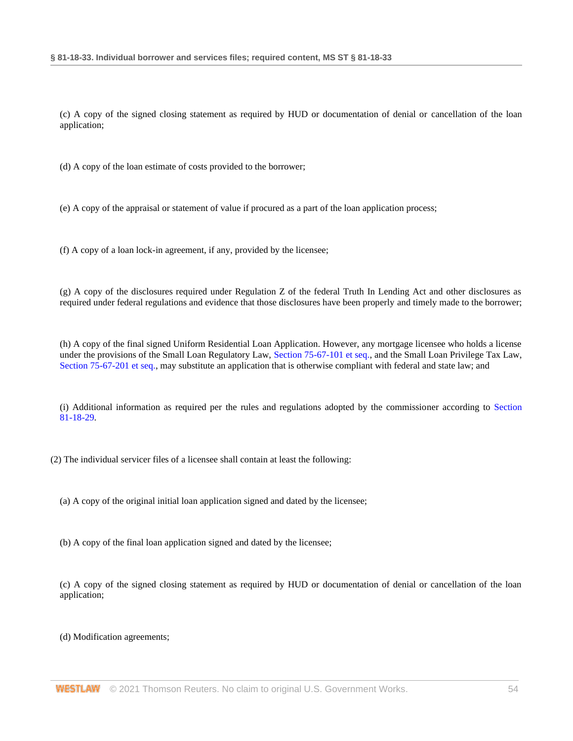(c) A copy of the signed closing statement as required by HUD or documentation of denial or cancellation of the loan application;

(d) A copy of the loan estimate of costs provided to the borrower;

(e) A copy of the appraisal or statement of value if procured as a part of the loan application process;

(f) A copy of a loan lock-in agreement, if any, provided by the licensee;

(g) A copy of the disclosures required under Regulation Z of the federal Truth In Lending Act and other disclosures as required under federal regulations and evidence that those disclosures have been properly and timely made to the borrower;

(h) A copy of the final signed Uniform Residential Loan Application. However, any mortgage licensee who holds a license under the provisions of the Small Loan Regulatory Law, Section 75-67-101 et seq., and the Small Loan Privilege Tax Law, Section 75-67-201 et seq., may substitute an application that is otherwise compliant with federal and state law; and

(i) Additional information as required per the rules and regulations adopted by the commissioner according to Section 81-18-29.

(2) The individual servicer files of a licensee shall contain at least the following:

(a) A copy of the original initial loan application signed and dated by the licensee;

(b) A copy of the final loan application signed and dated by the licensee;

(c) A copy of the signed closing statement as required by HUD or documentation of denial or cancellation of the loan application;

(d) Modification agreements;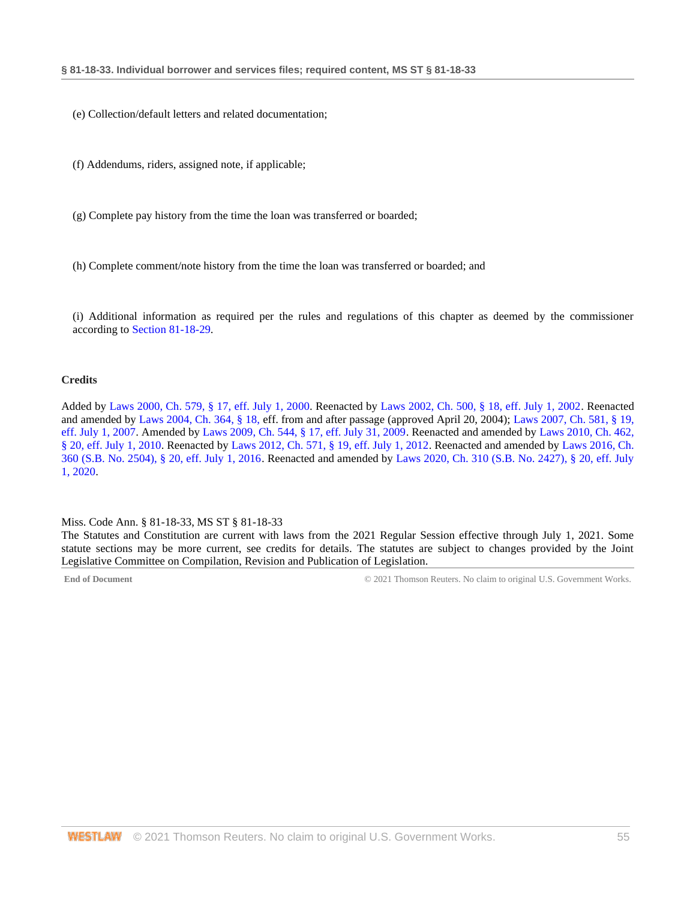(e) Collection/default letters and related documentation;

(f) Addendums, riders, assigned note, if applicable;

(g) Complete pay history from the time the loan was transferred or boarded;

(h) Complete comment/note history from the time the loan was transferred or boarded; and

(i) Additional information as required per the rules and regulations of this chapter as deemed by the commissioner according to Section 81-18-29.

**Credits**

Added by Laws 2000, Ch. 579, § 17, eff. July 1, 2000. Reenacted by Laws 2002, Ch. 500, § 18, eff. July 1, 2002. Reenacted and amended by Laws 2004, Ch. 364, § 18, eff. from and after passage (approved April 20, 2004); Laws 2007, Ch. 581, § 19, eff. July 1, 2007. Amended by Laws 2009, Ch. 544, § 17, eff. July 31, 2009. Reenacted and amended by Laws 2010, Ch. 462, § 20, eff. July 1, 2010. Reenacted by Laws 2012, Ch. 571, § 19, eff. July 1, 2012. Reenacted and amended by Laws 2016, Ch. 360 (S.B. No. 2504), § 20, eff. July 1, 2016. Reenacted and amended by Laws 2020, Ch. 310 (S.B. No. 2427), § 20, eff. July 1, 2020.

Miss. Code Ann. § 81-18-33, MS ST § 81-18-33
The Statutes and Constitution are current with laws from the 2021 Regular Session effective through July 1, 2021. Some statute sections may be more current, see credits for details. The statutes are subject to changes provided by the Joint Legislative Committee on Compilation, Revision and Publication of Legislation.

**End of Document** © 2021 Thomson Reuters. No claim to original U.S. Government Works.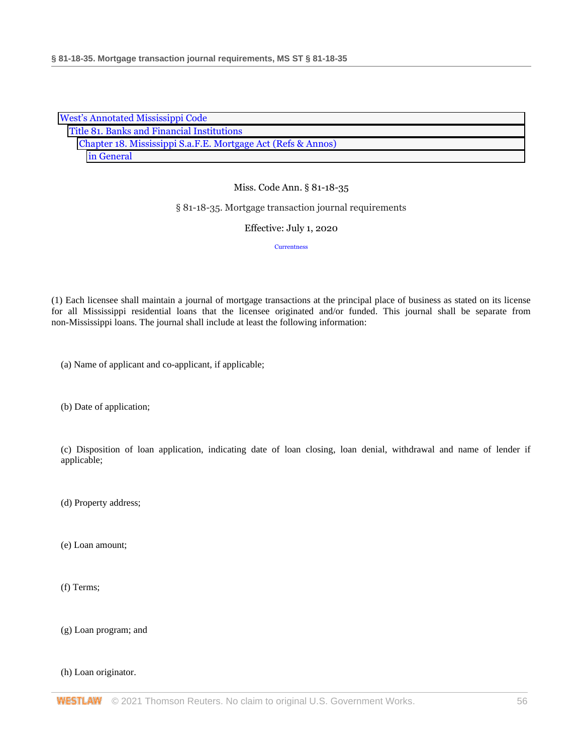West's Annotated Mississippi Code
Title 81. Banks and Financial Institutions
Chapter 18. Mississippi S.a.F.E. Mortgage Act (Refs & Annos)
in General

Miss. Code Ann. § 81-18-35

# § 81-18-35. Mortgage transaction journal requirements

Effective: July 1, 2020

Currentness

(1) Each licensee shall maintain a journal of mortgage transactions at the principal place of business as stated on its license for all Mississippi residential loans that the licensee originated and/or funded. This journal shall be separate from non-Mississippi loans. The journal shall include at least the following information:

(a) Name of applicant and co-applicant, if applicable;

(b) Date of application;

(c) Disposition of loan application, indicating date of loan closing, loan denial, withdrawal and name of lender if applicable;

(d) Property address;

(e) Loan amount;

(f) Terms;

(g) Loan program; and

(h) Loan originator.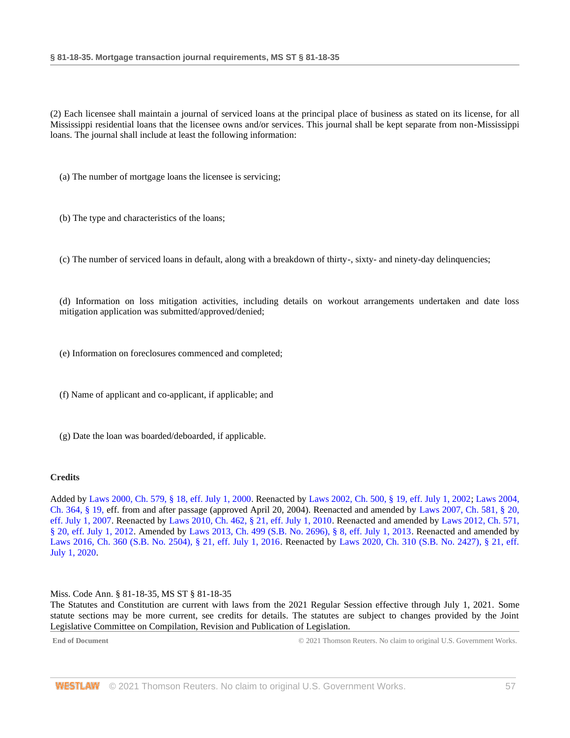(2) Each licensee shall maintain a journal of serviced loans at the principal place of business as stated on its license, for all Mississippi residential loans that the licensee owns and/or services. This journal shall be kept separate from non-Mississippi loans. The journal shall include at least the following information:

(a) The number of mortgage loans the licensee is servicing;

(b) The type and characteristics of the loans;

(c) The number of serviced loans in default, along with a breakdown of thirty-, sixty- and ninety-day delinquencies;

(d) Information on loss mitigation activities, including details on workout arrangements undertaken and date loss mitigation application was submitted/approved/denied;

(e) Information on foreclosures commenced and completed;

(f) Name of applicant and co-applicant, if applicable; and

(g) Date the loan was boarded/deboarded, if applicable.

**Credits**

Added by Laws 2000, Ch. 579, § 18, eff. July 1, 2000. Reenacted by Laws 2002, Ch. 500, § 19, eff. July 1, 2002; Laws 2004, Ch. 364, § 19, eff. from and after passage (approved April 20, 2004). Reenacted and amended by Laws 2007, Ch. 581, § 20, eff. July 1, 2007. Reenacted by Laws 2010, Ch. 462, § 21, eff. July 1, 2010. Reenacted and amended by Laws 2012, Ch. 571, § 20, eff. July 1, 2012. Amended by Laws 2013, Ch. 499 (S.B. No. 2696), § 8, eff. July 1, 2013. Reenacted and amended by Laws 2016, Ch. 360 (S.B. No. 2504), § 21, eff. July 1, 2016. Reenacted by Laws 2020, Ch. 310 (S.B. No. 2427), § 21, eff. July 1, 2020.

Miss. Code Ann. § 81-18-35, MS ST § 81-18-35

The Statutes and Constitution are current with laws from the 2021 Regular Session effective through July 1, 2021. Some statute sections may be more current, see credits for details. The statutes are subject to changes provided by the Joint Legislative Committee on Compilation, Revision and Publication of Legislation.

**End of Document** © 2021 Thomson Reuters. No claim to original U.S. Government Works.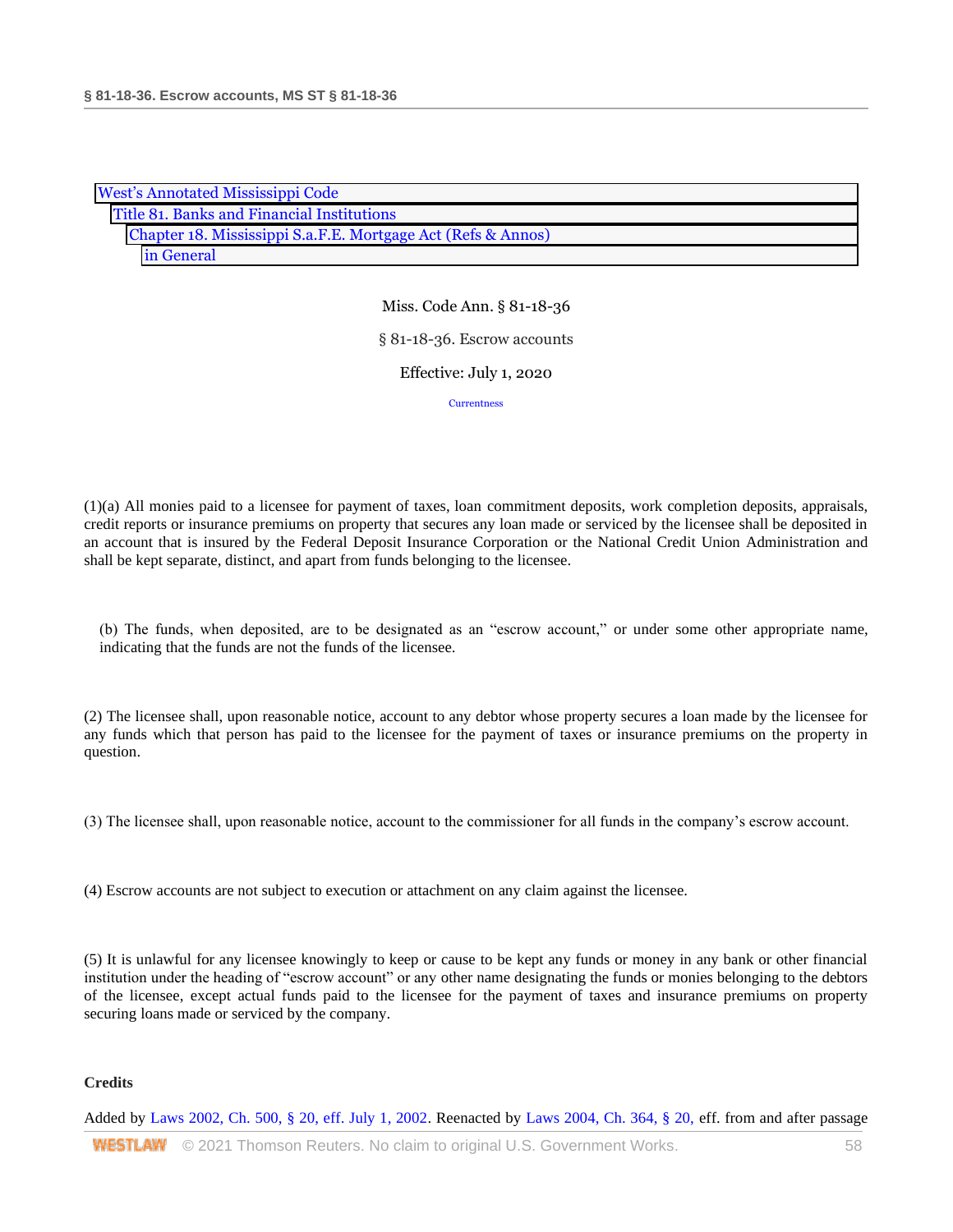West's Annotated Mississippi Code
Title 81. Banks and Financial Institutions
Chapter 18. Mississippi S.a.F.E. Mortgage Act (Refs & Annos)
in General

Miss. Code Ann. § 81-18-36

§ 81-18-36. Escrow accounts

Effective: July 1, 2020

Currentness

(1)(a) All monies paid to a licensee for payment of taxes, loan commitment deposits, work completion deposits, appraisals, credit reports or insurance premiums on property that secures any loan made or serviced by the licensee shall be deposited in an account that is insured by the Federal Deposit Insurance Corporation or the National Credit Union Administration and shall be kept separate, distinct, and apart from funds belonging to the licensee.

(b) The funds, when deposited, are to be designated as an "escrow account," or under some other appropriate name, indicating that the funds are not the funds of the licensee.

(2) The licensee shall, upon reasonable notice, account to any debtor whose property secures a loan made by the licensee for any funds which that person has paid to the licensee for the payment of taxes or insurance premiums on the property in question.

(3) The licensee shall, upon reasonable notice, account to the commissioner for all funds in the company's escrow account.

(4) Escrow accounts are not subject to execution or attachment on any claim against the licensee.

(5) It is unlawful for any licensee knowingly to keep or cause to be kept any funds or money in any bank or other financial institution under the heading of "escrow account" or any other name designating the funds or monies belonging to the debtors of the licensee, except actual funds paid to the licensee for the payment of taxes and insurance premiums on property securing loans made or serviced by the company.

**Credits**

Added by Laws 2002, Ch. 500, § 20, eff. July 1, 2002. Reenacted by Laws 2004, Ch. 364, § 20, eff. from and after passage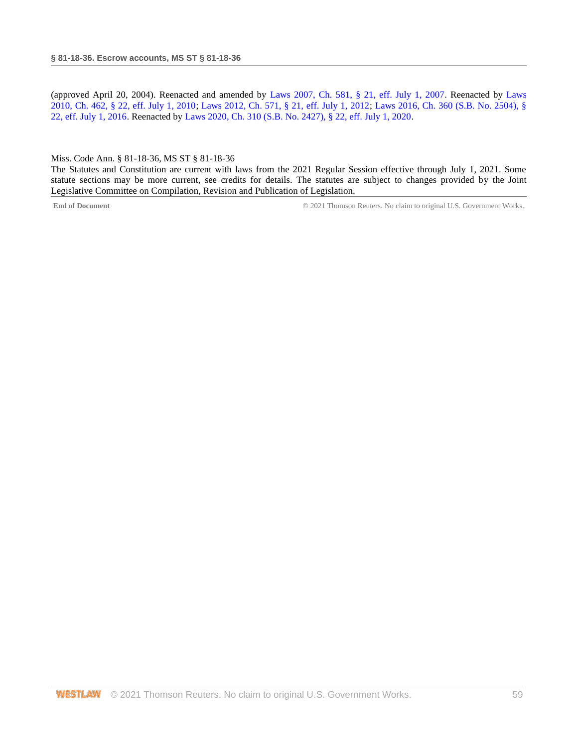(approved April 20, 2004). Reenacted and amended by Laws 2007, Ch. 581, § 21, eff. July 1, 2007. Reenacted by Laws 2010, Ch. 462, § 22, eff. July 1, 2010; Laws 2012, Ch. 571, § 21, eff. July 1, 2012; Laws 2016, Ch. 360 (S.B. No. 2504), § 22, eff. July 1, 2016. Reenacted by Laws 2020, Ch. 310 (S.B. No. 2427), § 22, eff. July 1, 2020.

Miss. Code Ann. § 81-18-36, MS ST § 81-18-36

The Statutes and Constitution are current with laws from the 2021 Regular Session effective through July 1, 2021. Some statute sections may be more current, see credits for details. The statutes are subject to changes provided by the Joint Legislative Committee on Compilation, Revision and Publication of Legislation.

**End of Document** © 2021 Thomson Reuters. No claim to original U.S. Government Works.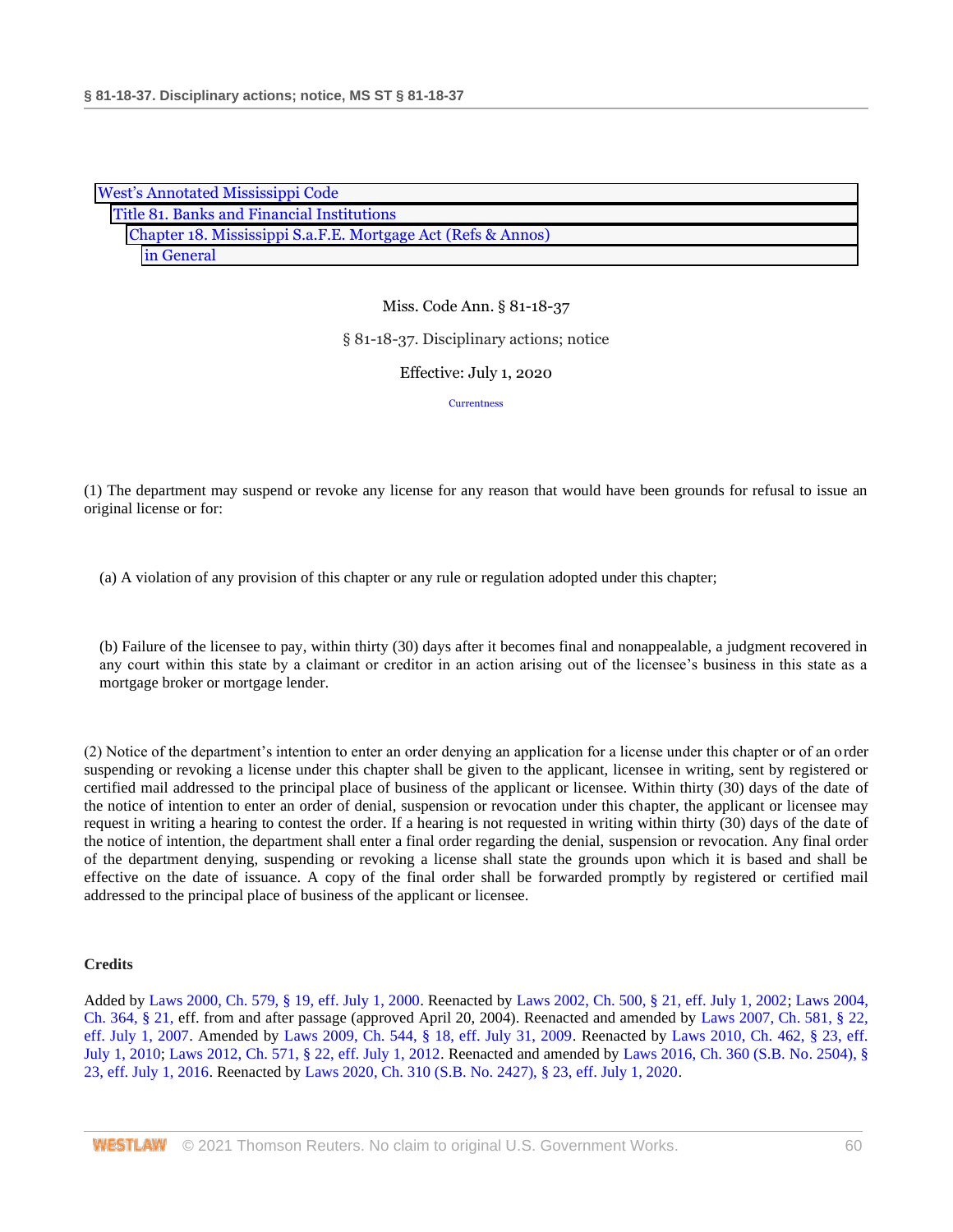West's Annotated Mississippi Code
Title 81. Banks and Financial Institutions
Chapter 18. Mississippi S.a.F.E. Mortgage Act (Refs & Annos)
in General

Miss. Code Ann. § 81-18-37

§ 81-18-37. Disciplinary actions; notice

Effective: July 1, 2020

Currentness

(1) The department may suspend or revoke any license for any reason that would have been grounds for refusal to issue an original license or for:

(a) A violation of any provision of this chapter or any rule or regulation adopted under this chapter;

(b) Failure of the licensee to pay, within thirty (30) days after it becomes final and nonappealable, a judgment recovered in any court within this state by a claimant or creditor in an action arising out of the licensee's business in this state as a mortgage broker or mortgage lender.

(2) Notice of the department's intention to enter an order denying an application for a license under this chapter or of an order suspending or revoking a license under this chapter shall be given to the applicant, licensee in writing, sent by registered or certified mail addressed to the principal place of business of the applicant or licensee. Within thirty (30) days of the date of the notice of intention to enter an order of denial, suspension or revocation under this chapter, the applicant or licensee may request in writing a hearing to contest the order. If a hearing is not requested in writing within thirty (30) days of the date of the notice of intention, the department shall enter a final order regarding the denial, suspension or revocation. Any final order of the department denying, suspending or revoking a license shall state the grounds upon which it is based and shall be effective on the date of issuance. A copy of the final order shall be forwarded promptly by registered or certified mail addressed to the principal place of business of the applicant or licensee.

**Credits**

Added by Laws 2000, Ch. 579, § 19, eff. July 1, 2000. Reenacted by Laws 2002, Ch. 500, § 21, eff. July 1, 2002; Laws 2004, Ch. 364, § 21, eff. from and after passage (approved April 20, 2004). Reenacted and amended by Laws 2007, Ch. 581, § 22, eff. July 1, 2007. Amended by Laws 2009, Ch. 544, § 18, eff. July 31, 2009. Reenacted by Laws 2010, Ch. 462, § 23, eff. July 1, 2010; Laws 2012, Ch. 571, § 22, eff. July 1, 2012. Reenacted and amended by Laws 2016, Ch. 360 (S.B. No. 2504), § 23, eff. July 1, 2016. Reenacted by Laws 2020, Ch. 310 (S.B. No. 2427), § 23, eff. July 1, 2020.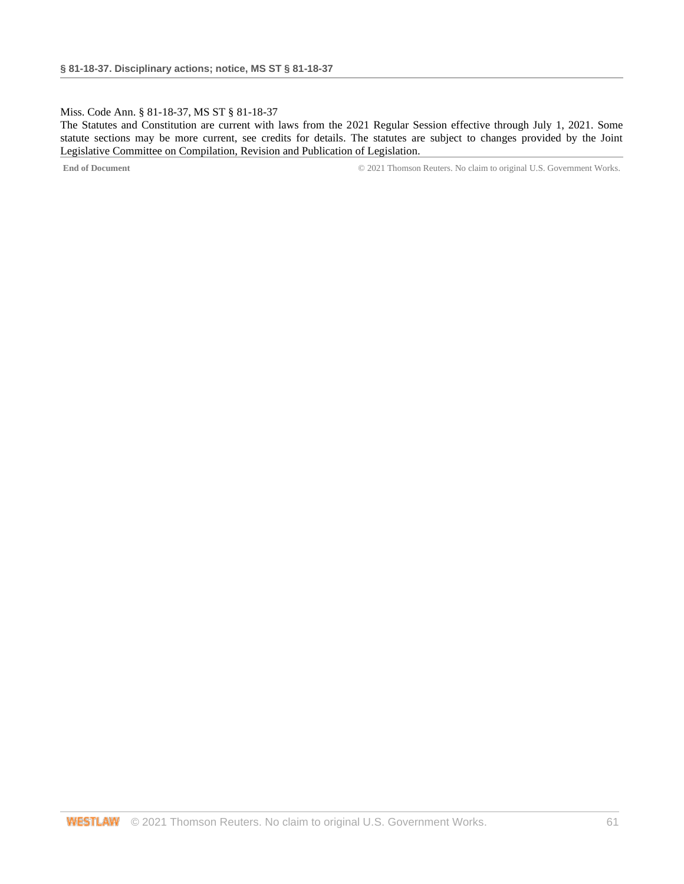Miss. Code Ann. § 81-18-37, MS ST § 81-18-37

The Statutes and Constitution are current with laws from the 2021 Regular Session effective through July 1, 2021. Some statute sections may be more current, see credits for details. The statutes are subject to changes provided by the Joint Legislative Committee on Compilation, Revision and Publication of Legislation.

**End of Document** © 2021 Thomson Reuters. No claim to original U.S. Government Works.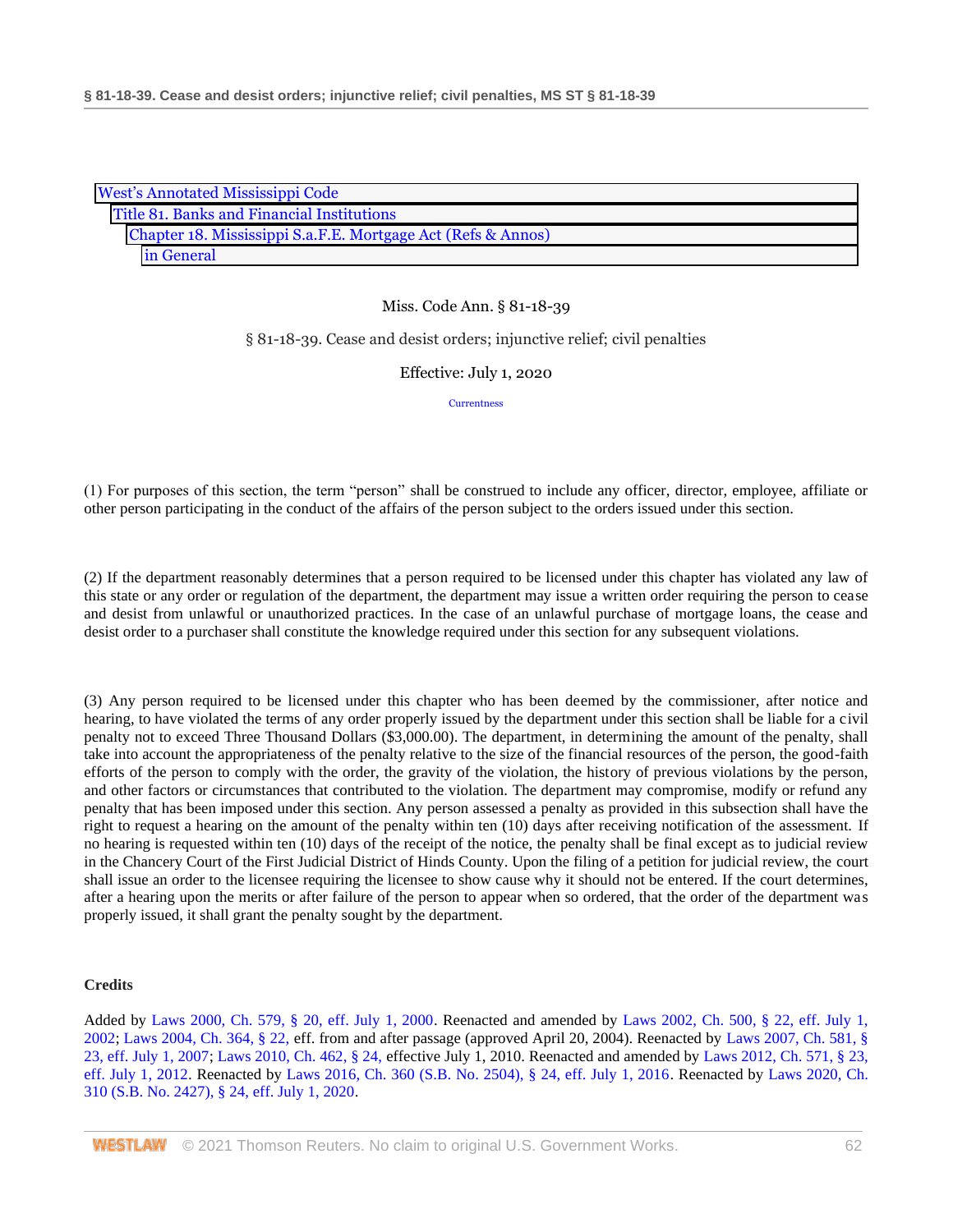West's Annotated Mississippi Code
Title 81. Banks and Financial Institutions
Chapter 18. Mississippi S.a.F.E. Mortgage Act (Refs & Annos)
in General

Miss. Code Ann. § 81-18-39

§ 81-18-39. Cease and desist orders; injunctive relief; civil penalties

Effective: July 1, 2020

Currentness

(1) For purposes of this section, the term "person" shall be construed to include any officer, director, employee, affiliate or other person participating in the conduct of the affairs of the person subject to the orders issued under this section.

(2) If the department reasonably determines that a person required to be licensed under this chapter has violated any law of this state or any order or regulation of the department, the department may issue a written order requiring the person to cease and desist from unlawful or unauthorized practices. In the case of an unlawful purchase of mortgage loans, the cease and desist order to a purchaser shall constitute the knowledge required under this section for any subsequent violations.

(3) Any person required to be licensed under this chapter who has been deemed by the commissioner, after notice and hearing, to have violated the terms of any order properly issued by the department under this section shall be liable for a civil penalty not to exceed Three Thousand Dollars ($3,000.00). The department, in determining the amount of the penalty, shall take into account the appropriateness of the penalty relative to the size of the financial resources of the person, the good-faith efforts of the person to comply with the order, the gravity of the violation, the history of previous violations by the person, and other factors or circumstances that contributed to the violation. The department may compromise, modify or refund any penalty that has been imposed under this section. Any person assessed a penalty as provided in this subsection shall have the right to request a hearing on the amount of the penalty within ten (10) days after receiving notification of the assessment. If no hearing is requested within ten (10) days of the receipt of the notice, the penalty shall be final except as to judicial review in the Chancery Court of the First Judicial District of Hinds County. Upon the filing of a petition for judicial review, the court shall issue an order to the licensee requiring the licensee to show cause why it should not be entered. If the court determines, after a hearing upon the merits or after failure of the person to appear when so ordered, that the order of the department was properly issued, it shall grant the penalty sought by the department.

**Credits**

Added by Laws 2000, Ch. 579, § 20, eff. July 1, 2000. Reenacted and amended by Laws 2002, Ch. 500, § 22, eff. July 1, 2002; Laws 2004, Ch. 364, § 22, eff. from and after passage (approved April 20, 2004). Reenacted by Laws 2007, Ch. 581, § 23, eff. July 1, 2007; Laws 2010, Ch. 462, § 24, effective July 1, 2010. Reenacted and amended by Laws 2012, Ch. 571, § 23, eff. July 1, 2012. Reenacted by Laws 2016, Ch. 360 (S.B. No. 2504), § 24, eff. July 1, 2016. Reenacted by Laws 2020, Ch. 310 (S.B. No. 2427), § 24, eff. July 1, 2020.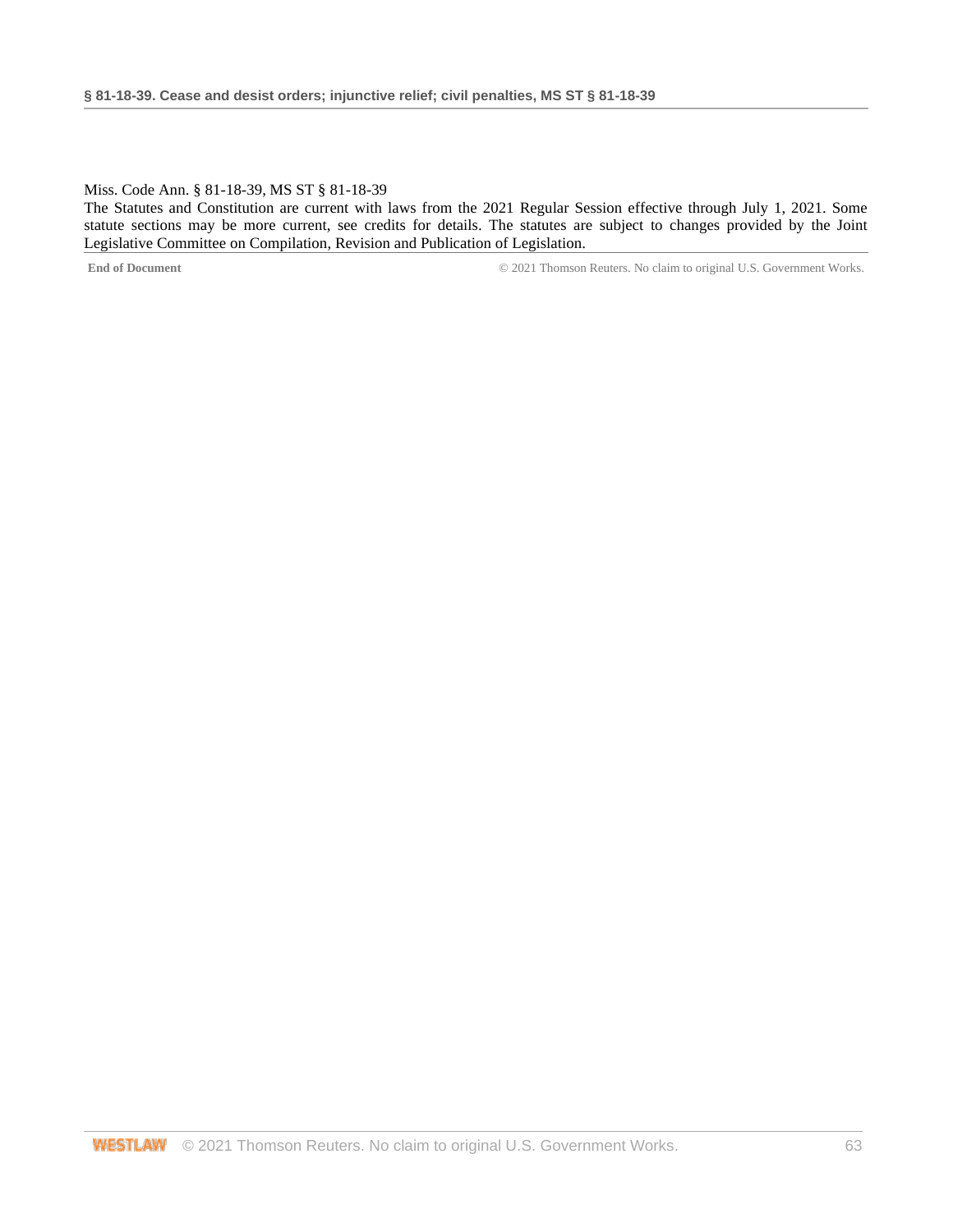Miss. Code Ann. § 81-18-39, MS ST § 81-18-39

The Statutes and Constitution are current with laws from the 2021 Regular Session effective through July 1, 2021. Some statute sections may be more current, see credits for details. The statutes are subject to changes provided by the Joint Legislative Committee on Compilation, Revision and Publication of Legislation.

**End of Document** © 2021 Thomson Reuters. No claim to original U.S. Government Works.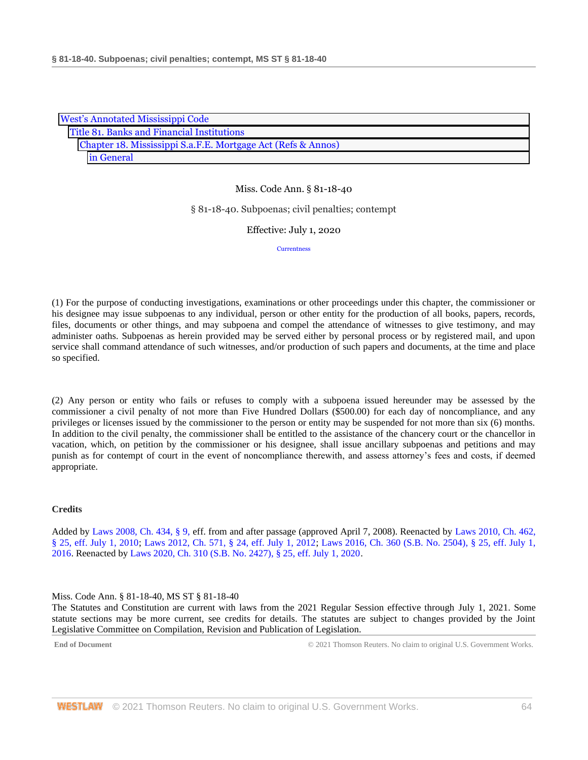West's Annotated Mississippi Code
Title 81. Banks and Financial Institutions
Chapter 18. Mississippi S.a.F.E. Mortgage Act (Refs & Annos)
in General

Miss. Code Ann. § 81-18-40

§ 81-18-40. Subpoenas; civil penalties; contempt

Effective: July 1, 2020

Currentness

(1) For the purpose of conducting investigations, examinations or other proceedings under this chapter, the commissioner or his designee may issue subpoenas to any individual, person or other entity for the production of all books, papers, records, files, documents or other things, and may subpoena and compel the attendance of witnesses to give testimony, and may administer oaths. Subpoenas as herein provided may be served either by personal process or by registered mail, and upon service shall command attendance of such witnesses, and/or production of such papers and documents, at the time and place so specified.

(2) Any person or entity who fails or refuses to comply with a subpoena issued hereunder may be assessed by the commissioner a civil penalty of not more than Five Hundred Dollars ($500.00) for each day of noncompliance, and any privileges or licenses issued by the commissioner to the person or entity may be suspended for not more than six (6) months. In addition to the civil penalty, the commissioner shall be entitled to the assistance of the chancery court or the chancellor in vacation, which, on petition by the commissioner or his designee, shall issue ancillary subpoenas and petitions and may punish as for contempt of court in the event of noncompliance therewith, and assess attorney's fees and costs, if deemed appropriate.

**Credits**

Added by Laws 2008, Ch. 434, § 9, eff. from and after passage (approved April 7, 2008). Reenacted by Laws 2010, Ch. 462, § 25, eff. July 1, 2010; Laws 2012, Ch. 571, § 24, eff. July 1, 2012; Laws 2016, Ch. 360 (S.B. No. 2504), § 25, eff. July 1, 2016. Reenacted by Laws 2020, Ch. 310 (S.B. No. 2427), § 25, eff. July 1, 2020.

Miss. Code Ann. § 81-18-40, MS ST § 81-18-40
The Statutes and Constitution are current with laws from the 2021 Regular Session effective through July 1, 2021. Some statute sections may be more current, see credits for details. The statutes are subject to changes provided by the Joint Legislative Committee on Compilation, Revision and Publication of Legislation.

End of Document © 2021 Thomson Reuters. No claim to original U.S. Government Works.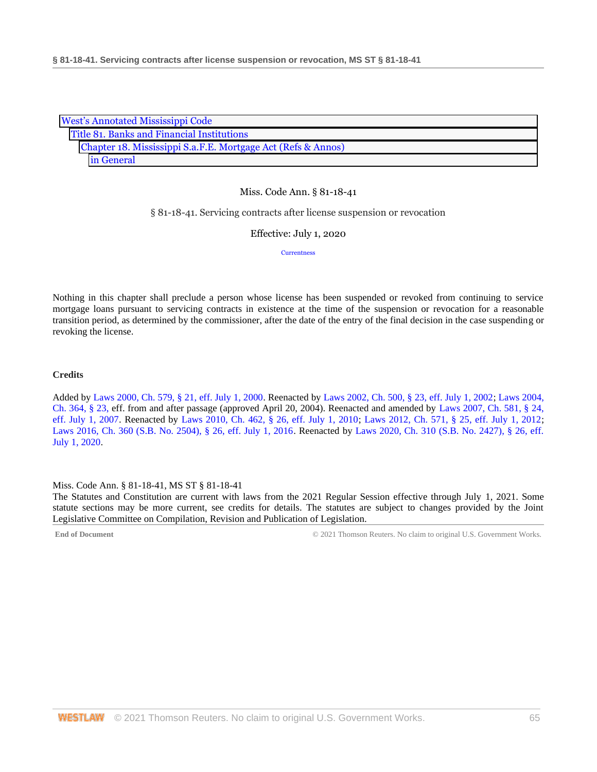West's Annotated Mississippi Code
Title 81. Banks and Financial Institutions
Chapter 18. Mississippi S.a.F.E. Mortgage Act (Refs & Annos)
in General

Miss. Code Ann. § 81-18-41

§ 81-18-41. Servicing contracts after license suspension or revocation

Effective: July 1, 2020

Currentness

Nothing in this chapter shall preclude a person whose license has been suspended or revoked from continuing to service mortgage loans pursuant to servicing contracts in existence at the time of the suspension or revocation for a reasonable transition period, as determined by the commissioner, after the date of the entry of the final decision in the case suspending or revoking the license.

**Credits**

Added by Laws 2000, Ch. 579, § 21, eff. July 1, 2000. Reenacted by Laws 2002, Ch. 500, § 23, eff. July 1, 2002; Laws 2004, Ch. 364, § 23, eff. from and after passage (approved April 20, 2004). Reenacted and amended by Laws 2007, Ch. 581, § 24, eff. July 1, 2007. Reenacted by Laws 2010, Ch. 462, § 26, eff. July 1, 2010; Laws 2012, Ch. 571, § 25, eff. July 1, 2012; Laws 2016, Ch. 360 (S.B. No. 2504), § 26, eff. July 1, 2016. Reenacted by Laws 2020, Ch. 310 (S.B. No. 2427), § 26, eff. July 1, 2020.

Miss. Code Ann. § 81-18-41, MS ST § 81-18-41
The Statutes and Constitution are current with laws from the 2021 Regular Session effective through July 1, 2021. Some statute sections may be more current, see credits for details. The statutes are subject to changes provided by the Joint Legislative Committee on Compilation, Revision and Publication of Legislation.

End of Document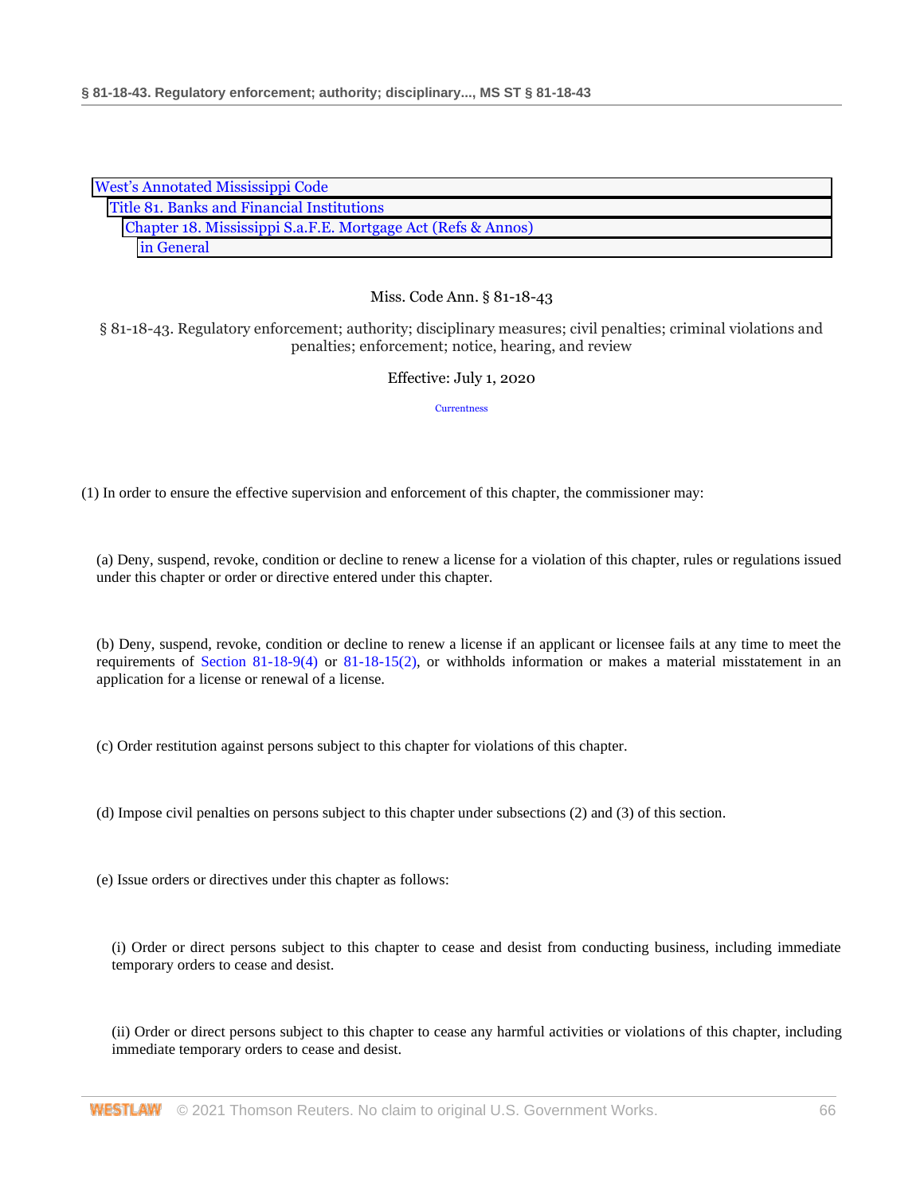West's Annotated Mississippi Code
Title 81. Banks and Financial Institutions
Chapter 18. Mississippi S.a.F.E. Mortgage Act (Refs & Annos)
in General

Miss. Code Ann. § 81-18-43

§ 81-18-43. Regulatory enforcement; authority; disciplinary measures; civil penalties; criminal violations and penalties; enforcement; notice, hearing, and review

Effective: July 1, 2020

Currentness

(1) In order to ensure the effective supervision and enforcement of this chapter, the commissioner may:

(a) Deny, suspend, revoke, condition or decline to renew a license for a violation of this chapter, rules or regulations issued under this chapter or order or directive entered under this chapter.

(b) Deny, suspend, revoke, condition or decline to renew a license if an applicant or licensee fails at any time to meet the requirements of Section 81-18-9(4) or 81-18-15(2), or withholds information or makes a material misstatement in an application for a license or renewal of a license.

(c) Order restitution against persons subject to this chapter for violations of this chapter.

(d) Impose civil penalties on persons subject to this chapter under subsections (2) and (3) of this section.

(e) Issue orders or directives under this chapter as follows:

(i) Order or direct persons subject to this chapter to cease and desist from conducting business, including immediate temporary orders to cease and desist.

(ii) Order or direct persons subject to this chapter to cease any harmful activities or violations of this chapter, including immediate temporary orders to cease and desist.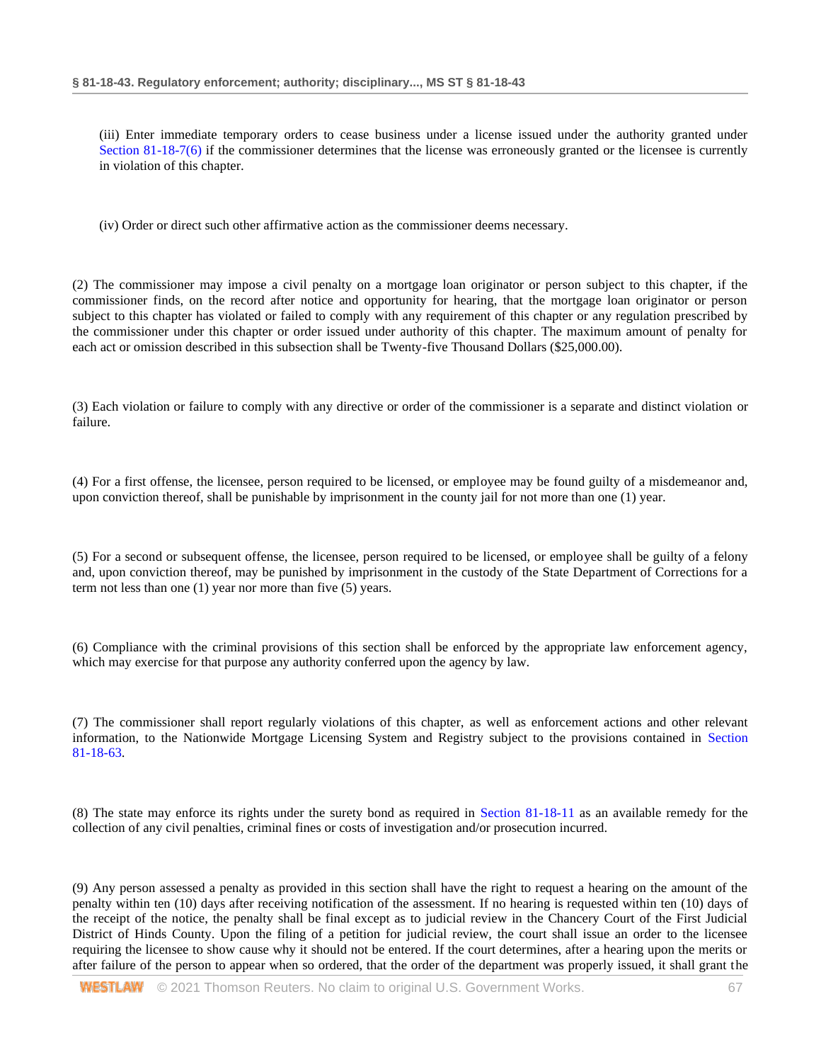(iii) Enter immediate temporary orders to cease business under a license issued under the authority granted under Section 81-18-7(6) if the commissioner determines that the license was erroneously granted or the licensee is currently in violation of this chapter.

(iv) Order or direct such other affirmative action as the commissioner deems necessary.

(2) The commissioner may impose a civil penalty on a mortgage loan originator or person subject to this chapter, if the commissioner finds, on the record after notice and opportunity for hearing, that the mortgage loan originator or person subject to this chapter has violated or failed to comply with any requirement of this chapter or any regulation prescribed by the commissioner under this chapter or order issued under authority of this chapter. The maximum amount of penalty for each act or omission described in this subsection shall be Twenty-five Thousand Dollars ($25,000.00).

(3) Each violation or failure to comply with any directive or order of the commissioner is a separate and distinct violation or failure.

(4) For a first offense, the licensee, person required to be licensed, or employee may be found guilty of a misdemeanor and, upon conviction thereof, shall be punishable by imprisonment in the county jail for not more than one (1) year.

(5) For a second or subsequent offense, the licensee, person required to be licensed, or employee shall be guilty of a felony and, upon conviction thereof, may be punished by imprisonment in the custody of the State Department of Corrections for a term not less than one (1) year nor more than five (5) years.

(6) Compliance with the criminal provisions of this section shall be enforced by the appropriate law enforcement agency, which may exercise for that purpose any authority conferred upon the agency by law.

(7) The commissioner shall report regularly violations of this chapter, as well as enforcement actions and other relevant information, to the Nationwide Mortgage Licensing System and Registry subject to the provisions contained in Section 81-18-63.

(8) The state may enforce its rights under the surety bond as required in Section 81-18-11 as an available remedy for the collection of any civil penalties, criminal fines or costs of investigation and/or prosecution incurred.

(9) Any person assessed a penalty as provided in this section shall have the right to request a hearing on the amount of the penalty within ten (10) days after receiving notification of the assessment. If no hearing is requested within ten (10) days of the receipt of the notice, the penalty shall be final except as to judicial review in the Chancery Court of the First Judicial District of Hinds County. Upon the filing of a petition for judicial review, the court shall issue an order to the licensee requiring the licensee to show cause why it should not be entered. If the court determines, after a hearing upon the merits or after failure of the person to appear when so ordered, that the order of the department was properly issued, it shall grant the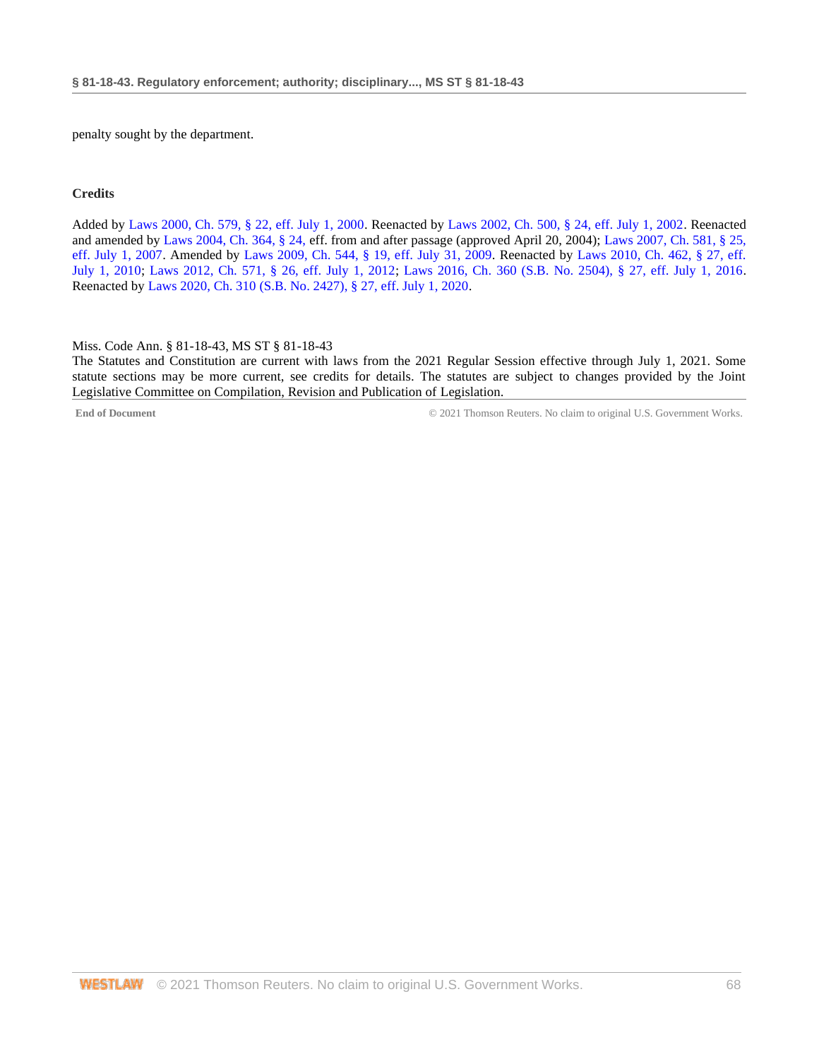penalty sought by the department.

**Credits**

Added by Laws 2000, Ch. 579, § 22, eff. July 1, 2000. Reenacted by Laws 2002, Ch. 500, § 24, eff. July 1, 2002. Reenacted and amended by Laws 2004, Ch. 364, § 24, eff. from and after passage (approved April 20, 2004); Laws 2007, Ch. 581, § 25, eff. July 1, 2007. Amended by Laws 2009, Ch. 544, § 19, eff. July 31, 2009. Reenacted by Laws 2010, Ch. 462, § 27, eff. July 1, 2010; Laws 2012, Ch. 571, § 26, eff. July 1, 2012; Laws 2016, Ch. 360 (S.B. No. 2504), § 27, eff. July 1, 2016. Reenacted by Laws 2020, Ch. 310 (S.B. No. 2427), § 27, eff. July 1, 2020.

Miss. Code Ann. § 81-18-43, MS ST § 81-18-43
The Statutes and Constitution are current with laws from the 2021 Regular Session effective through July 1, 2021. Some statute sections may be more current, see credits for details. The statutes are subject to changes provided by the Joint Legislative Committee on Compilation, Revision and Publication of Legislation.

**End of Document** © 2021 Thomson Reuters. No claim to original U.S. Government Works.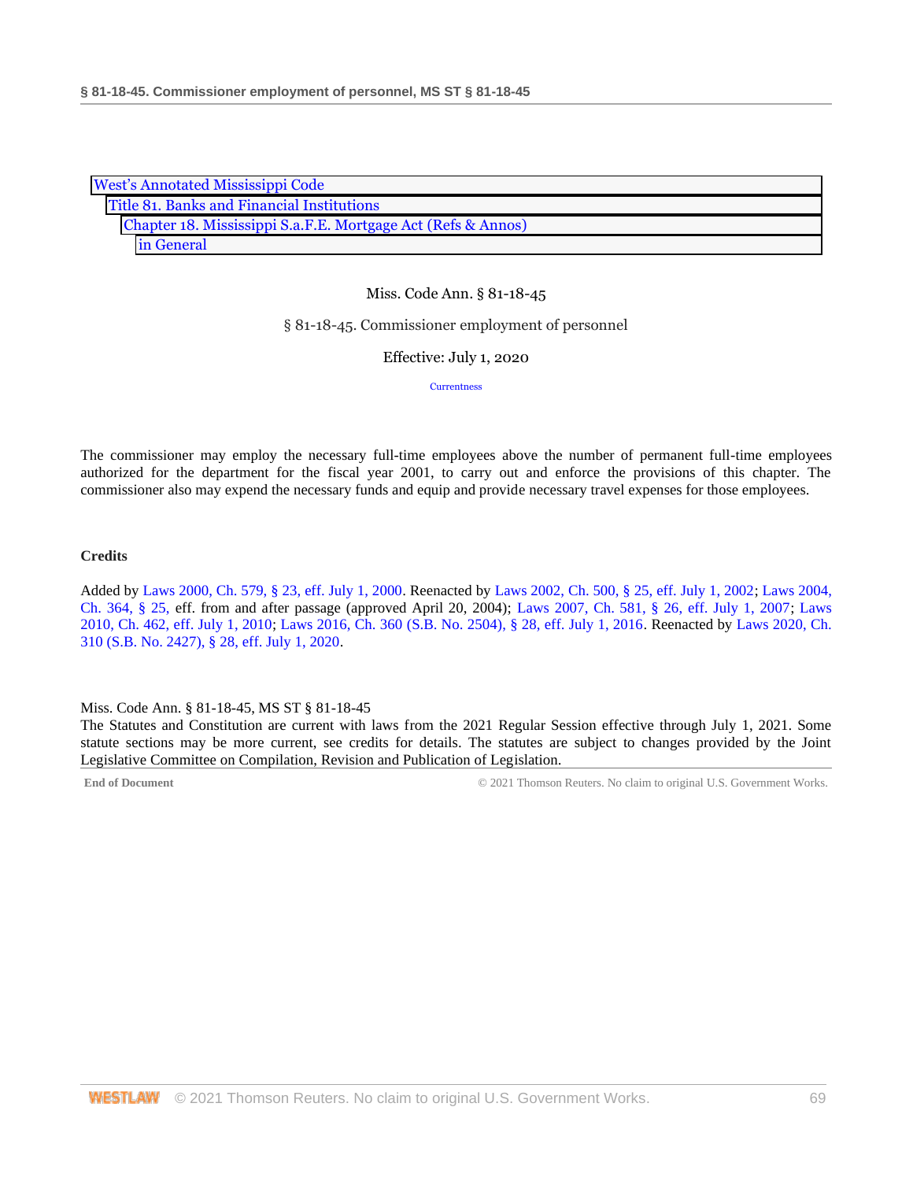West's Annotated Mississippi Code
Title 81. Banks and Financial Institutions
Chapter 18. Mississippi S.a.F.E. Mortgage Act (Refs & Annos)
in General

Miss. Code Ann. § 81-18-45

§ 81-18-45. Commissioner employment of personnel

Effective: July 1, 2020

Currentness

The commissioner may employ the necessary full-time employees above the number of permanent full-time employees authorized for the department for the fiscal year 2001, to carry out and enforce the provisions of this chapter. The commissioner also may expend the necessary funds and equip and provide necessary travel expenses for those employees.

**Credits**

Added by Laws 2000, Ch. 579, § 23, eff. July 1, 2000. Reenacted by Laws 2002, Ch. 500, § 25, eff. July 1, 2002; Laws 2004, Ch. 364, § 25, eff. from and after passage (approved April 20, 2004); Laws 2007, Ch. 581, § 26, eff. July 1, 2007; Laws 2010, Ch. 462, eff. July 1, 2010; Laws 2016, Ch. 360 (S.B. No. 2504), § 28, eff. July 1, 2016. Reenacted by Laws 2020, Ch. 310 (S.B. No. 2427), § 28, eff. July 1, 2020.

Miss. Code Ann. § 81-18-45, MS ST § 81-18-45
The Statutes and Constitution are current with laws from the 2021 Regular Session effective through July 1, 2021. Some statute sections may be more current, see credits for details. The statutes are subject to changes provided by the Joint Legislative Committee on Compilation, Revision and Publication of Legislation.

End of Document © 2021 Thomson Reuters. No claim to original U.S. Government Works.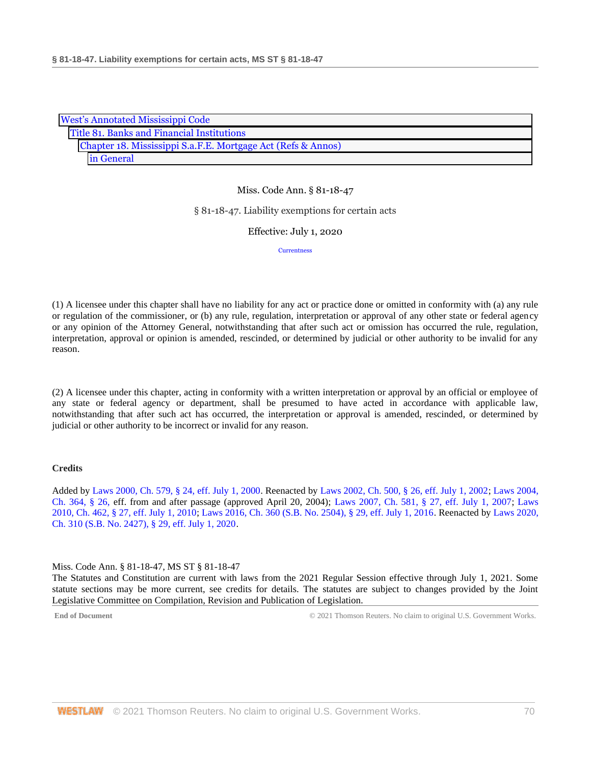West's Annotated Mississippi Code
Title 81. Banks and Financial Institutions
Chapter 18. Mississippi S.a.F.E. Mortgage Act (Refs & Annos)
in General

Miss. Code Ann. § 81-18-47

§ 81-18-47. Liability exemptions for certain acts

Effective: July 1, 2020

Currentness

(1) A licensee under this chapter shall have no liability for any act or practice done or omitted in conformity with (a) any rule or regulation of the commissioner, or (b) any rule, regulation, interpretation or approval of any other state or federal agency or any opinion of the Attorney General, notwithstanding that after such act or omission has occurred the rule, regulation, interpretation, approval or opinion is amended, rescinded, or determined by judicial or other authority to be invalid for any reason.

(2) A licensee under this chapter, acting in conformity with a written interpretation or approval by an official or employee of any state or federal agency or department, shall be presumed to have acted in accordance with applicable law, notwithstanding that after such act has occurred, the interpretation or approval is amended, rescinded, or determined by judicial or other authority to be incorrect or invalid for any reason.

**Credits**

Added by Laws 2000, Ch. 579, § 24, eff. July 1, 2000. Reenacted by Laws 2002, Ch. 500, § 26, eff. July 1, 2002; Laws 2004, Ch. 364, § 26, eff. from and after passage (approved April 20, 2004); Laws 2007, Ch. 581, § 27, eff. July 1, 2007; Laws 2010, Ch. 462, § 27, eff. July 1, 2010; Laws 2016, Ch. 360 (S.B. No. 2504), § 29, eff. July 1, 2016. Reenacted by Laws 2020, Ch. 310 (S.B. No. 2427), § 29, eff. July 1, 2020.

Miss. Code Ann. § 81-18-47, MS ST § 81-18-47
The Statutes and Constitution are current with laws from the 2021 Regular Session effective through July 1, 2021. Some statute sections may be more current, see credits for details. The statutes are subject to changes provided by the Joint Legislative Committee on Compilation, Revision and Publication of Legislation.

End of Document © 2021 Thomson Reuters. No claim to original U.S. Government Works.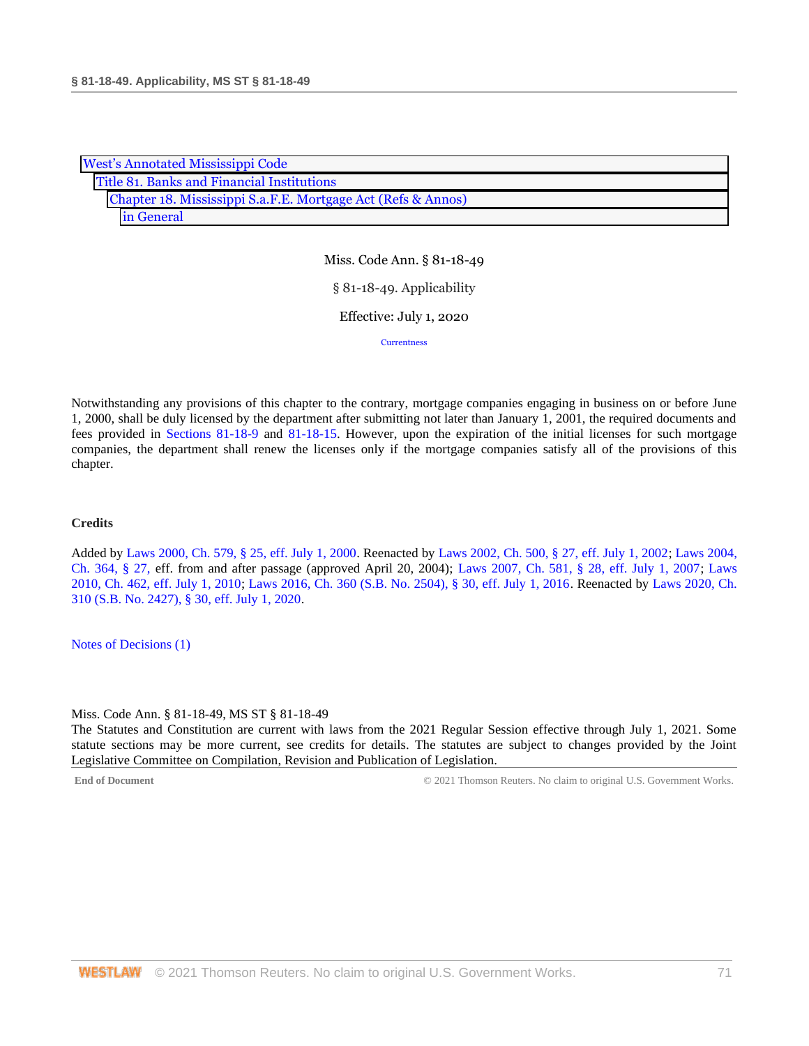West's Annotated Mississippi Code
Title 81. Banks and Financial Institutions
Chapter 18. Mississippi S.a.F.E. Mortgage Act (Refs & Annos)
in General

Miss. Code Ann. § 81-18-49

§ 81-18-49. Applicability

Effective: July 1, 2020

Currentness

Notwithstanding any provisions of this chapter to the contrary, mortgage companies engaging in business on or before June 1, 2000, shall be duly licensed by the department after submitting not later than January 1, 2001, the required documents and fees provided in Sections 81-18-9 and 81-18-15. However, upon the expiration of the initial licenses for such mortgage companies, the department shall renew the licenses only if the mortgage companies satisfy all of the provisions of this chapter.

## Credits

Added by Laws 2000, Ch. 579, § 25, eff. July 1, 2000. Reenacted by Laws 2002, Ch. 500, § 27, eff. July 1, 2002; Laws 2004, Ch. 364, § 27, eff. from and after passage (approved April 20, 2004); Laws 2007, Ch. 581, § 28, eff. July 1, 2007; Laws 2010, Ch. 462, eff. July 1, 2010; Laws 2016, Ch. 360 (S.B. No. 2504), § 30, eff. July 1, 2016. Reenacted by Laws 2020, Ch. 310 (S.B. No. 2427), § 30, eff. July 1, 2020.

Notes of Decisions (1)

Miss. Code Ann. § 81-18-49, MS ST § 81-18-49
The Statutes and Constitution are current with laws from the 2021 Regular Session effective through July 1, 2021. Some statute sections may be more current, see credits for details. The statutes are subject to changes provided by the Joint Legislative Committee on Compilation, Revision and Publication of Legislation.

End of Document © 2021 Thomson Reuters. No claim to original U.S. Government Works.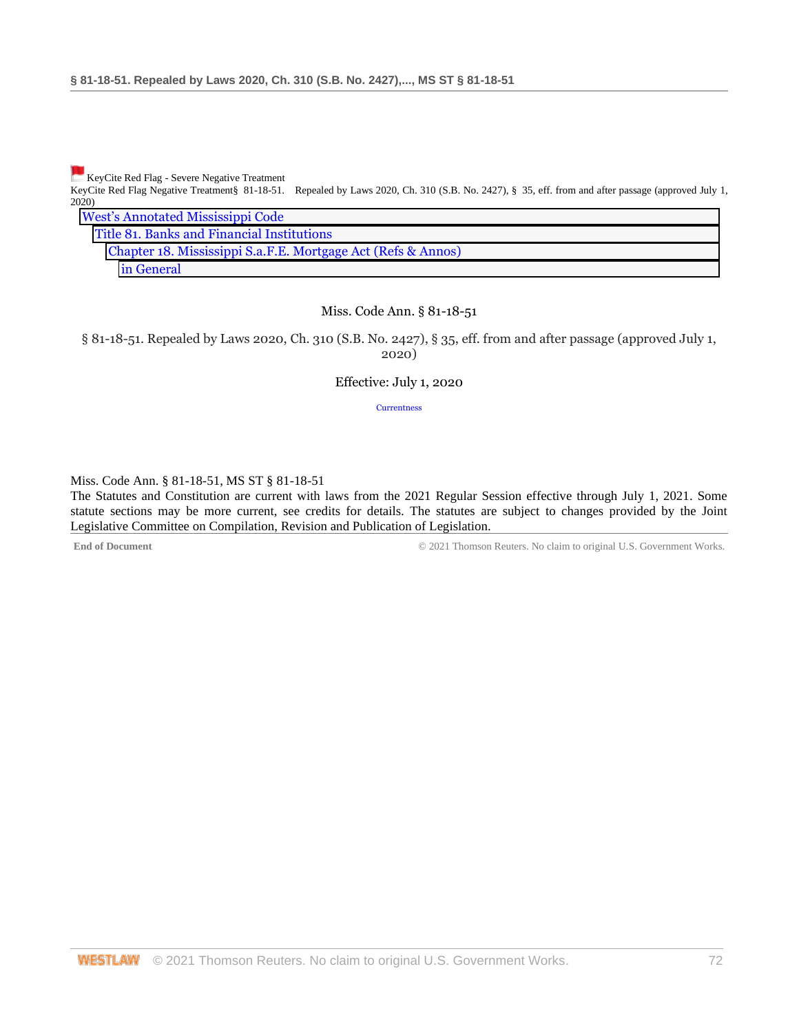KeyCite Red Flag - Severe Negative Treatment

KeyCite Red Flag Negative Treatment§ 81-18-51. Repealed by Laws 2020, Ch. 310 (S.B. No. 2427), § 35, eff. from and after passage (approved July 1, 2020)

West's Annotated Mississippi Code
Title 81. Banks and Financial Institutions
Chapter 18. Mississippi S.a.F.E. Mortgage Act (Refs & Annos)
in General

Miss. Code Ann. § 81-18-51

§ 81-18-51. Repealed by Laws 2020, Ch. 310 (S.B. No. 2427), § 35, eff. from and after passage (approved July 1, 2020)

Effective: July 1, 2020

Currentness

Miss. Code Ann. § 81-18-51, MS ST § 81-18-51

The Statutes and Constitution are current with laws from the 2021 Regular Session effective through July 1, 2021. Some statute sections may be more current, see credits for details. The statutes are subject to changes provided by the Joint Legislative Committee on Compilation, Revision and Publication of Legislation.

**End of Document** © 2021 Thomson Reuters. No claim to original U.S. Government Works.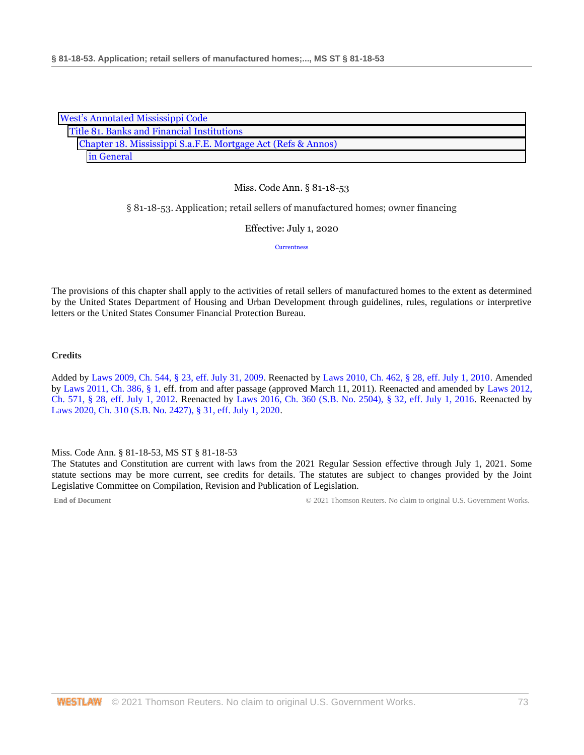West's Annotated Mississippi Code
Title 81. Banks and Financial Institutions
Chapter 18. Mississippi S.a.F.E. Mortgage Act (Refs & Annos)
in General

Miss. Code Ann. § 81-18-53

§ 81-18-53. Application; retail sellers of manufactured homes; owner financing

Effective: July 1, 2020

Currentness

The provisions of this chapter shall apply to the activities of retail sellers of manufactured homes to the extent as determined by the United States Department of Housing and Urban Development through guidelines, rules, regulations or interpretive letters or the United States Consumer Financial Protection Bureau.

**Credits**

Added by Laws 2009, Ch. 544, § 23, eff. July 31, 2009. Reenacted by Laws 2010, Ch. 462, § 28, eff. July 1, 2010. Amended by Laws 2011, Ch. 386, § 1, eff. from and after passage (approved March 11, 2011). Reenacted and amended by Laws 2012, Ch. 571, § 28, eff. July 1, 2012. Reenacted by Laws 2016, Ch. 360 (S.B. No. 2504), § 32, eff. July 1, 2016. Reenacted by Laws 2020, Ch. 310 (S.B. No. 2427), § 31, eff. July 1, 2020.

Miss. Code Ann. § 81-18-53, MS ST § 81-18-53
The Statutes and Constitution are current with laws from the 2021 Regular Session effective through July 1, 2021. Some statute sections may be more current, see credits for details. The statutes are subject to changes provided by the Joint Legislative Committee on Compilation, Revision and Publication of Legislation.

End of Document © 2021 Thomson Reuters. No claim to original U.S. Government Works.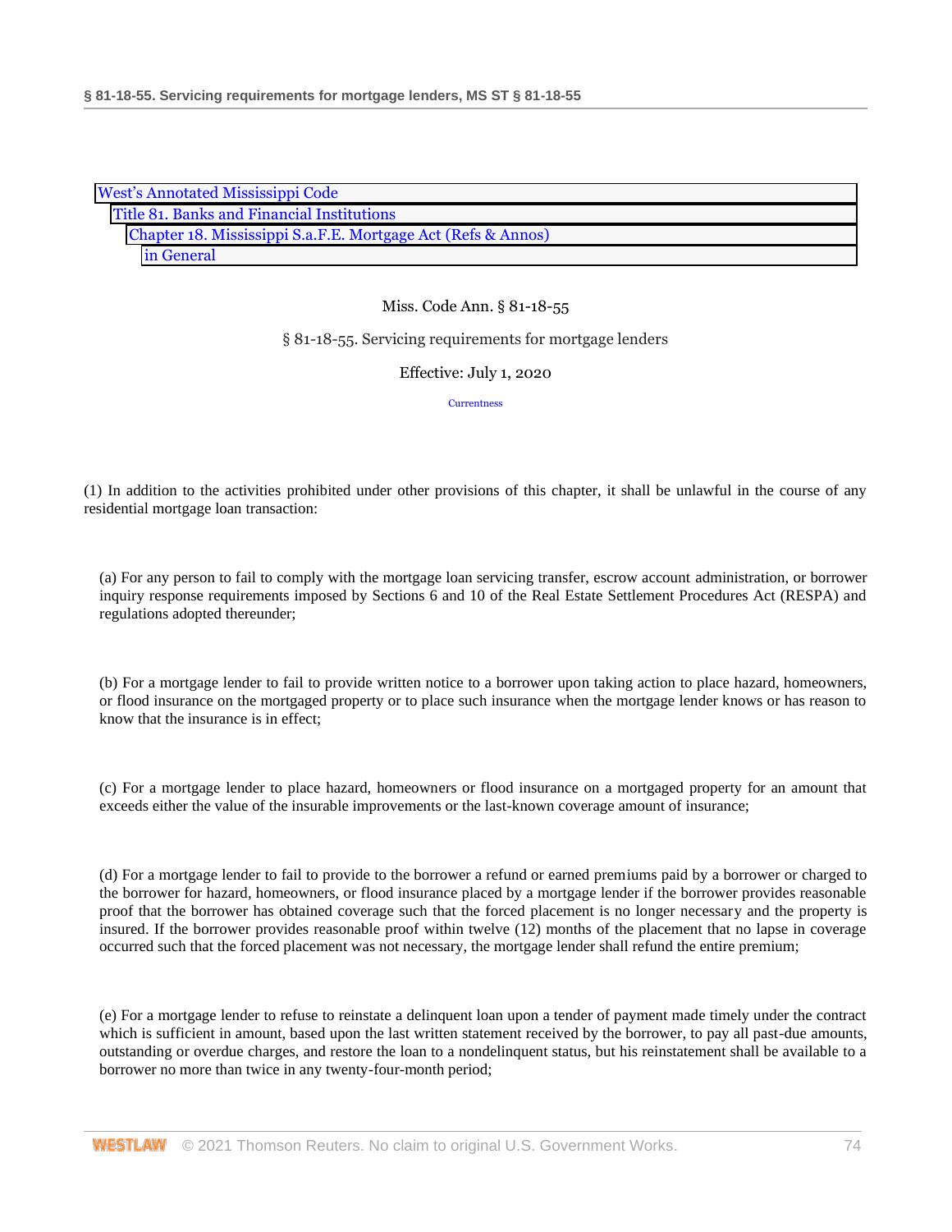West's Annotated Mississippi Code
Title 81. Banks and Financial Institutions
Chapter 18. Mississippi S.a.F.E. Mortgage Act (Refs & Annos)
in General

Miss. Code Ann. § 81-18-55

§ 81-18-55. Servicing requirements for mortgage lenders

Effective: July 1, 2020

Currentness

(1) In addition to the activities prohibited under other provisions of this chapter, it shall be unlawful in the course of any residential mortgage loan transaction:

(a) For any person to fail to comply with the mortgage loan servicing transfer, escrow account administration, or borrower inquiry response requirements imposed by Sections 6 and 10 of the Real Estate Settlement Procedures Act (RESPA) and regulations adopted thereunder;

(b) For a mortgage lender to fail to provide written notice to a borrower upon taking action to place hazard, homeowners, or flood insurance on the mortgaged property or to place such insurance when the mortgage lender knows or has reason to know that the insurance is in effect;

(c) For a mortgage lender to place hazard, homeowners or flood insurance on a mortgaged property for an amount that exceeds either the value of the insurable improvements or the last-known coverage amount of insurance;

(d) For a mortgage lender to fail to provide to the borrower a refund or earned premiums paid by a borrower or charged to the borrower for hazard, homeowners, or flood insurance placed by a mortgage lender if the borrower provides reasonable proof that the borrower has obtained coverage such that the forced placement is no longer necessary and the property is insured. If the borrower provides reasonable proof within twelve (12) months of the placement that no lapse in coverage occurred such that the forced placement was not necessary, the mortgage lender shall refund the entire premium;

(e) For a mortgage lender to refuse to reinstate a delinquent loan upon a tender of payment made timely under the contract which is sufficient in amount, based upon the last written statement received by the borrower, to pay all past-due amounts, outstanding or overdue charges, and restore the loan to a nondelinquent status, but his reinstatement shall be available to a borrower no more than twice in any twenty-four-month period;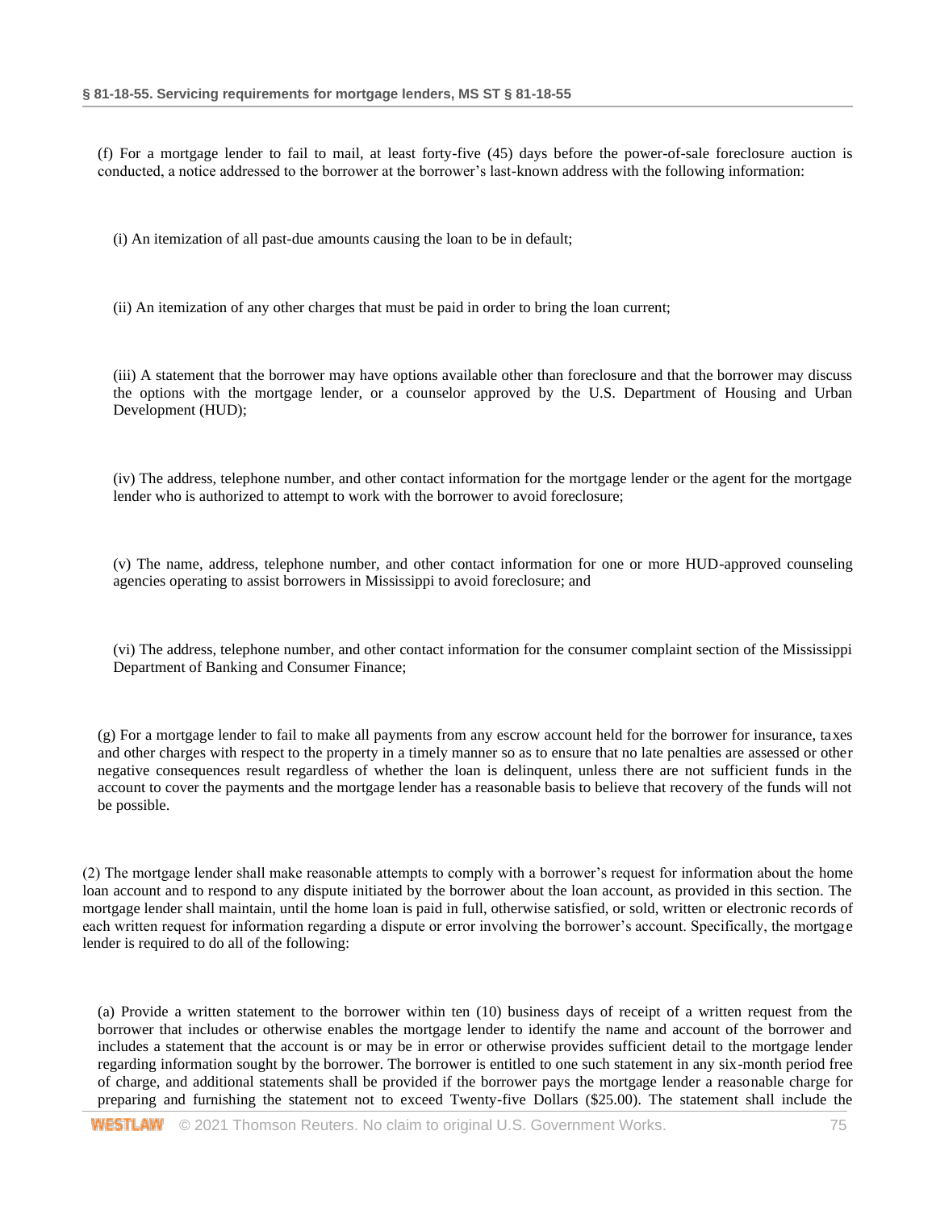(f) For a mortgage lender to fail to mail, at least forty-five (45) days before the power-of-sale foreclosure auction is conducted, a notice addressed to the borrower at the borrower's last-known address with the following information:

(i) An itemization of all past-due amounts causing the loan to be in default;

(ii) An itemization of any other charges that must be paid in order to bring the loan current;

(iii) A statement that the borrower may have options available other than foreclosure and that the borrower may discuss the options with the mortgage lender, or a counselor approved by the U.S. Department of Housing and Urban Development (HUD);

(iv) The address, telephone number, and other contact information for the mortgage lender or the agent for the mortgage lender who is authorized to attempt to work with the borrower to avoid foreclosure;

(v) The name, address, telephone number, and other contact information for one or more HUD-approved counseling agencies operating to assist borrowers in Mississippi to avoid foreclosure; and

(vi) The address, telephone number, and other contact information for the consumer complaint section of the Mississippi Department of Banking and Consumer Finance;

(g) For a mortgage lender to fail to make all payments from any escrow account held for the borrower for insurance, taxes and other charges with respect to the property in a timely manner so as to ensure that no late penalties are assessed or other negative consequences result regardless of whether the loan is delinquent, unless there are not sufficient funds in the account to cover the payments and the mortgage lender has a reasonable basis to believe that recovery of the funds will not be possible.

(2) The mortgage lender shall make reasonable attempts to comply with a borrower's request for information about the home loan account and to respond to any dispute initiated by the borrower about the loan account, as provided in this section. The mortgage lender shall maintain, until the home loan is paid in full, otherwise satisfied, or sold, written or electronic records of each written request for information regarding a dispute or error involving the borrower's account. Specifically, the mortgage lender is required to do all of the following:

(a) Provide a written statement to the borrower within ten (10) business days of receipt of a written request from the borrower that includes or otherwise enables the mortgage lender to identify the name and account of the borrower and includes a statement that the account is or may be in error or otherwise provides sufficient detail to the mortgage lender regarding information sought by the borrower. The borrower is entitled to one such statement in any six-month period free of charge, and additional statements shall be provided if the borrower pays the mortgage lender a reasonable charge for preparing and furnishing the statement not to exceed Twenty-five Dollars ($25.00). The statement shall include the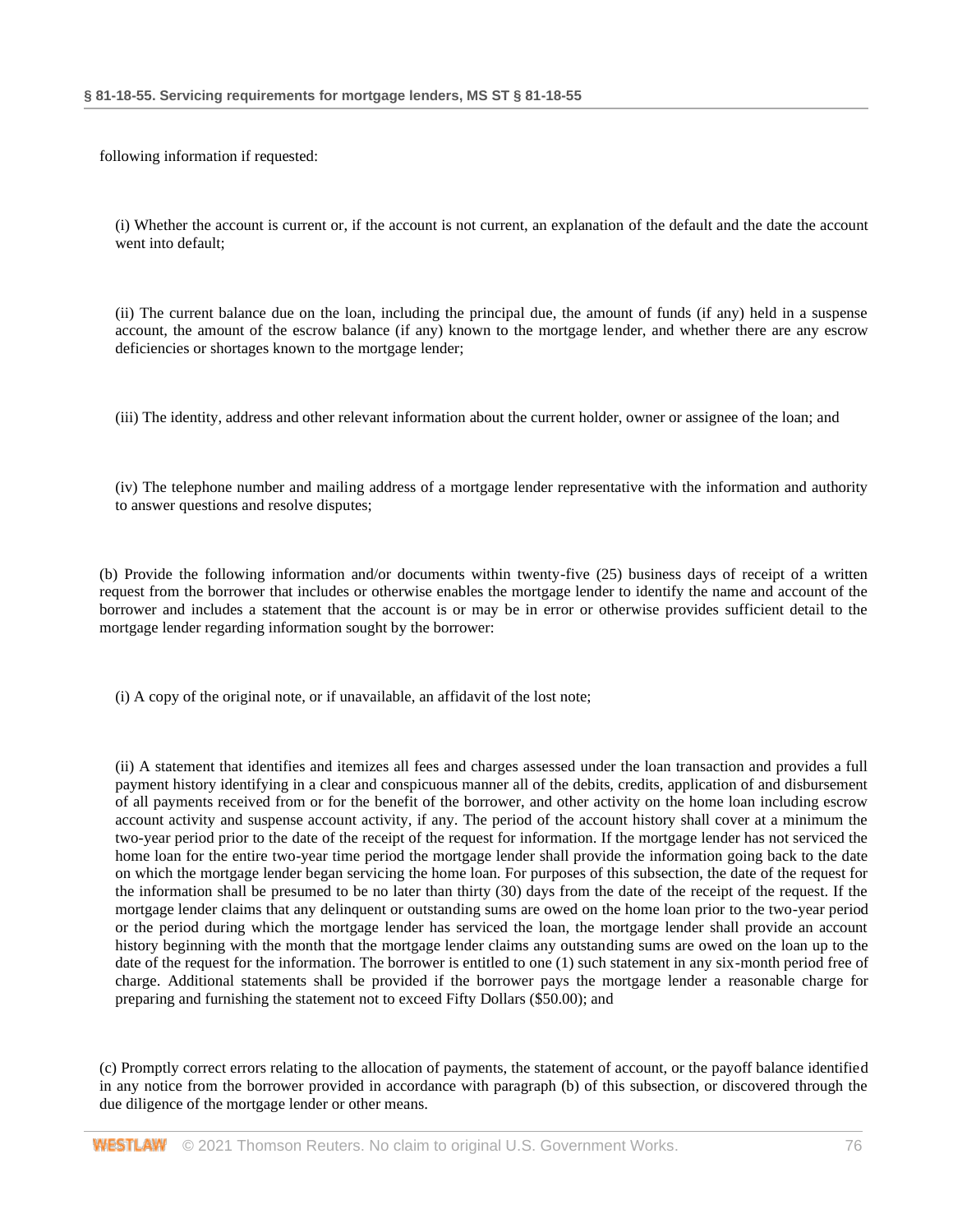following information if requested:

(i) Whether the account is current or, if the account is not current, an explanation of the default and the date the account went into default;

(ii) The current balance due on the loan, including the principal due, the amount of funds (if any) held in a suspense account, the amount of the escrow balance (if any) known to the mortgage lender, and whether there are any escrow deficiencies or shortages known to the mortgage lender;

(iii) The identity, address and other relevant information about the current holder, owner or assignee of the loan; and

(iv) The telephone number and mailing address of a mortgage lender representative with the information and authority to answer questions and resolve disputes;

(b) Provide the following information and/or documents within twenty-five (25) business days of receipt of a written request from the borrower that includes or otherwise enables the mortgage lender to identify the name and account of the borrower and includes a statement that the account is or may be in error or otherwise provides sufficient detail to the mortgage lender regarding information sought by the borrower:

(i) A copy of the original note, or if unavailable, an affidavit of the lost note;

(ii) A statement that identifies and itemizes all fees and charges assessed under the loan transaction and provides a full payment history identifying in a clear and conspicuous manner all of the debits, credits, application of and disbursement of all payments received from or for the benefit of the borrower, and other activity on the home loan including escrow account activity and suspense account activity, if any. The period of the account history shall cover at a minimum the two-year period prior to the date of the receipt of the request for information. If the mortgage lender has not serviced the home loan for the entire two-year time period the mortgage lender shall provide the information going back to the date on which the mortgage lender began servicing the home loan. For purposes of this subsection, the date of the request for the information shall be presumed to be no later than thirty (30) days from the date of the receipt of the request. If the mortgage lender claims that any delinquent or outstanding sums are owed on the home loan prior to the two-year period or the period during which the mortgage lender has serviced the loan, the mortgage lender shall provide an account history beginning with the month that the mortgage lender claims any outstanding sums are owed on the loan up to the date of the request for the information. The borrower is entitled to one (1) such statement in any six-month period free of charge. Additional statements shall be provided if the borrower pays the mortgage lender a reasonable charge for preparing and furnishing the statement not to exceed Fifty Dollars ($50.00); and

(c) Promptly correct errors relating to the allocation of payments, the statement of account, or the payoff balance identified in any notice from the borrower provided in accordance with paragraph (b) of this subsection, or discovered through the due diligence of the mortgage lender or other means.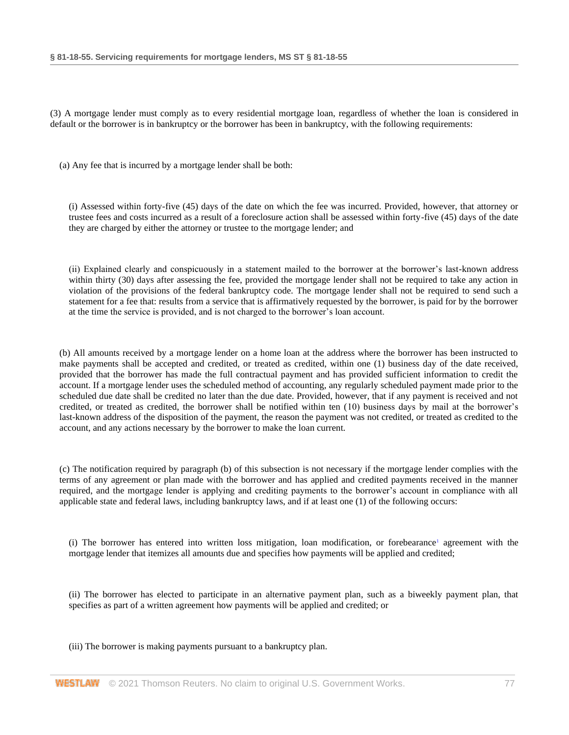(3) A mortgage lender must comply as to every residential mortgage loan, regardless of whether the loan is considered in default or the borrower is in bankruptcy or the borrower has been in bankruptcy, with the following requirements:

(a) Any fee that is incurred by a mortgage lender shall be both:

(i) Assessed within forty-five (45) days of the date on which the fee was incurred. Provided, however, that attorney or trustee fees and costs incurred as a result of a foreclosure action shall be assessed within forty-five (45) days of the date they are charged by either the attorney or trustee to the mortgage lender; and

(ii) Explained clearly and conspicuously in a statement mailed to the borrower at the borrower's last-known address within thirty (30) days after assessing the fee, provided the mortgage lender shall not be required to take any action in violation of the provisions of the federal bankruptcy code. The mortgage lender shall not be required to send such a statement for a fee that: results from a service that is affirmatively requested by the borrower, is paid for by the borrower at the time the service is provided, and is not charged to the borrower's loan account.

(b) All amounts received by a mortgage lender on a home loan at the address where the borrower has been instructed to make payments shall be accepted and credited, or treated as credited, within one (1) business day of the date received, provided that the borrower has made the full contractual payment and has provided sufficient information to credit the account. If a mortgage lender uses the scheduled method of accounting, any regularly scheduled payment made prior to the scheduled due date shall be credited no later than the due date. Provided, however, that if any payment is received and not credited, or treated as credited, the borrower shall be notified within ten (10) business days by mail at the borrower's last-known address of the disposition of the payment, the reason the payment was not credited, or treated as credited to the account, and any actions necessary by the borrower to make the loan current.

(c) The notification required by paragraph (b) of this subsection is not necessary if the mortgage lender complies with the terms of any agreement or plan made with the borrower and has applied and credited payments received in the manner required, and the mortgage lender is applying and crediting payments to the borrower's account in compliance with all applicable state and federal laws, including bankruptcy laws, and if at least one (1) of the following occurs:

(i) The borrower has entered into written loss mitigation, loan modification, or forebearance[1] agreement with the mortgage lender that itemizes all amounts due and specifies how payments will be applied and credited;

(ii) The borrower has elected to participate in an alternative payment plan, such as a biweekly payment plan, that specifies as part of a written agreement how payments will be applied and credited; or

(iii) The borrower is making payments pursuant to a bankruptcy plan.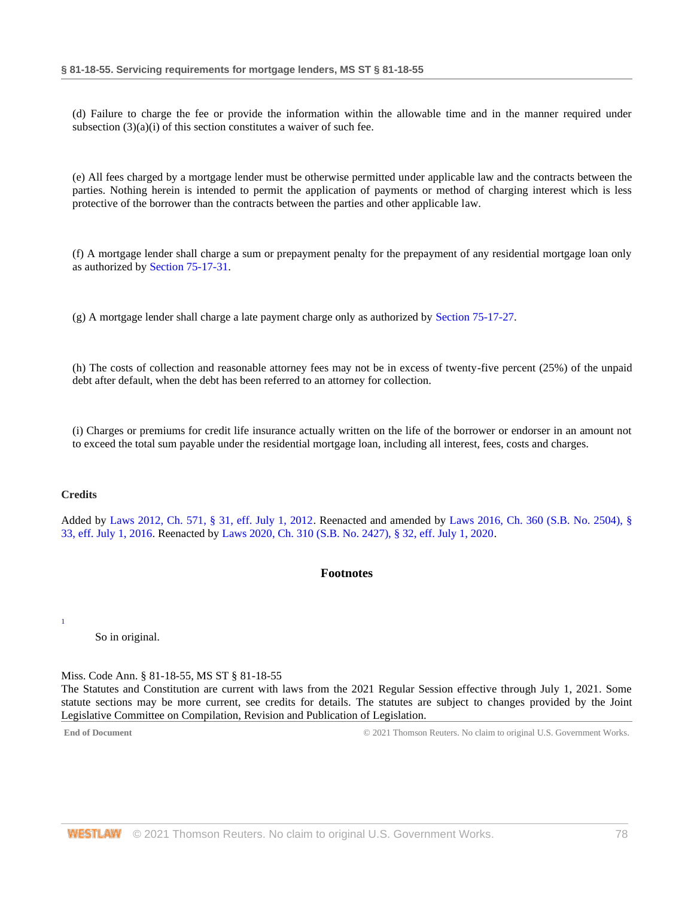(d) Failure to charge the fee or provide the information within the allowable time and in the manner required under subsection (3)(a)(i) of this section constitutes a waiver of such fee.

(e) All fees charged by a mortgage lender must be otherwise permitted under applicable law and the contracts between the parties. Nothing herein is intended to permit the application of payments or method of charging interest which is less protective of the borrower than the contracts between the parties and other applicable law.

(f) A mortgage lender shall charge a sum or prepayment penalty for the prepayment of any residential mortgage loan only as authorized by Section 75-17-31.

(g) A mortgage lender shall charge a late payment charge only as authorized by Section 75-17-27.

(h) The costs of collection and reasonable attorney fees may not be in excess of twenty-five percent (25%) of the unpaid debt after default, when the debt has been referred to an attorney for collection.

(i) Charges or premiums for credit life insurance actually written on the life of the borrower or endorser in an amount not to exceed the total sum payable under the residential mortgage loan, including all interest, fees, costs and charges.

**Credits**

Added by Laws 2012, Ch. 571, § 31, eff. July 1, 2012. Reenacted and amended by Laws 2016, Ch. 360 (S.B. No. 2504), § 33, eff. July 1, 2016. Reenacted by Laws 2020, Ch. 310 (S.B. No. 2427), § 32, eff. July 1, 2020.

## Footnotes

[1] So in original.

Miss. Code Ann. § 81-18-55, MS ST § 81-18-55

The Statutes and Constitution are current with laws from the 2021 Regular Session effective through July 1, 2021. Some statute sections may be more current, see credits for details. The statutes are subject to changes provided by the Joint Legislative Committee on Compilation, Revision and Publication of Legislation.

End of Document © 2021 Thomson Reuters. No claim to original U.S. Government Works.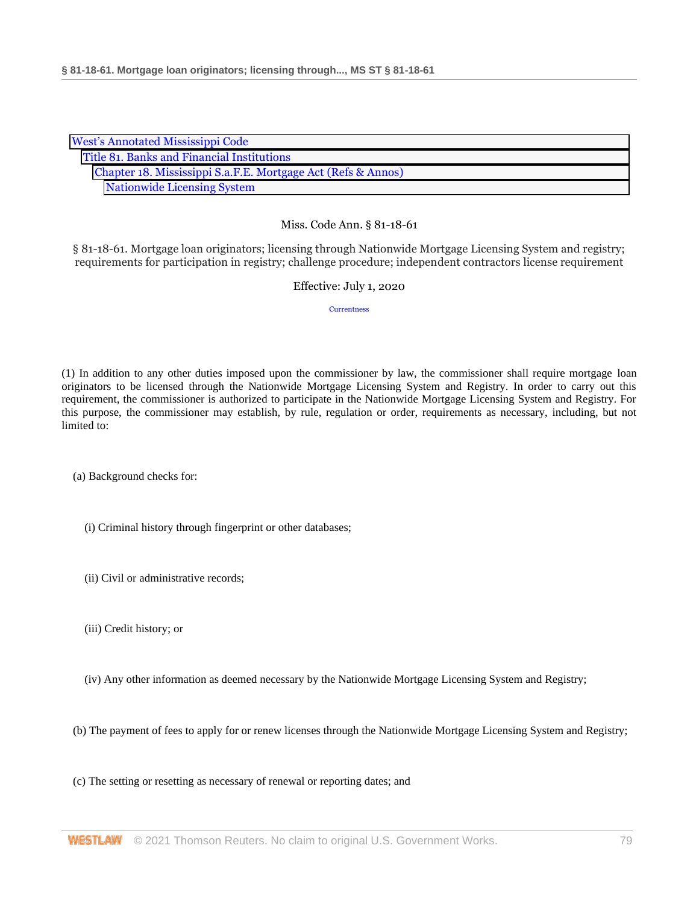West's Annotated Mississippi Code
Title 81. Banks and Financial Institutions
Chapter 18. Mississippi S.a.F.E. Mortgage Act (Refs & Annos)
Nationwide Licensing System

Miss. Code Ann. § 81-18-61

§ 81-18-61. Mortgage loan originators; licensing through Nationwide Mortgage Licensing System and registry; requirements for participation in registry; challenge procedure; independent contractors license requirement

Effective: July 1, 2020

Currentness

(1) In addition to any other duties imposed upon the commissioner by law, the commissioner shall require mortgage loan originators to be licensed through the Nationwide Mortgage Licensing System and Registry. In order to carry out this requirement, the commissioner is authorized to participate in the Nationwide Mortgage Licensing System and Registry. For this purpose, the commissioner may establish, by rule, regulation or order, requirements as necessary, including, but not limited to:

(a) Background checks for:

(i) Criminal history through fingerprint or other databases;

(ii) Civil or administrative records;

(iii) Credit history; or

(iv) Any other information as deemed necessary by the Nationwide Mortgage Licensing System and Registry;

(b) The payment of fees to apply for or renew licenses through the Nationwide Mortgage Licensing System and Registry;

(c) The setting or resetting as necessary of renewal or reporting dates; and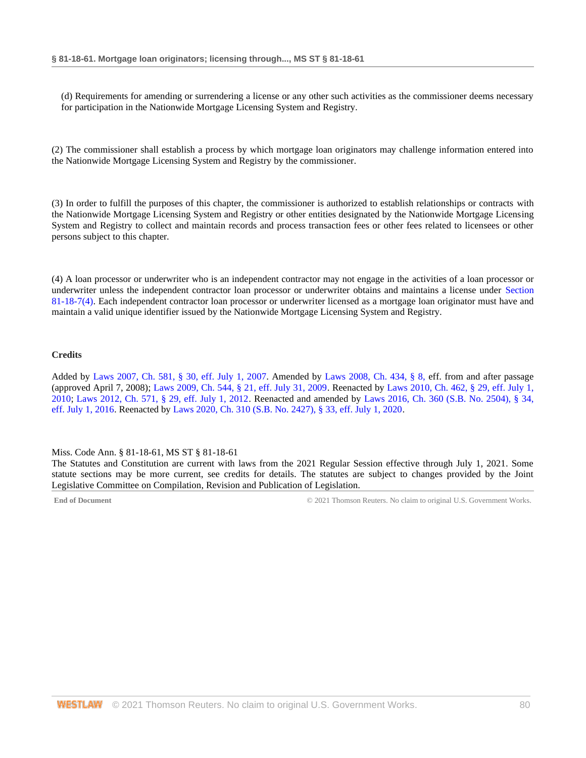(d) Requirements for amending or surrendering a license or any other such activities as the commissioner deems necessary for participation in the Nationwide Mortgage Licensing System and Registry.

(2) The commissioner shall establish a process by which mortgage loan originators may challenge information entered into the Nationwide Mortgage Licensing System and Registry by the commissioner.

(3) In order to fulfill the purposes of this chapter, the commissioner is authorized to establish relationships or contracts with the Nationwide Mortgage Licensing System and Registry or other entities designated by the Nationwide Mortgage Licensing System and Registry to collect and maintain records and process transaction fees or other fees related to licensees or other persons subject to this chapter.

(4) A loan processor or underwriter who is an independent contractor may not engage in the activities of a loan processor or underwriter unless the independent contractor loan processor or underwriter obtains and maintains a license under Section 81-18-7(4). Each independent contractor loan processor or underwriter licensed as a mortgage loan originator must have and maintain a valid unique identifier issued by the Nationwide Mortgage Licensing System and Registry.

**Credits**

Added by Laws 2007, Ch. 581, § 30, eff. July 1, 2007. Amended by Laws 2008, Ch. 434, § 8, eff. from and after passage (approved April 7, 2008); Laws 2009, Ch. 544, § 21, eff. July 31, 2009. Reenacted by Laws 2010, Ch. 462, § 29, eff. July 1, 2010; Laws 2012, Ch. 571, § 29, eff. July 1, 2012. Reenacted and amended by Laws 2016, Ch. 360 (S.B. No. 2504), § 34, eff. July 1, 2016. Reenacted by Laws 2020, Ch. 310 (S.B. No. 2427), § 33, eff. July 1, 2020.

Miss. Code Ann. § 81-18-61, MS ST § 81-18-61
The Statutes and Constitution are current with laws from the 2021 Regular Session effective through July 1, 2021. Some statute sections may be more current, see credits for details. The statutes are subject to changes provided by the Joint Legislative Committee on Compilation, Revision and Publication of Legislation.

**End of Document** © 2021 Thomson Reuters. No claim to original U.S. Government Works.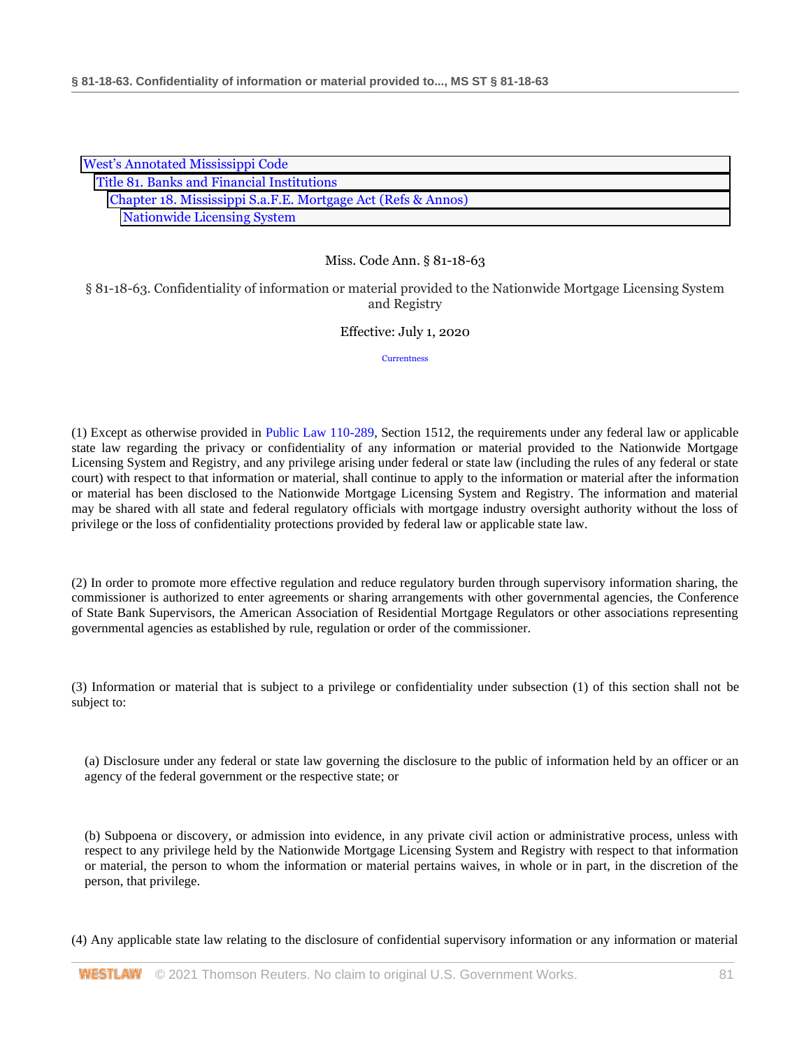West's Annotated Mississippi Code
Title 81. Banks and Financial Institutions
Chapter 18. Mississippi S.a.F.E. Mortgage Act (Refs & Annos)
Nationwide Licensing System

Miss. Code Ann. § 81-18-63

# § 81-18-63. Confidentiality of information or material provided to the Nationwide Mortgage Licensing System and Registry

Effective: July 1, 2020

Currentness

(1) Except as otherwise provided in Public Law 110-289, Section 1512, the requirements under any federal law or applicable state law regarding the privacy or confidentiality of any information or material provided to the Nationwide Mortgage Licensing System and Registry, and any privilege arising under federal or state law (including the rules of any federal or state court) with respect to that information or material, shall continue to apply to the information or material after the information or material has been disclosed to the Nationwide Mortgage Licensing System and Registry. The information and material may be shared with all state and federal regulatory officials with mortgage industry oversight authority without the loss of privilege or the loss of confidentiality protections provided by federal law or applicable state law.

(2) In order to promote more effective regulation and reduce regulatory burden through supervisory information sharing, the commissioner is authorized to enter agreements or sharing arrangements with other governmental agencies, the Conference of State Bank Supervisors, the American Association of Residential Mortgage Regulators or other associations representing governmental agencies as established by rule, regulation or order of the commissioner.

(3) Information or material that is subject to a privilege or confidentiality under subsection (1) of this section shall not be subject to:

(a) Disclosure under any federal or state law governing the disclosure to the public of information held by an officer or an agency of the federal government or the respective state; or

(b) Subpoena or discovery, or admission into evidence, in any private civil action or administrative process, unless with respect to any privilege held by the Nationwide Mortgage Licensing System and Registry with respect to that information or material, the person to whom the information or material pertains waives, in whole or in part, in the discretion of the person, that privilege.

(4) Any applicable state law relating to the disclosure of confidential supervisory information or any information or material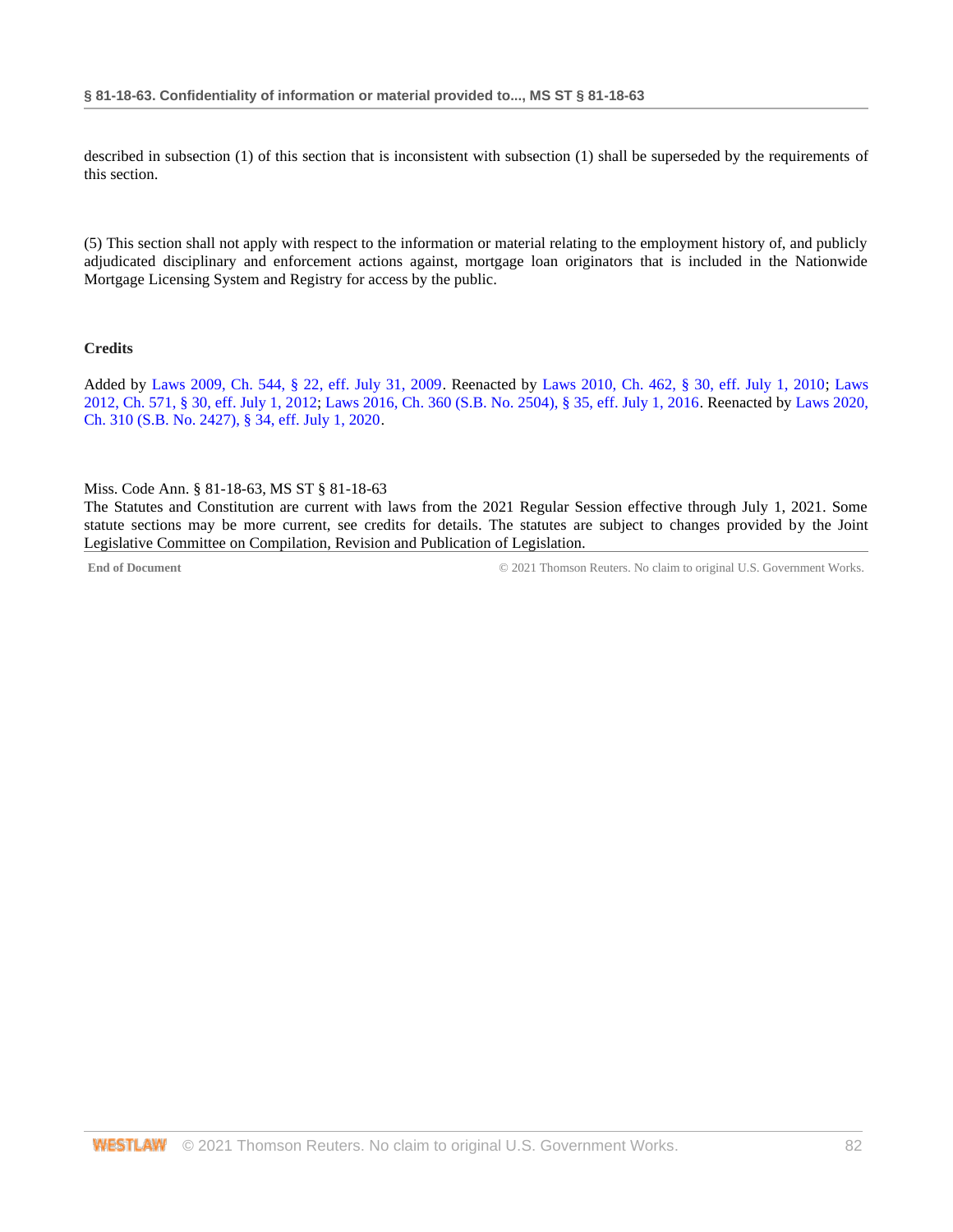described in subsection (1) of this section that is inconsistent with subsection (1) shall be superseded by the requirements of this section.

(5) This section shall not apply with respect to the information or material relating to the employment history of, and publicly adjudicated disciplinary and enforcement actions against, mortgage loan originators that is included in the Nationwide Mortgage Licensing System and Registry for access by the public.

**Credits**

Added by Laws 2009, Ch. 544, § 22, eff. July 31, 2009. Reenacted by Laws 2010, Ch. 462, § 30, eff. July 1, 2010; Laws 2012, Ch. 571, § 30, eff. July 1, 2012; Laws 2016, Ch. 360 (S.B. No. 2504), § 35, eff. July 1, 2016. Reenacted by Laws 2020, Ch. 310 (S.B. No. 2427), § 34, eff. July 1, 2020.

Miss. Code Ann. § 81-18-63, MS ST § 81-18-63

The Statutes and Constitution are current with laws from the 2021 Regular Session effective through July 1, 2021. Some statute sections may be more current, see credits for details. The statutes are subject to changes provided by the Joint Legislative Committee on Compilation, Revision and Publication of Legislation.

**End of Document** © 2021 Thomson Reuters. No claim to original U.S. Government Works.